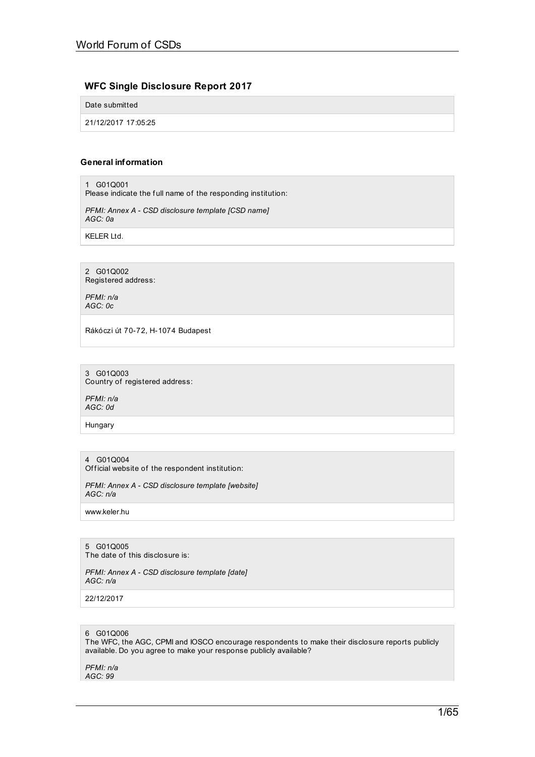## WFC Single Disclosure Report 2017

Date submitted

21/12/2017 17:05:25

### General information

1 G01Q001
Please indicate the full name of the responding institution:

*PFMI: Annex A - CSD disclosure template [CSD name]*
*AGC: 0a*

KELER Ltd.

2 G01Q002
Registered address:

*PFMI: n/a*
*AGC: 0c*

Rákóczi út 70-72, H-1074 Budapest

3 G01Q003
Country of registered address:

*PFMI: n/a*
*AGC: 0d*

Hungary

4 G01Q004
Official website of the respondent institution:

*PFMI: Annex A - CSD disclosure template [website]*
*AGC: n/a*

www.keler.hu

5 G01Q005
The date of this disclosure is:

*PFMI: Annex A - CSD disclosure template [date]*
*AGC: n/a*

22/12/2017

6 G01Q006
The WFC, the AGC, CPMI and IOSCO encourage respondents to make their disclosure reports publicly available. Do you agree to make your response publicly available?

*PFMI: n/a*
*AGC: 99*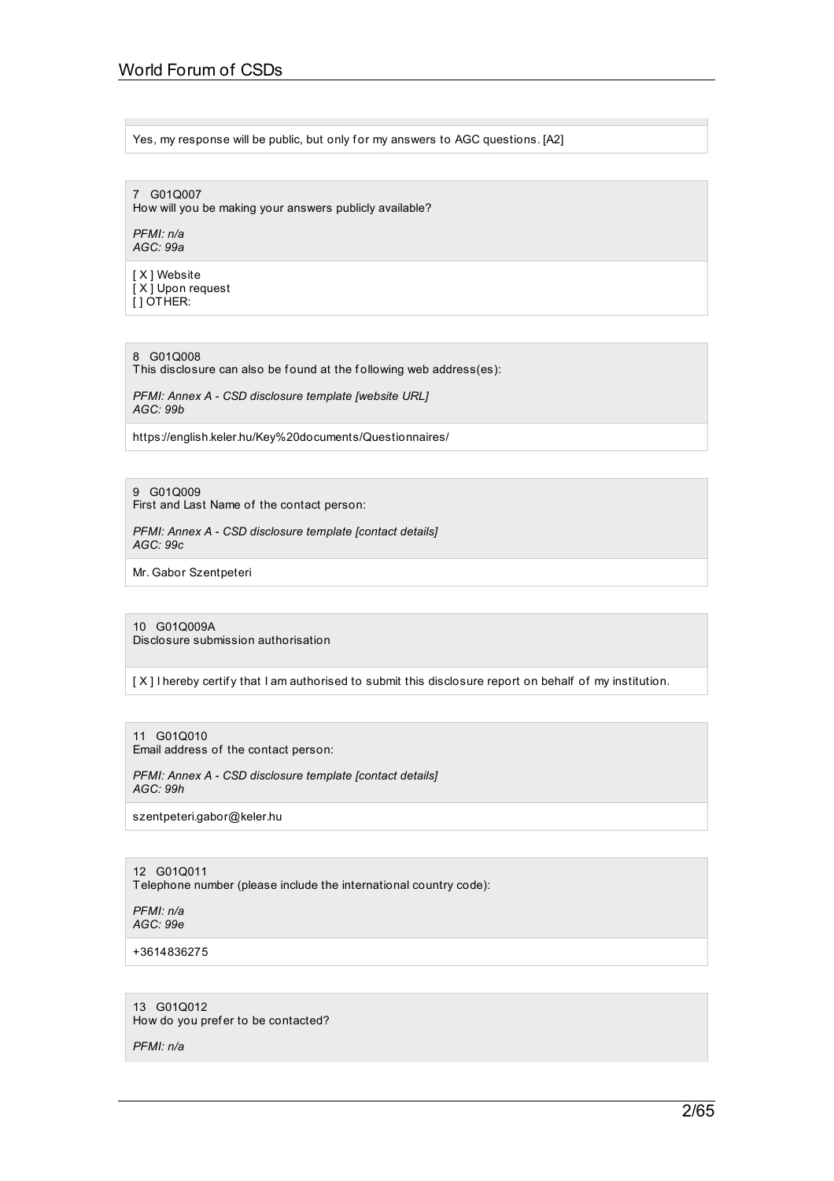Yes, my response will be public, but only for my answers to AGC questions. [A2]

7 G01Q007
How will you be making your answers publicly available?

*PFMI: n/a*
*AGC: 99a*

[ X ] Website
[ X ] Upon request
[ ] OTHER:

8 G01Q008
This disclosure can also be found at the following web address(es):

*PFMI: Annex A - CSD disclosure template [website URL]*
*AGC: 99b*

https://english.keler.hu/Key%20documents/Questionnaires/

9 G01Q009
First and Last Name of the contact person:

*PFMI: Annex A - CSD disclosure template [contact details]*
*AGC: 99c*

Mr. Gabor Szentpeteri

10 G01Q009A
Disclosure submission authorisation

[ X ] I hereby certify that I am authorised to submit this disclosure report on behalf of my institution.

11 G01Q010
Email address of the contact person:

*PFMI: Annex A - CSD disclosure template [contact details]*
*AGC: 99h*

szentpeteri.gabor@keler.hu

12 G01Q011
Telephone number (please include the international country code):

*PFMI: n/a*
*AGC: 99e*

+3614836275

13 G01Q012
How do you prefer to be contacted?

*PFMI: n/a*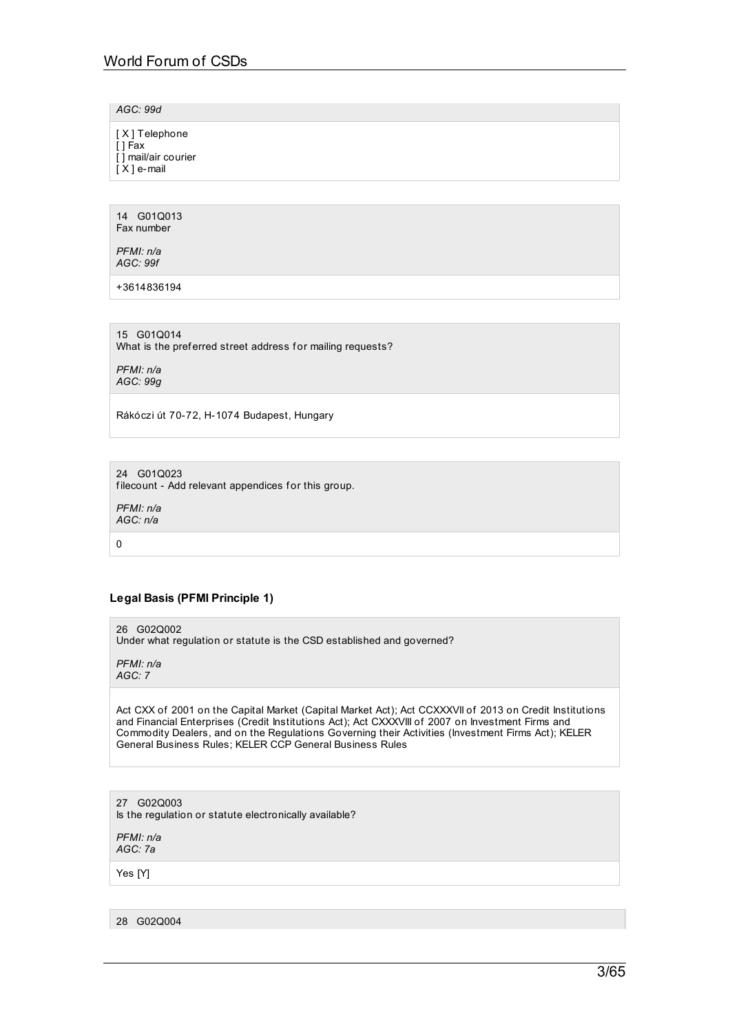*AGC: 99d*

[ X ] Telephone
[ ] Fax
[ ] mail/air courier
[ X ] e-mail

14 G01Q013
Fax number

*PFMI: n/a*
*AGC: 99f*

+3614836194

15 G01Q014
What is the preferred street address for mailing requests?

*PFMI: n/a*
*AGC: 99g*

Rákóczi út 70-72, H-1074 Budapest, Hungary

24 G01Q023
filecount - Add relevant appendices for this group.

*PFMI: n/a*
*AGC: n/a*

0

**Legal Basis (PFMI Principle 1)**

26 G02Q002
Under what regulation or statute is the CSD established and governed?

*PFMI: n/a*
*AGC: 7*

Act CXX of 2001 on the Capital Market (Capital Market Act); Act CCXXXVII of 2013 on Credit Institutions and Financial Enterprises (Credit Institutions Act); Act CXXXVIII of 2007 on Investment Firms and Commodity Dealers, and on the Regulations Governing their Activities (Investment Firms Act); KELER General Business Rules; KELER CCP General Business Rules

27 G02Q003
Is the regulation or statute electronically available?

*PFMI: n/a*
*AGC: 7a*

Yes [Y]

28 G02Q004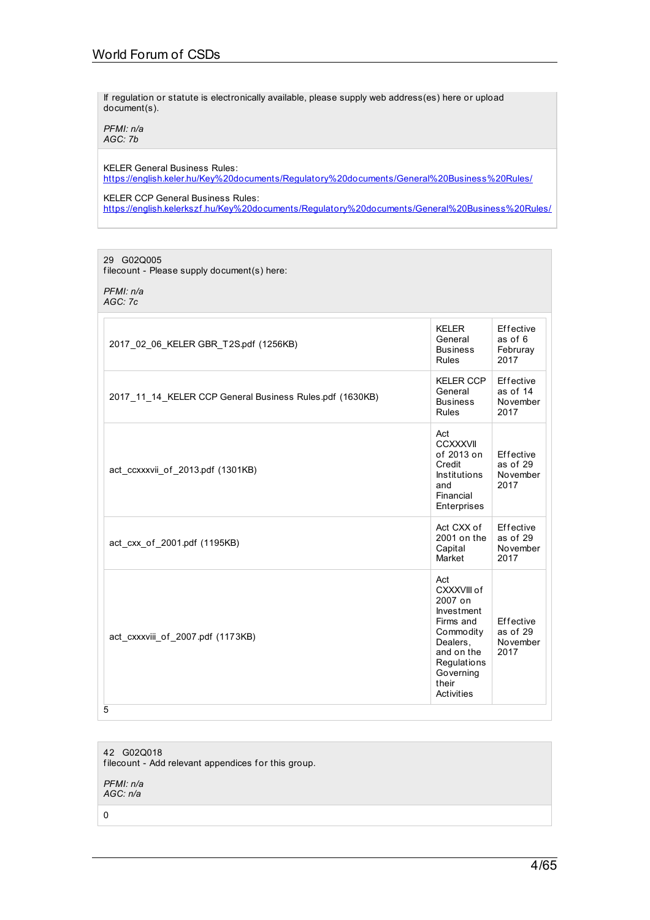If regulation or statute is electronically available, please supply web address(es) here or upload document(s).

*PFMI: n/a*
*AGC: 7b*

KELER General Business Rules:
https://english.keler.hu/Key%20documents/Regulatory%20documents/General%20Business%20Rules/

KELER CCP General Business Rules:
https://english.kelerkszf.hu/Key%20documents/Regulatory%20documents/General%20Business%20Rules/

29 G02Q005
filecount - Please supply document(s) here:

*PFMI: n/a*
*AGC: 7c*

| | | |
|---|---|---|
| 2017_02_06_KELER GBR_T2S.pdf (1256KB) | KELER General Business Rules | Effective as of 6 Februray 2017 |
| 2017_11_14_KELER CCP General Business Rules.pdf (1630KB) | KELER CCP General Business Rules | Effective as of 14 November 2017 |
| act_ccxxxvii_of_2013.pdf (1301KB) | Act CCXXXVII of 2013 on Credit Institutions and Financial Enterprises | Effective as of 29 November 2017 |
| act_cxx_of_2001.pdf (1195KB) | Act CXX of 2001 on the Capital Market | Effective as of 29 November 2017 |
| act_cxxxviii_of_2007.pdf (1173KB) | Act CXXXVIII of 2007 on Investment Firms and Commodity Dealers, and on the Regulations Governing their Activities | Effective as of 29 November 2017 |

5

42 G02Q018
filecount - Add relevant appendices for this group.

*PFMI: n/a*
*AGC: n/a*

0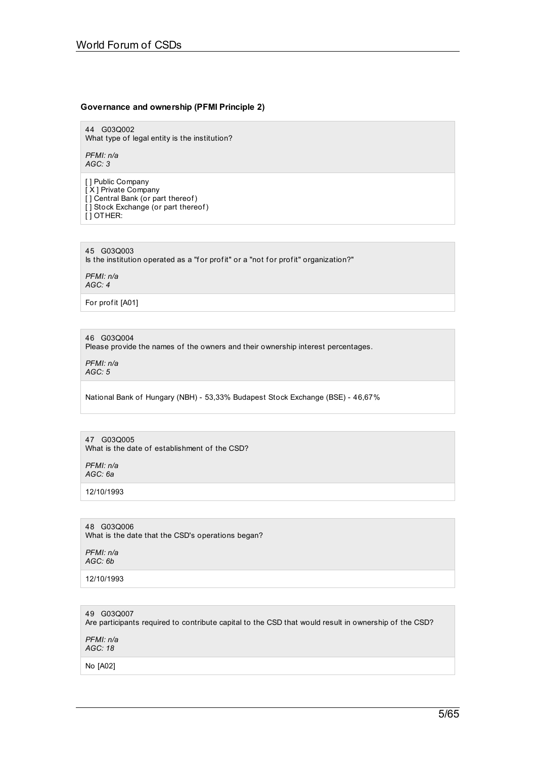### Governance and ownership (PFMI Principle 2)

44 G03Q002
What type of legal entity is the institution?

*PFMI: n/a*
*AGC: 3*

[ ] Public Company
[ X ] Private Company
[ ] Central Bank (or part thereof)
[ ] Stock Exchange (or part thereof)
[ ] OTHER:

45 G03Q003
Is the institution operated as a "for profit" or a "not for profit" organization?"

*PFMI: n/a*
*AGC: 4*

For profit [A01]

46 G03Q004
Please provide the names of the owners and their ownership interest percentages.

*PFMI: n/a*
*AGC: 5*

National Bank of Hungary (NBH) - 53,33% Budapest Stock Exchange (BSE) - 46,67%

47 G03Q005
What is the date of establishment of the CSD?

*PFMI: n/a*
*AGC: 6a*

12/10/1993

48 G03Q006
What is the date that the CSD's operations began?

*PFMI: n/a*
*AGC: 6b*

12/10/1993

49 G03Q007
Are participants required to contribute capital to the CSD that would result in ownership of the CSD?

*PFMI: n/a*
*AGC: 18*

No [A02]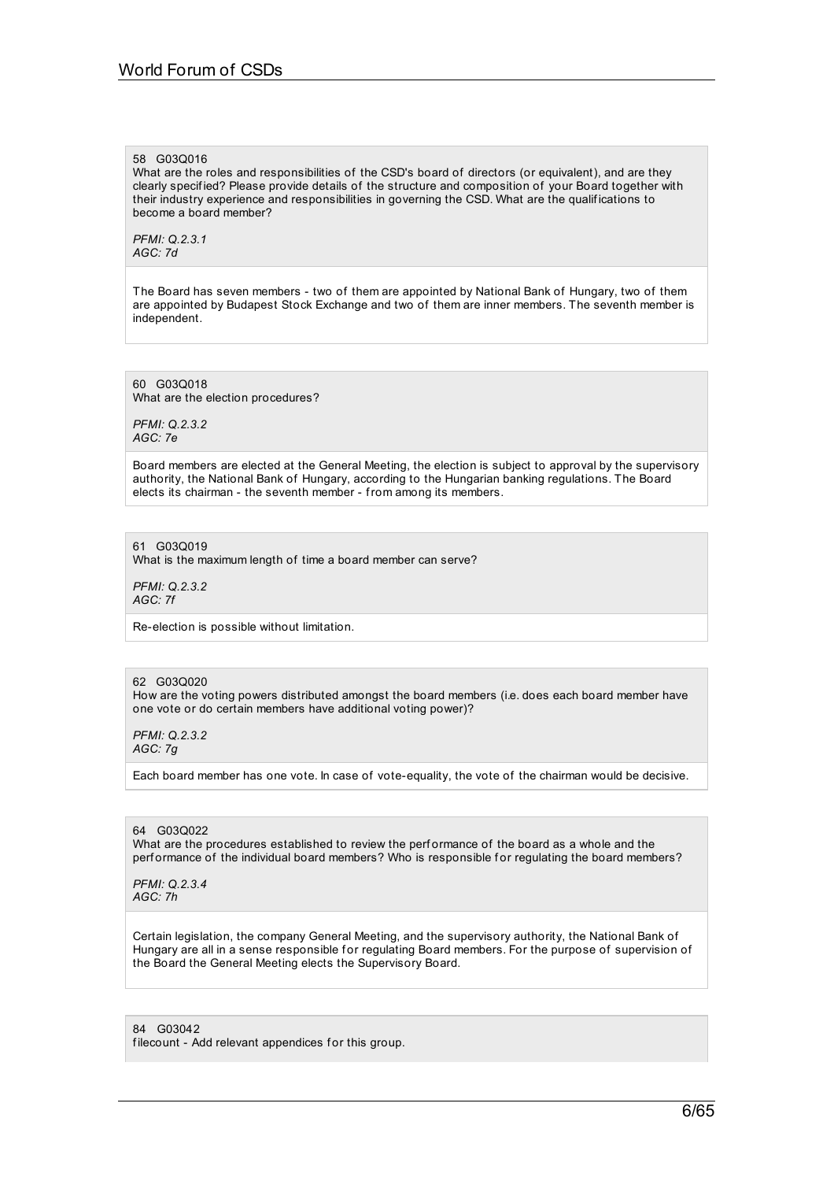58 G03Q016

What are the roles and responsibilities of the CSD's board of directors (or equivalent), and are they clearly specified? Please provide details of the structure and composition of your Board together with their industry experience and responsibilities in governing the CSD. What are the qualifications to become a board member?

*PFMI: Q.2.3.1*
*AGC: 7d*

The Board has seven members - two of them are appointed by National Bank of Hungary, two of them are appointed by Budapest Stock Exchange and two of them are inner members. The seventh member is independent.

60 G03Q018

What are the election procedures?

*PFMI: Q.2.3.2*
*AGC: 7e*

Board members are elected at the General Meeting, the election is subject to approval by the supervisory authority, the National Bank of Hungary, according to the Hungarian banking regulations. The Board elects its chairman - the seventh member - from among its members.

61 G03Q019

What is the maximum length of time a board member can serve?

*PFMI: Q.2.3.2*
*AGC: 7f*

Re-election is possible without limitation.

62 G03Q020

How are the voting powers distributed amongst the board members (i.e. does each board member have one vote or do certain members have additional voting power)?

*PFMI: Q.2.3.2*
*AGC: 7g*

Each board member has one vote. In case of vote-equality, the vote of the chairman would be decisive.

64 G03Q022

What are the procedures established to review the performance of the board as a whole and the performance of the individual board members? Who is responsible for regulating the board members?

*PFMI: Q.2.3.4*
*AGC: 7h*

Certain legislation, the company General Meeting, and the supervisory authority, the National Bank of Hungary are all in a sense responsible for regulating Board members. For the purpose of supervision of the Board the General Meeting elects the Supervisory Board.

84 G03042

filecount - Add relevant appendices for this group.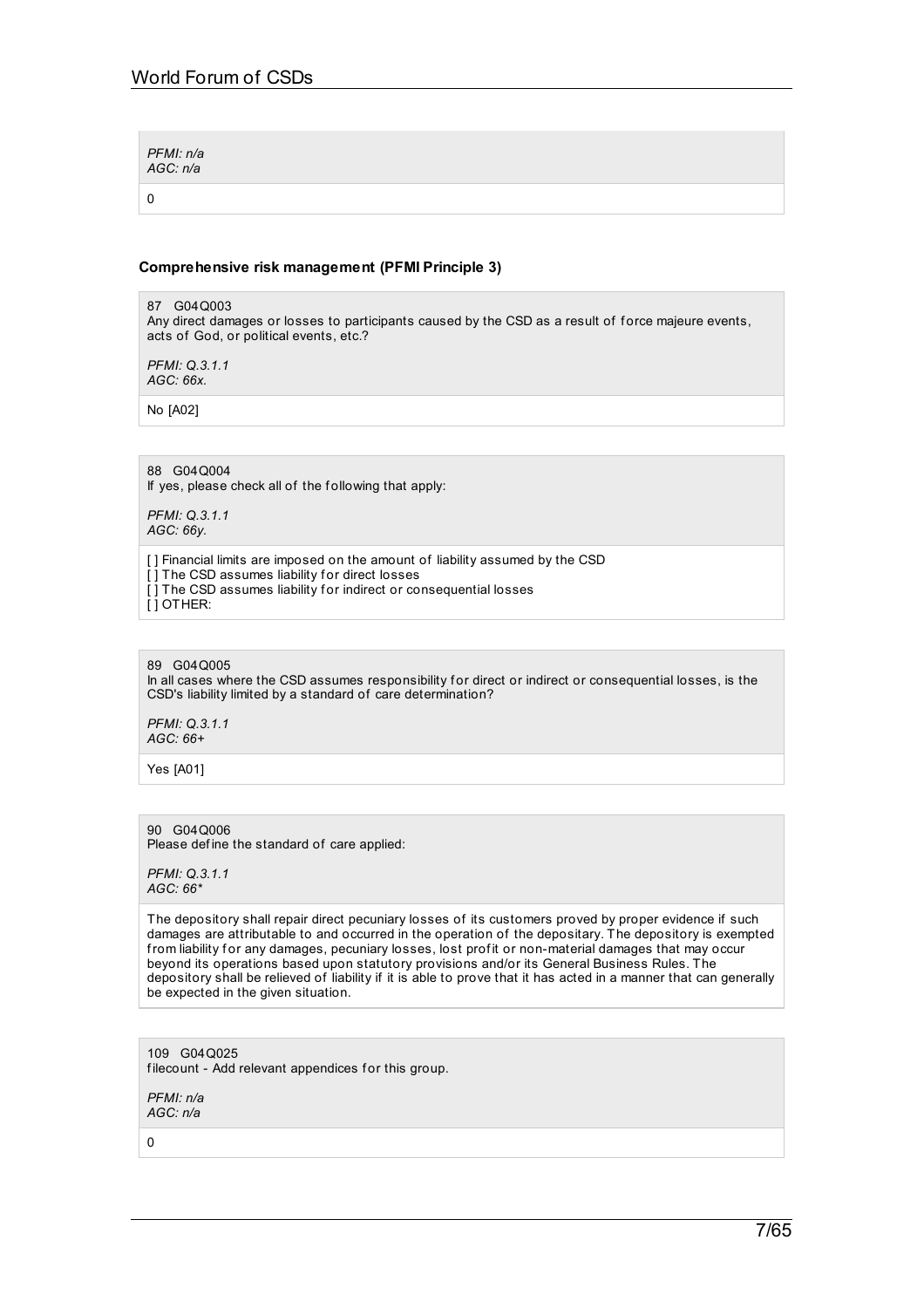*PFMI: n/a*
*AGC: n/a*

0

### Comprehensive risk management (PFMI Principle 3)

87 G04Q003
Any direct damages or losses to participants caused by the CSD as a result of force majeure events, acts of God, or political events, etc.?

*PFMI: Q.3.1.1*
*AGC: 66x.*

No [A02]

88 G04Q004
If yes, please check all of the following that apply:

*PFMI: Q.3.1.1*
*AGC: 66y.*

[ ] Financial limits are imposed on the amount of liability assumed by the CSD
[ ] The CSD assumes liability for direct losses
[ ] The CSD assumes liability for indirect or consequential losses
[ ] OTHER:

89 G04Q005
In all cases where the CSD assumes responsibility for direct or indirect or consequential losses, is the CSD's liability limited by a standard of care determination?

*PFMI: Q.3.1.1*
*AGC: 66+*

Yes [A01]

90 G04Q006
Please define the standard of care applied:

*PFMI: Q.3.1.1*
*AGC: 66**

The depository shall repair direct pecuniary losses of its customers proved by proper evidence if such damages are attributable to and occurred in the operation of the depositary. The depository is exempted from liability for any damages, pecuniary losses, lost profit or non-material damages that may occur beyond its operations based upon statutory provisions and/or its General Business Rules. The depository shall be relieved of liability if it is able to prove that it has acted in a manner that can generally be expected in the given situation.

109 G04Q025
filecount - Add relevant appendices for this group.

*PFMI: n/a*
*AGC: n/a*

0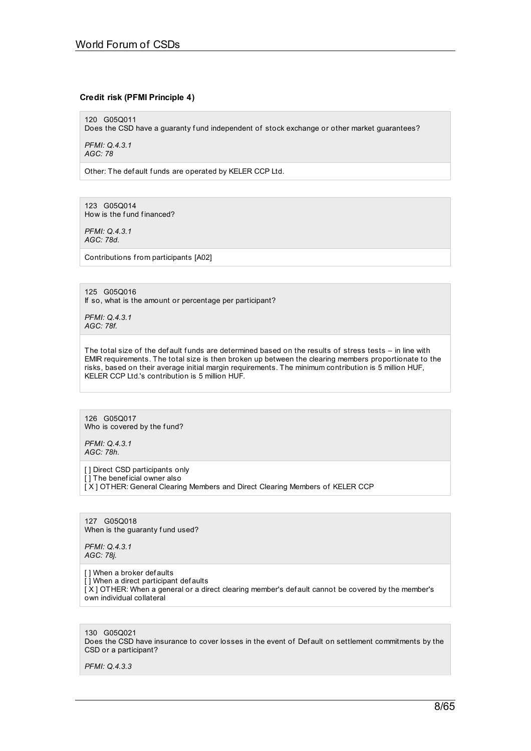### Credit risk (PFMI Principle 4)

120 G05Q011
Does the CSD have a guaranty fund independent of stock exchange or other market guarantees?

*PFMI: Q.4.3.1*
*AGC: 78*

Other: The default funds are operated by KELER CCP Ltd.

123 G05Q014
How is the fund financed?

*PFMI: Q.4.3.1*
*AGC: 78d.*

Contributions from participants [A02]

125 G05Q016
If so, what is the amount or percentage per participant?

*PFMI: Q.4.3.1*
*AGC: 78f.*

The total size of the default funds are determined based on the results of stress tests – in line with EMIR requirements. The total size is then broken up between the clearing members proportionate to the risks, based on their average initial margin requirements. The minimum contribution is 5 million HUF, KELER CCP Ltd.'s contribution is 5 million HUF.

126 G05Q017
Who is covered by the fund?

*PFMI: Q.4.3.1*
*AGC: 78h.*

[ ] Direct CSD participants only
[ ] The beneficial owner also
[ X ] OTHER: General Clearing Members and Direct Clearing Members of KELER CCP

127 G05Q018
When is the guaranty fund used?

*PFMI: Q.4.3.1*
*AGC: 78j.*

[ ] When a broker defaults
[ ] When a direct participant defaults
[ X ] OTHER: When a general or a direct clearing member's default cannot be covered by the member's own individual collateral

130 G05Q021
Does the CSD have insurance to cover losses in the event of Default on settlement commitments by the CSD or a participant?

*PFMI: Q.4.3.3*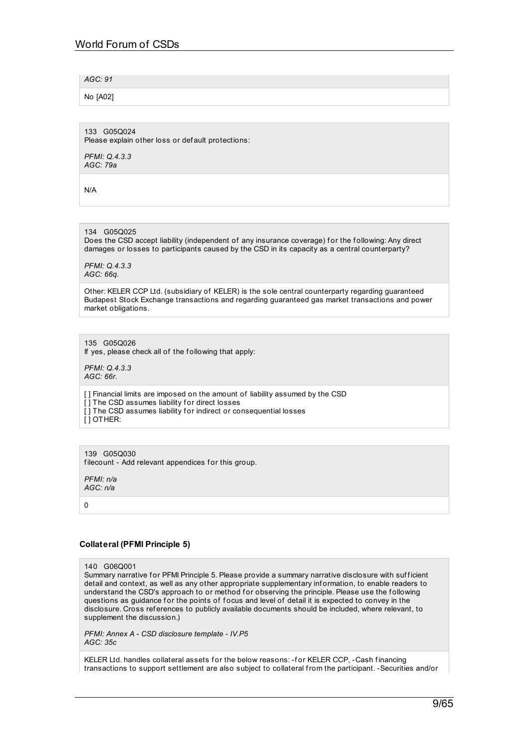*AGC: 91*

No [A02]

133 G05Q024
Please explain other loss or default protections:

*PFMI: Q.4.3.3*
*AGC: 79a*

N/A

134 G05Q025
Does the CSD accept liability (independent of any insurance coverage) for the following: Any direct damages or losses to participants caused by the CSD in its capacity as a central counterparty?

*PFMI: Q.4.3.3*
*AGC: 66q.*

Other: KELER CCP Ltd. (subsidiary of KELER) is the sole central counterparty regarding guaranteed Budapest Stock Exchange transactions and regarding guaranteed gas market transactions and power market obligations.

135 G05Q026
If yes, please check all of the following that apply:

*PFMI: Q.4.3.3*
*AGC: 66r.*

[ ] Financial limits are imposed on the amount of liability assumed by the CSD
[ ] The CSD assumes liability for direct losses
[ ] The CSD assumes liability for indirect or consequential losses
[ ] OTHER:

139 G05Q030
filecount - Add relevant appendices for this group.

*PFMI: n/a*
*AGC: n/a*

0

### Collateral (PFMI Principle 5)

140 G06Q001
Summary narrative for PFMI Principle 5. Please provide a summary narrative disclosure with sufficient detail and context, as well as any other appropriate supplementary information, to enable readers to understand the CSD's approach to or method for observing the principle. Please use the following questions as guidance for the points of focus and level of detail it is expected to convey in the disclosure. Cross references to publicly available documents should be included, where relevant, to supplement the discussion.)

*PFMI: Annex A - CSD disclosure template - IV.P5*
*AGC: 35c*

KELER Ltd. handles collateral assets for the below reasons: -for KELER CCP, -Cash financing transactions to support settlement are also subject to collateral from the participant. -Securities and/or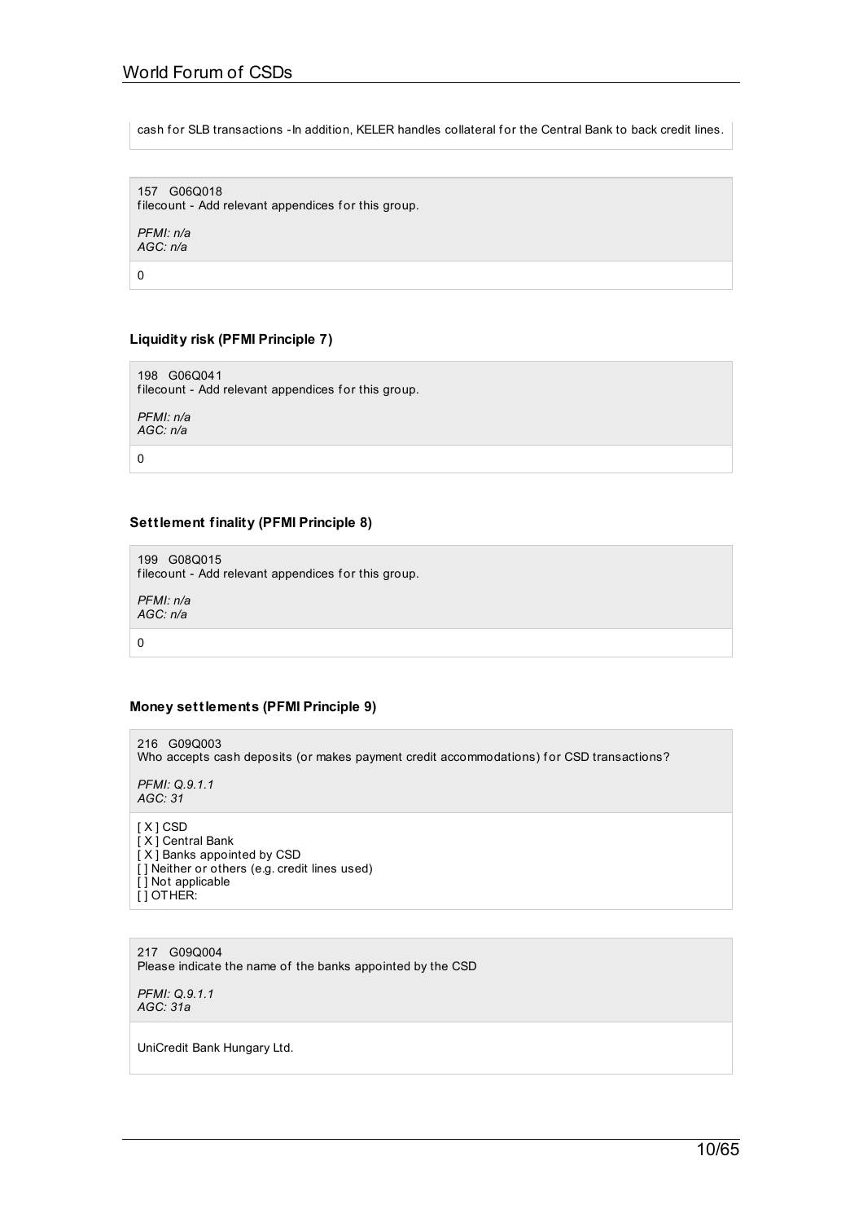cash for SLB transactions -In addition, KELER handles collateral for the Central Bank to back credit lines.

157 G06Q018
filecount - Add relevant appendices for this group.

*PFMI: n/a*
*AGC: n/a*

0

### Liquidity risk (PFMI Principle 7)

198 G06Q041
filecount - Add relevant appendices for this group.

*PFMI: n/a*
*AGC: n/a*

0

### Settlement finality (PFMI Principle 8)

199 G08Q015
filecount - Add relevant appendices for this group.

*PFMI: n/a*
*AGC: n/a*

0

### Money settlements (PFMI Principle 9)

216 G09Q003
Who accepts cash deposits (or makes payment credit accommodations) for CSD transactions?

*PFMI: Q.9.1.1*
*AGC: 31*

[ X ] CSD
[ X ] Central Bank
[ X ] Banks appointed by CSD
[ ] Neither or others (e.g. credit lines used)
[ ] Not applicable
[ ] OTHER:

217 G09Q004
Please indicate the name of the banks appointed by the CSD

*PFMI: Q.9.1.1*
*AGC: 31a*

UniCredit Bank Hungary Ltd.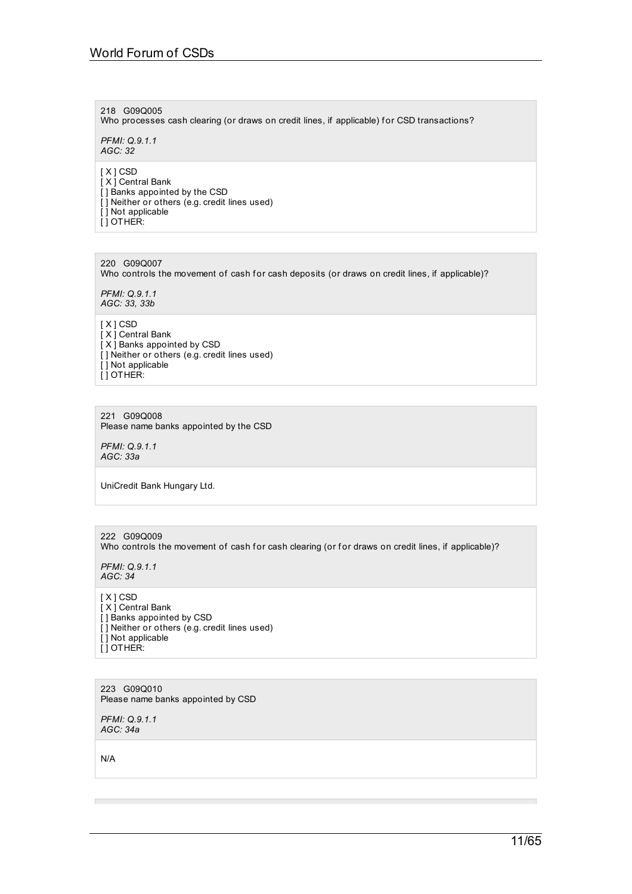218 G09Q005
Who processes cash clearing (or draws on credit lines, if applicable) for CSD transactions?

*PFMI: Q.9.1.1*
*AGC: 32*

[ X ] CSD
[ X ] Central Bank
[ ] Banks appointed by the CSD
[ ] Neither or others (e.g. credit lines used)
[ ] Not applicable
[ ] OTHER:

220 G09Q007
Who controls the movement of cash for cash deposits (or draws on credit lines, if applicable)?

*PFMI: Q.9.1.1*
*AGC: 33, 33b*

[ X ] CSD
[ X ] Central Bank
[ X ] Banks appointed by CSD
[ ] Neither or others (e.g. credit lines used)
[ ] Not applicable
[ ] OTHER:

221 G09Q008
Please name banks appointed by the CSD

*PFMI: Q.9.1.1*
*AGC: 33a*

UniCredit Bank Hungary Ltd.

222 G09Q009
Who controls the movement of cash for cash clearing (or for draws on credit lines, if applicable)?

*PFMI: Q.9.1.1*
*AGC: 34*

[ X ] CSD
[ X ] Central Bank
[ ] Banks appointed by CSD
[ ] Neither or others (e.g. credit lines used)
[ ] Not applicable
[ ] OTHER:

223 G09Q010
Please name banks appointed by CSD

*PFMI: Q.9.1.1*
*AGC: 34a*

N/A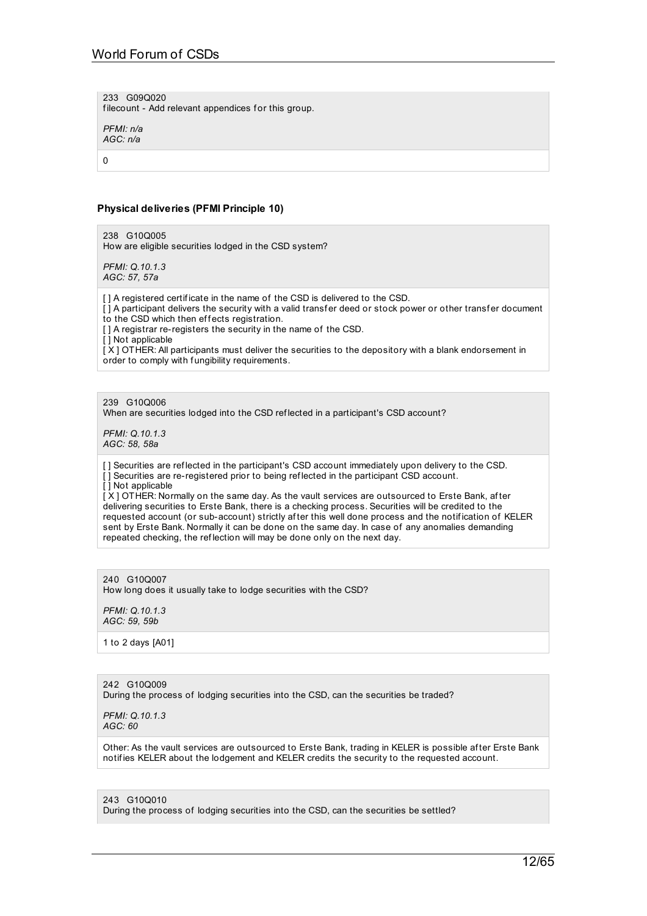233 G09Q020
filecount - Add relevant appendices for this group.

*PFMI: n/a*
*AGC: n/a*

0

### Physical deliveries (PFMI Principle 10)

238 G10Q005
How are eligible securities lodged in the CSD system?

*PFMI: Q.10.1.3*
*AGC: 57, 57a*

[ ] A registered certificate in the name of the CSD is delivered to the CSD.
[ ] A participant delivers the security with a valid transfer deed or stock power or other transfer document to the CSD which then effects registration.
[ ] A registrar re-registers the security in the name of the CSD.
[ ] Not applicable
[ X ] OTHER: All participants must deliver the securities to the depository with a blank endorsement in order to comply with fungibility requirements.

239 G10Q006
When are securities lodged into the CSD reflected in a participant's CSD account?

*PFMI: Q.10.1.3*
*AGC: 58, 58a*

[ ] Securities are reflected in the participant's CSD account immediately upon delivery to the CSD.
[ ] Securities are re-registered prior to being reflected in the participant CSD account.
[ ] Not applicable
[ X ] OTHER: Normally on the same day. As the vault services are outsourced to Erste Bank, after delivering securities to Erste Bank, there is a checking process. Securities will be credited to the requested account (or sub-account) strictly after this well done process and the notification of KELER sent by Erste Bank. Normally it can be done on the same day. In case of any anomalies demanding repeated checking, the reflection will may be done only on the next day.

240 G10Q007
How long does it usually take to lodge securities with the CSD?

*PFMI: Q.10.1.3*
*AGC: 59, 59b*

1 to 2 days [A01]

242 G10Q009
During the process of lodging securities into the CSD, can the securities be traded?

*PFMI: Q.10.1.3*
*AGC: 60*

Other: As the vault services are outsourced to Erste Bank, trading in KELER is possible after Erste Bank notifies KELER about the lodgement and KELER credits the security to the requested account.

243 G10Q010
During the process of lodging securities into the CSD, can the securities be settled?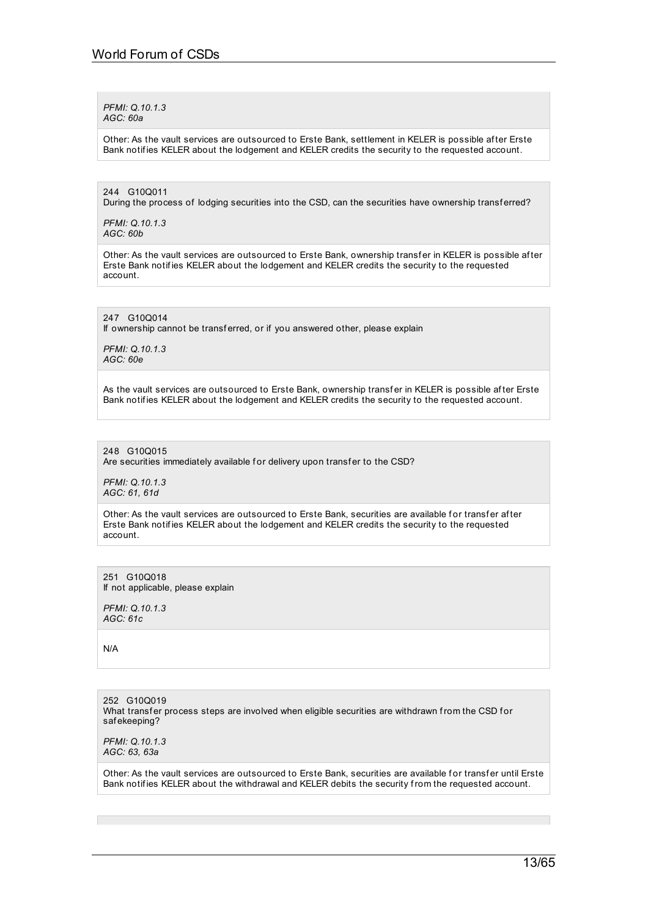*PFMI: Q.10.1.3*
*AGC: 60a*

Other: As the vault services are outsourced to Erste Bank, settlement in KELER is possible after Erste Bank notifies KELER about the lodgement and KELER credits the security to the requested account.

244 G10Q011
During the process of lodging securities into the CSD, can the securities have ownership transferred?

*PFMI: Q.10.1.3*
*AGC: 60b*

Other: As the vault services are outsourced to Erste Bank, ownership transfer in KELER is possible after Erste Bank notifies KELER about the lodgement and KELER credits the security to the requested account.

247 G10Q014
If ownership cannot be transferred, or if you answered other, please explain

*PFMI: Q.10.1.3*
*AGC: 60e*

As the vault services are outsourced to Erste Bank, ownership transfer in KELER is possible after Erste Bank notifies KELER about the lodgement and KELER credits the security to the requested account.

248 G10Q015
Are securities immediately available for delivery upon transfer to the CSD?

*PFMI: Q.10.1.3*
*AGC: 61, 61d*

Other: As the vault services are outsourced to Erste Bank, securities are available for transfer after Erste Bank notifies KELER about the lodgement and KELER credits the security to the requested account.

251 G10Q018
If not applicable, please explain

*PFMI: Q.10.1.3*
*AGC: 61c*

N/A

252 G10Q019
What transfer process steps are involved when eligible securities are withdrawn from the CSD for safekeeping?

*PFMI: Q.10.1.3*
*AGC: 63, 63a*

Other: As the vault services are outsourced to Erste Bank, securities are available for transfer until Erste Bank notifies KELER about the withdrawal and KELER debits the security from the requested account.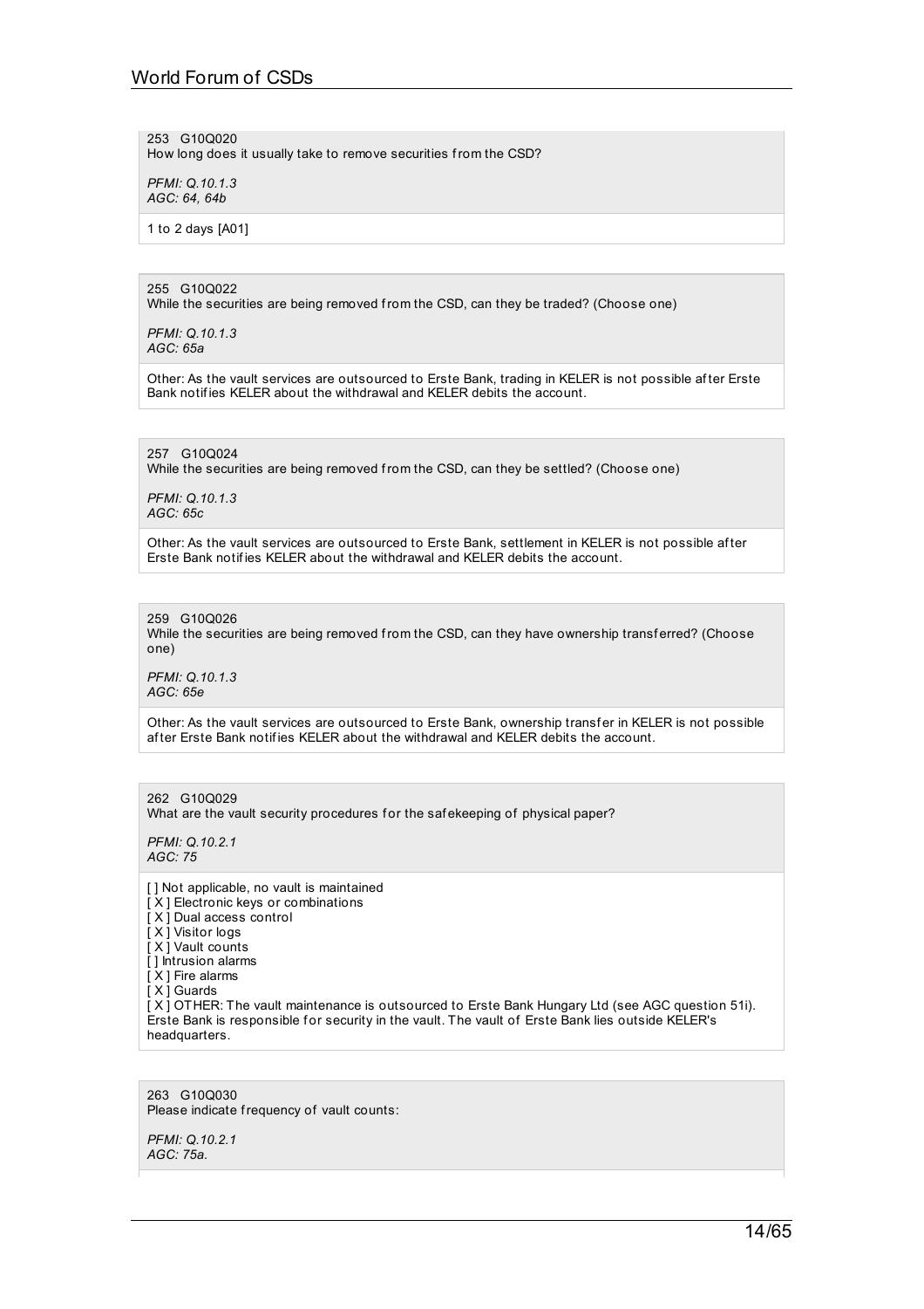253 G10Q020
How long does it usually take to remove securities from the CSD?

*PFMI: Q.10.1.3*
*AGC: 64, 64b*

1 to 2 days [A01]

255 G10Q022
While the securities are being removed from the CSD, can they be traded? (Choose one)

*PFMI: Q.10.1.3*
*AGC: 65a*

Other: As the vault services are outsourced to Erste Bank, trading in KELER is not possible after Erste Bank notifies KELER about the withdrawal and KELER debits the account.

257 G10Q024
While the securities are being removed from the CSD, can they be settled? (Choose one)

*PFMI: Q.10.1.3*
*AGC: 65c*

Other: As the vault services are outsourced to Erste Bank, settlement in KELER is not possible after Erste Bank notifies KELER about the withdrawal and KELER debits the account.

259 G10Q026
While the securities are being removed from the CSD, can they have ownership transferred? (Choose one)

*PFMI: Q.10.1.3*
*AGC: 65e*

Other: As the vault services are outsourced to Erste Bank, ownership transfer in KELER is not possible after Erste Bank notifies KELER about the withdrawal and KELER debits the account.

262 G10Q029
What are the vault security procedures for the safekeeping of physical paper?

*PFMI: Q.10.2.1*
*AGC: 75*

[ ] Not applicable, no vault is maintained
[ X ] Electronic keys or combinations
[ X ] Dual access control
[ X ] Visitor logs
[ X ] Vault counts
[ ] Intrusion alarms
[ X ] Fire alarms
[ X ] Guards
[ X ] OTHER: The vault maintenance is outsourced to Erste Bank Hungary Ltd (see AGC question 51i). Erste Bank is responsible for security in the vault. The vault of Erste Bank lies outside KELER's headquarters.

263 G10Q030
Please indicate frequency of vault counts:

*PFMI: Q.10.2.1*
*AGC: 75a.*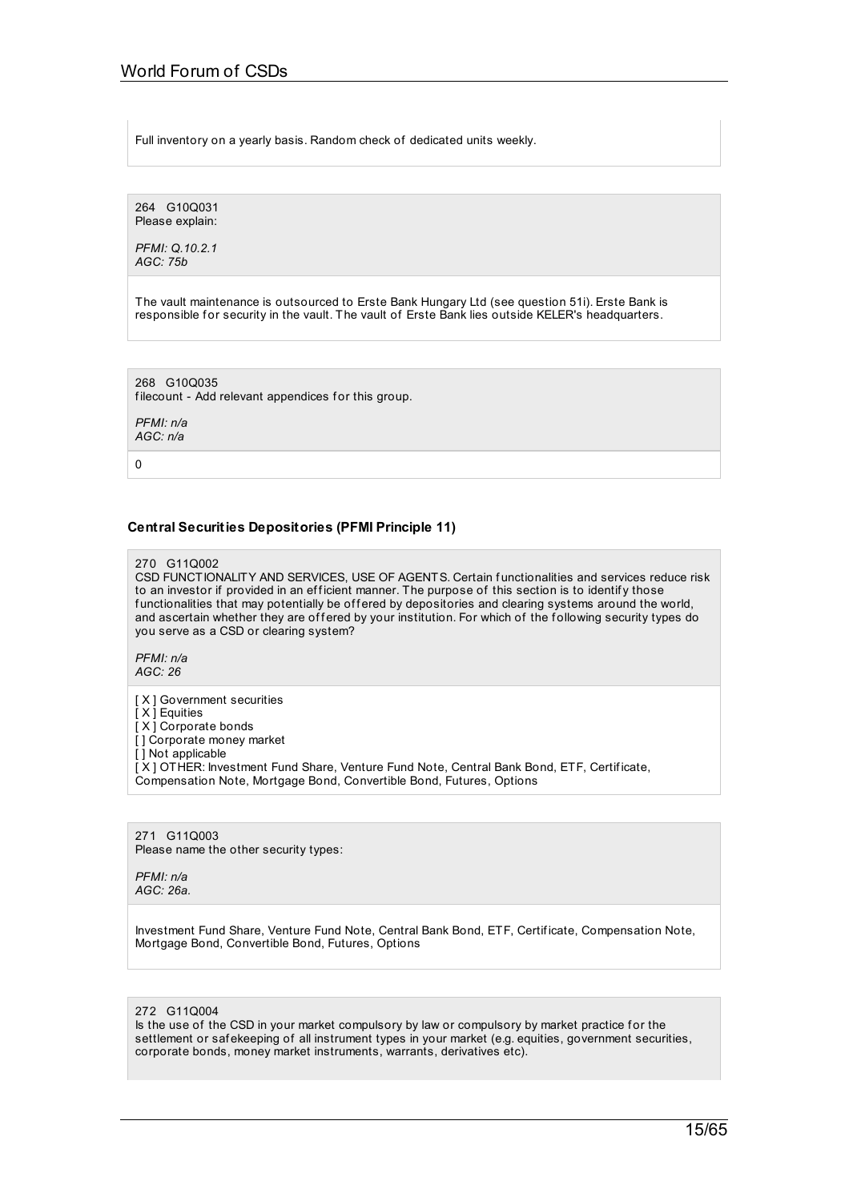Full inventory on a yearly basis. Random check of dedicated units weekly.

264 G10Q031
Please explain:

*PFMI: Q.10.2.1*
*AGC: 75b*

The vault maintenance is outsourced to Erste Bank Hungary Ltd (see question 51i). Erste Bank is responsible for security in the vault. The vault of Erste Bank lies outside KELER's headquarters.

268 G10Q035
filecount - Add relevant appendices for this group.

*PFMI: n/a*
*AGC: n/a*

0

### Central Securities Depositories (PFMI Principle 11)

270 G11Q002
CSD FUNCTIONALITY AND SERVICES, USE OF AGENTS. Certain functionalities and services reduce risk to an investor if provided in an efficient manner. The purpose of this section is to identify those functionalities that may potentially be offered by depositories and clearing systems around the world, and ascertain whether they are offered by your institution. For which of the following security types do you serve as a CSD or clearing system?

*PFMI: n/a*
*AGC: 26*

[X] Government securities
[X] Equities
[X] Corporate bonds
[ ] Corporate money market
[ ] Not applicable
[X] OTHER: Investment Fund Share, Venture Fund Note, Central Bank Bond, ETF, Certificate, Compensation Note, Mortgage Bond, Convertible Bond, Futures, Options

271 G11Q003
Please name the other security types:

*PFMI: n/a*
*AGC: 26a.*

Investment Fund Share, Venture Fund Note, Central Bank Bond, ETF, Certificate, Compensation Note, Mortgage Bond, Convertible Bond, Futures, Options

272 G11Q004
Is the use of the CSD in your market compulsory by law or compulsory by market practice for the settlement or safekeeping of all instrument types in your market (e.g. equities, government securities, corporate bonds, money market instruments, warrants, derivatives etc).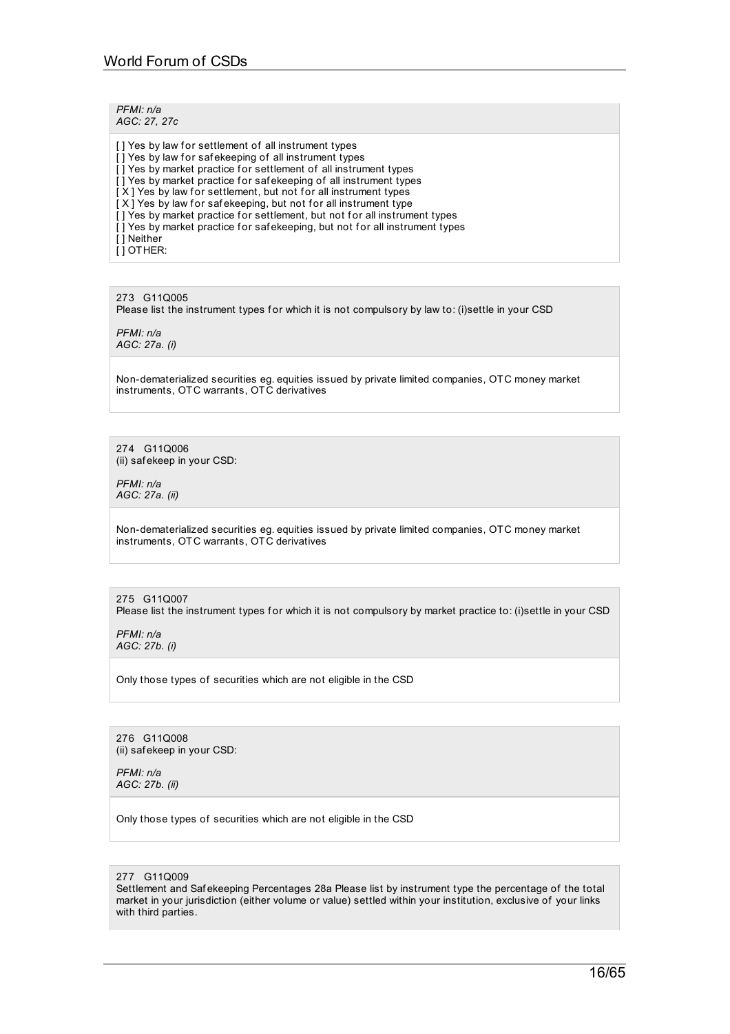*PFMI: n/a*
*AGC: 27, 27c*

[ ] Yes by law for settlement of all instrument types
[ ] Yes by law for safekeeping of all instrument types
[ ] Yes by market practice for settlement of all instrument types
[ ] Yes by market practice for safekeeping of all instrument types
[ X ] Yes by law for settlement, but not for all instrument types
[ X ] Yes by law for safekeeping, but not for all instrument type
[ ] Yes by market practice for settlement, but not for all instrument types
[ ] Yes by market practice for safekeeping, but not for all instrument types
[ ] Neither
[ ] OTHER:

273 G11Q005
Please list the instrument types for which it is not compulsory by law to: (i)settle in your CSD

*PFMI: n/a*
*AGC: 27a. (i)*

Non-dematerialized securities eg. equities issued by private limited companies, OTC money market instruments, OTC warrants, OTC derivatives

274 G11Q006
(ii) safekeep in your CSD:

*PFMI: n/a*
*AGC: 27a. (ii)*

Non-dematerialized securities eg. equities issued by private limited companies, OTC money market instruments, OTC warrants, OTC derivatives

275 G11Q007
Please list the instrument types for which it is not compulsory by market practice to: (i)settle in your CSD

*PFMI: n/a*
*AGC: 27b. (i)*

Only those types of securities which are not eligible in the CSD

276 G11Q008
(ii) safekeep in your CSD:

*PFMI: n/a*
*AGC: 27b. (ii)*

Only those types of securities which are not eligible in the CSD

277 G11Q009
Settlement and Safekeeping Percentages 28a Please list by instrument type the percentage of the total market in your jurisdiction (either volume or value) settled within your institution, exclusive of your links with third parties.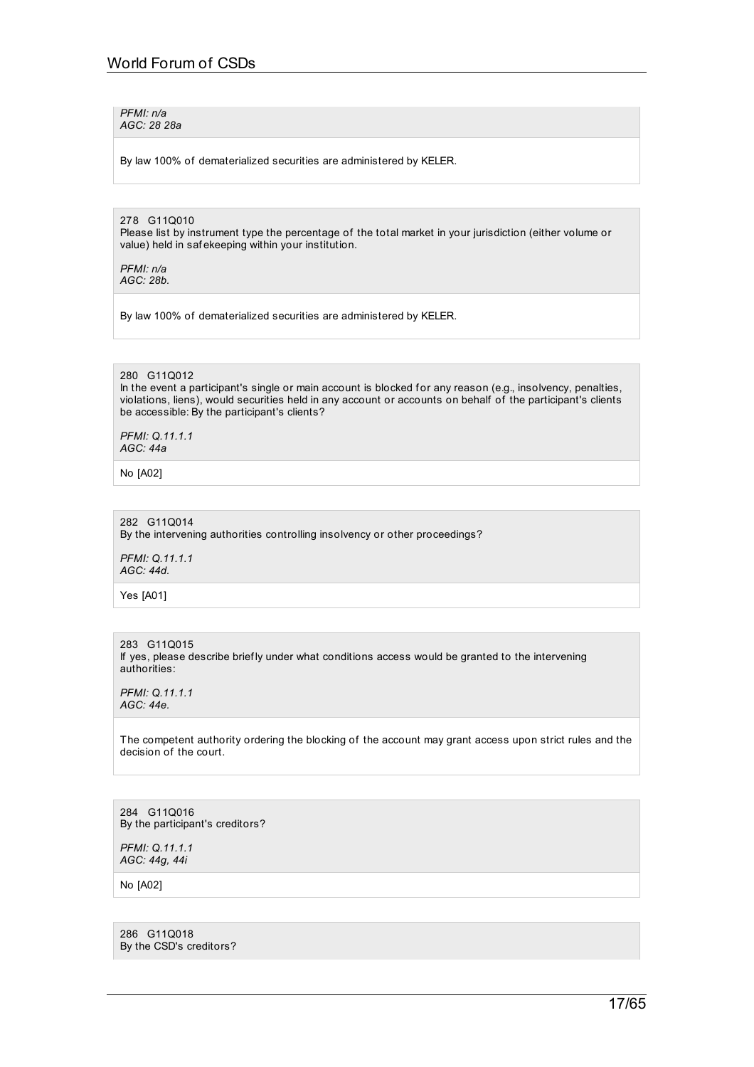*PFMI: n/a*
*AGC: 28 28a*

By law 100% of dematerialized securities are administered by KELER.

278 G11Q010
Please list by instrument type the percentage of the total market in your jurisdiction (either volume or value) held in safekeeping within your institution.

*PFMI: n/a*
*AGC: 28b.*

By law 100% of dematerialized securities are administered by KELER.

280 G11Q012
In the event a participant's single or main account is blocked for any reason (e.g., insolvency, penalties, violations, liens), would securities held in any account or accounts on behalf of the participant's clients be accessible: By the participant's clients?

*PFMI: Q.11.1.1*
*AGC: 44a*

No [A02]

282 G11Q014
By the intervening authorities controlling insolvency or other proceedings?

*PFMI: Q.11.1.1*
*AGC: 44d.*

Yes [A01]

283 G11Q015
If yes, please describe briefly under what conditions access would be granted to the intervening authorities:

*PFMI: Q.11.1.1*
*AGC: 44e.*

The competent authority ordering the blocking of the account may grant access upon strict rules and the decision of the court.

284 G11Q016
By the participant's creditors?

*PFMI: Q.11.1.1*
*AGC: 44g, 44i*

No [A02]

286 G11Q018
By the CSD's creditors?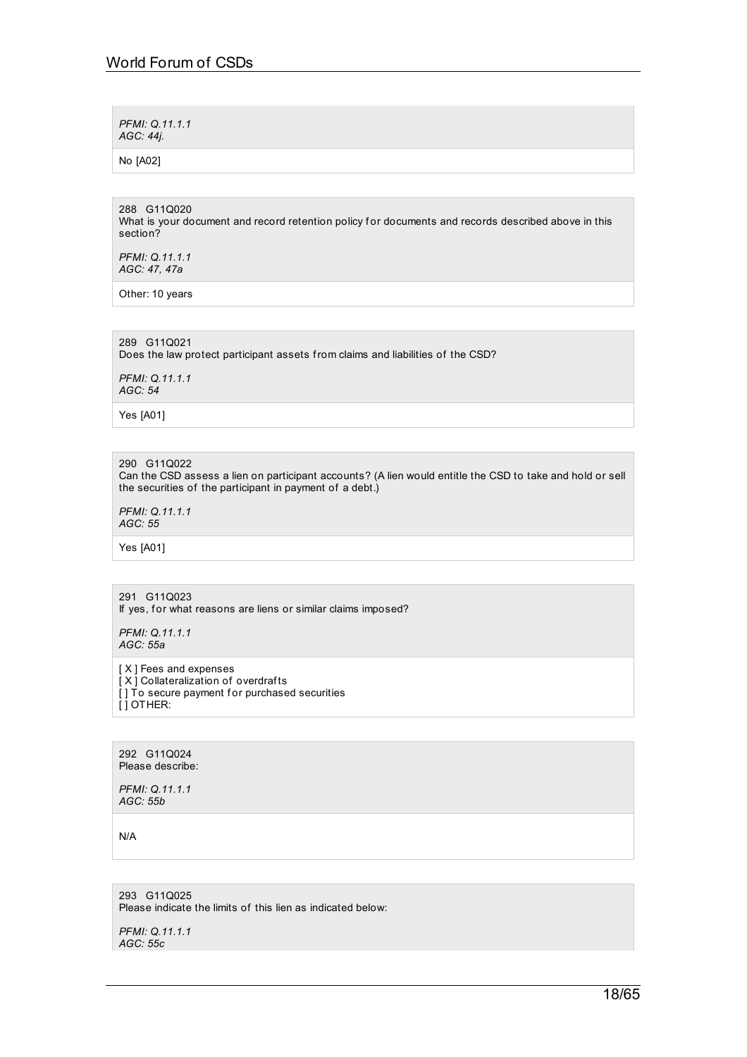*PFMI: Q.11.1.1*
*AGC: 44j.*

No [A02]

288 G11Q020
What is your document and record retention policy for documents and records described above in this section?

*PFMI: Q.11.1.1*
*AGC: 47, 47a*

Other: 10 years

289 G11Q021
Does the law protect participant assets from claims and liabilities of the CSD?

*PFMI: Q.11.1.1*
*AGC: 54*

Yes [A01]

290 G11Q022
Can the CSD assess a lien on participant accounts? (A lien would entitle the CSD to take and hold or sell the securities of the participant in payment of a debt.)

*PFMI: Q.11.1.1*
*AGC: 55*

Yes [A01]

291 G11Q023
If yes, for what reasons are liens or similar claims imposed?

*PFMI: Q.11.1.1*
*AGC: 55a*

[X] Fees and expenses
[X] Collateralization of overdrafts
[ ] To secure payment for purchased securities
[ ] OTHER:

292 G11Q024
Please describe:

*PFMI: Q.11.1.1*
*AGC: 55b*

N/A

293 G11Q025
Please indicate the limits of this lien as indicated below:

*PFMI: Q.11.1.1*
*AGC: 55c*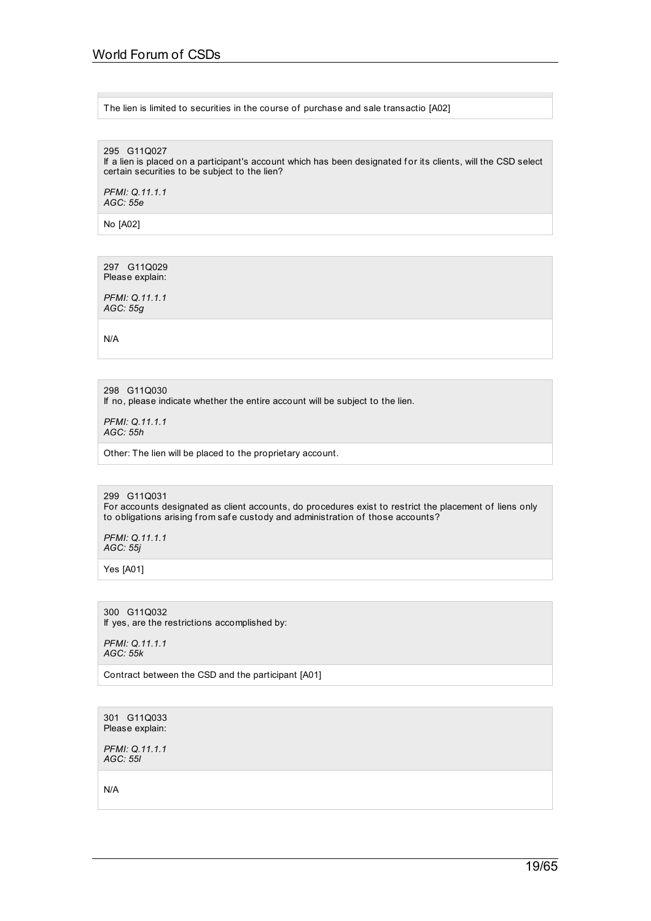The lien is limited to securities in the course of purchase and sale transactio [A02]

295 G11Q027
If a lien is placed on a participant's account which has been designated for its clients, will the CSD select certain securities to be subject to the lien?

*PFMI: Q.11.1.1*
*AGC: 55e*

No [A02]

297 G11Q029
Please explain:

*PFMI: Q.11.1.1*
*AGC: 55g*

N/A

298 G11Q030
If no, please indicate whether the entire account will be subject to the lien.

*PFMI: Q.11.1.1*
*AGC: 55h*

Other: The lien will be placed to the proprietary account.

299 G11Q031
For accounts designated as client accounts, do procedures exist to restrict the placement of liens only to obligations arising from safe custody and administration of those accounts?

*PFMI: Q.11.1.1*
*AGC: 55j*

Yes [A01]

300 G11Q032
If yes, are the restrictions accomplished by:

*PFMI: Q.11.1.1*
*AGC: 55k*

Contract between the CSD and the participant [A01]

301 G11Q033
Please explain:

*PFMI: Q.11.1.1*
*AGC: 55l*

N/A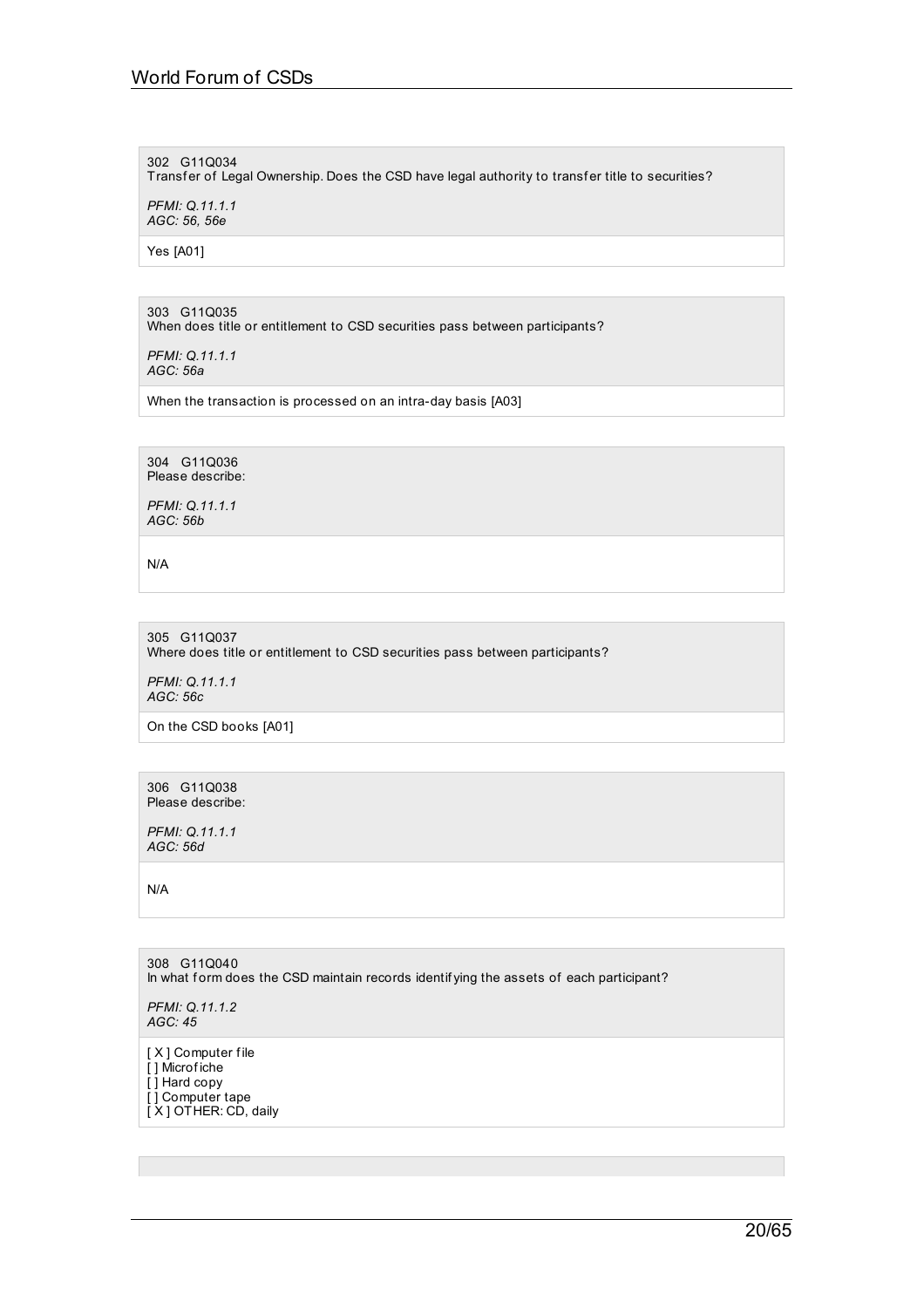302 G11Q034
Transfer of Legal Ownership. Does the CSD have legal authority to transfer title to securities?

*PFMI: Q.11.1.1*
*AGC: 56, 56e*

Yes [A01]

303 G11Q035
When does title or entitlement to CSD securities pass between participants?

*PFMI: Q.11.1.1*
*AGC: 56a*

When the transaction is processed on an intra-day basis [A03]

304 G11Q036
Please describe:

*PFMI: Q.11.1.1*
*AGC: 56b*

N/A

305 G11Q037
Where does title or entitlement to CSD securities pass between participants?

*PFMI: Q.11.1.1*
*AGC: 56c*

On the CSD books [A01]

306 G11Q038
Please describe:

*PFMI: Q.11.1.1*
*AGC: 56d*

N/A

308 G11Q040
In what form does the CSD maintain records identifying the assets of each participant?

*PFMI: Q.11.1.2*
*AGC: 45*

[X] Computer file
[ ] Microfiche
[ ] Hard copy
[ ] Computer tape
[X] OTHER: CD, daily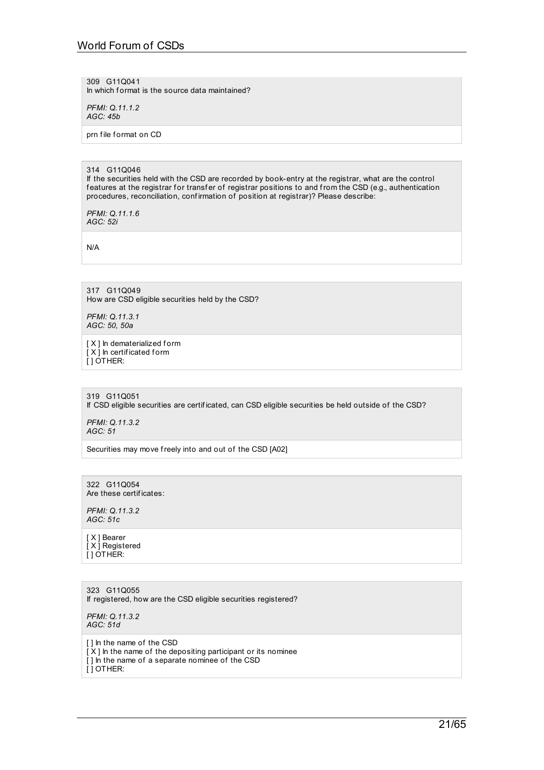309 G11Q041
In which format is the source data maintained?

*PFMI: Q.11.1.2*
*AGC: 45b*

prn file format on CD

314 G11Q046
If the securities held with the CSD are recorded by book-entry at the registrar, what are the control features at the registrar for transfer of registrar positions to and from the CSD (e.g., authentication procedures, reconciliation, confirmation of position at registrar)? Please describe:

*PFMI: Q.11.1.6*
*AGC: 52i*

N/A

317 G11Q049
How are CSD eligible securities held by the CSD?

*PFMI: Q.11.3.1*
*AGC: 50, 50a*

[ X ] In dematerialized form
[ X ] In certificated form
[ ] OTHER:

319 G11Q051
If CSD eligible securities are certificated, can CSD eligible securities be held outside of the CSD?

*PFMI: Q.11.3.2*
*AGC: 51*

Securities may move freely into and out of the CSD [A02]

322 G11Q054
Are these certificates:

*PFMI: Q.11.3.2*
*AGC: 51c*

[ X ] Bearer
[ X ] Registered
[ ] OTHER:

323 G11Q055
If registered, how are the CSD eligible securities registered?

*PFMI: Q.11.3.2*
*AGC: 51d*

[ ] In the name of the CSD
[ X ] In the name of the depositing participant or its nominee
[ ] In the name of a separate nominee of the CSD
[ ] OTHER: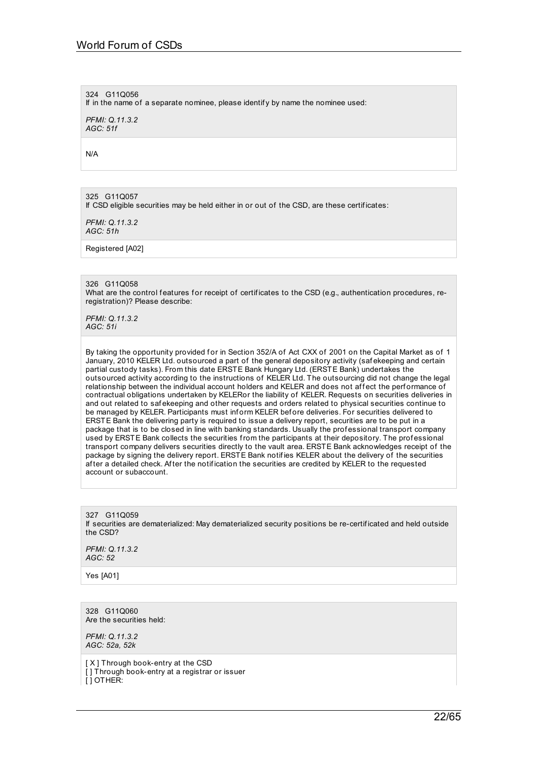324 G11Q056
If in the name of a separate nominee, please identify by name the nominee used:

*PFMI: Q.11.3.2*
*AGC: 51f*

N/A

325 G11Q057
If CSD eligible securities may be held either in or out of the CSD, are these certificates:

*PFMI: Q.11.3.2*
*AGC: 51h*

Registered [A02]

326 G11Q058
What are the control features for receipt of certificates to the CSD (e.g., authentication procedures, re-registration)? Please describe:

*PFMI: Q.11.3.2*
*AGC: 51i*

By taking the opportunity provided for in Section 352/A of Act CXX of 2001 on the Capital Market as of 1 January, 2010 KELER Ltd. outsourced a part of the general depository activity (safekeeping and certain partial custody tasks). From this date ERSTE Bank Hungary Ltd. (ERSTE Bank) undertakes the outsourced activity according to the instructions of KELER Ltd. The outsourcing did not change the legal relationship between the individual account holders and KELER and does not affect the performance of contractual obligations undertaken by KELERor the liability of KELER. Requests on securities deliveries in and out related to safekeeping and other requests and orders related to physical securities continue to be managed by KELER. Participants must inform KELER before deliveries. For securities delivered to ERSTE Bank the delivering party is required to issue a delivery report, securities are to be put in a package that is to be closed in line with banking standards. Usually the professional transport company used by ERSTE Bank collects the securities from the participants at their depository. The professional transport company delivers securities directly to the vault area. ERSTE Bank acknowledges receipt of the package by signing the delivery report. ERSTE Bank notifies KELER about the delivery of the securities after a detailed check. After the notification the securities are credited by KELER to the requested account or subaccount.

327 G11Q059
If securities are dematerialized: May dematerialized security positions be re-certificated and held outside the CSD?

*PFMI: Q.11.3.2*
*AGC: 52*

Yes [A01]

328 G11Q060
Are the securities held:

*PFMI: Q.11.3.2*
*AGC: 52a, 52k*

[X] Through book-entry at the CSD
[ ] Through book-entry at a registrar or issuer
[ ] OTHER: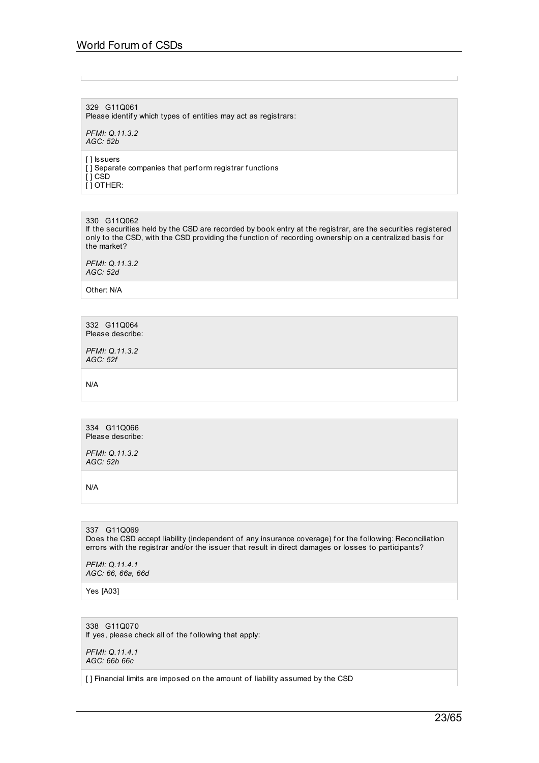329 G11Q061
Please identify which types of entities may act as registrars:

*PFMI: Q.11.3.2*
*AGC: 52b*

[ ] Issuers
[ ] Separate companies that perform registrar functions
[ ] CSD
[ ] OTHER:

330 G11Q062
If the securities held by the CSD are recorded by book entry at the registrar, are the securities registered only to the CSD, with the CSD providing the function of recording ownership on a centralized basis for the market?

*PFMI: Q.11.3.2*
*AGC: 52d*

Other: N/A

332 G11Q064
Please describe:

*PFMI: Q.11.3.2*
*AGC: 52f*

N/A

334 G11Q066
Please describe:

*PFMI: Q.11.3.2*
*AGC: 52h*

N/A

337 G11Q069
Does the CSD accept liability (independent of any insurance coverage) for the following: Reconciliation errors with the registrar and/or the issuer that result in direct damages or losses to participants?

*PFMI: Q.11.4.1*
*AGC: 66, 66a, 66d*

Yes [A03]

338 G11Q070
If yes, please check all of the following that apply:

*PFMI: Q.11.4.1*
*AGC: 66b 66c*

[ ] Financial limits are imposed on the amount of liability assumed by the CSD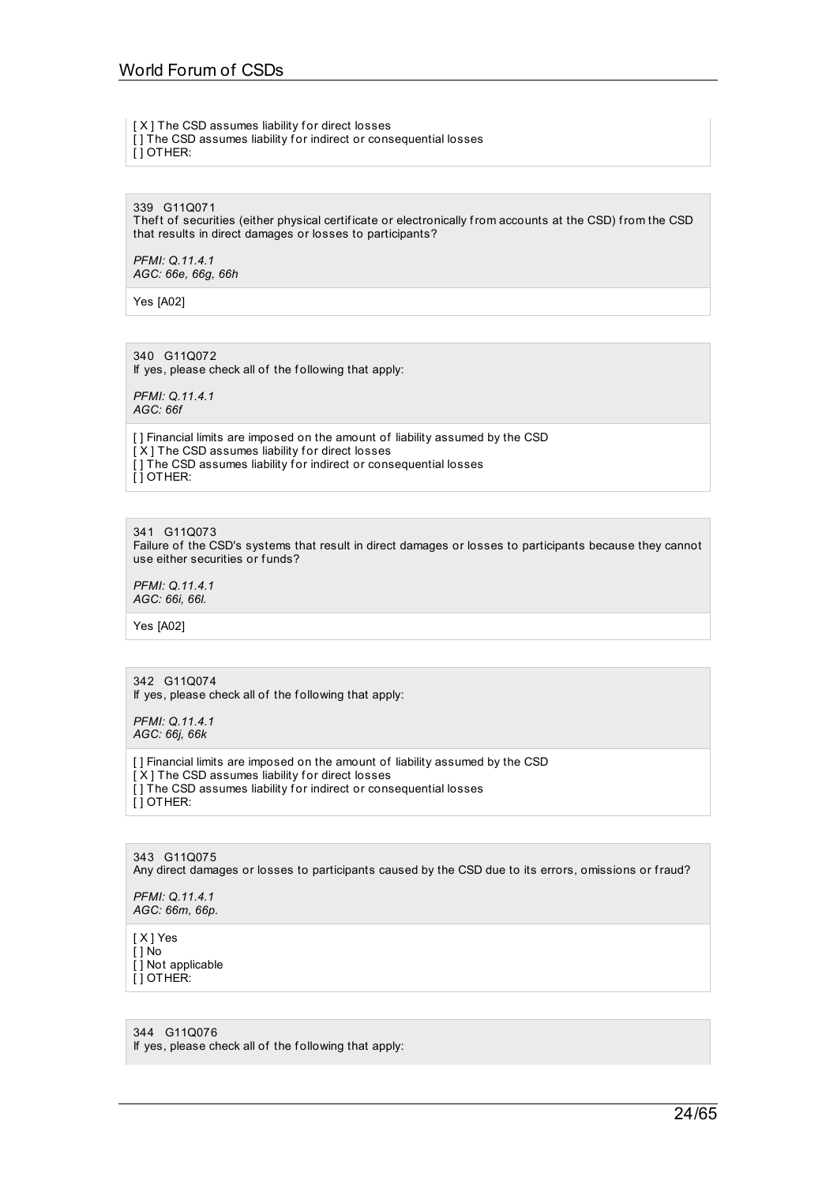[ X ] The CSD assumes liability for direct losses
[ ] The CSD assumes liability for indirect or consequential losses
[ ] OTHER:

339 G11Q071
Theft of securities (either physical certificate or electronically from accounts at the CSD) from the CSD that results in direct damages or losses to participants?

*PFMI: Q.11.4.1*
*AGC: 66e, 66g, 66h*

Yes [A02]

340 G11Q072
If yes, please check all of the following that apply:

*PFMI: Q.11.4.1*
*AGC: 66f*

[ ] Financial limits are imposed on the amount of liability assumed by the CSD
[ X ] The CSD assumes liability for direct losses
[ ] The CSD assumes liability for indirect or consequential losses
[ ] OTHER:

341 G11Q073
Failure of the CSD's systems that result in direct damages or losses to participants because they cannot use either securities or funds?

*PFMI: Q.11.4.1*
*AGC: 66i, 66l.*

Yes [A02]

342 G11Q074
If yes, please check all of the following that apply:

*PFMI: Q.11.4.1*
*AGC: 66j, 66k*

[ ] Financial limits are imposed on the amount of liability assumed by the CSD
[ X ] The CSD assumes liability for direct losses
[ ] The CSD assumes liability for indirect or consequential losses
[ ] OTHER:

343 G11Q075
Any direct damages or losses to participants caused by the CSD due to its errors, omissions or fraud?

*PFMI: Q.11.4.1*
*AGC: 66m, 66p.*

[ X ] Yes
[ ] No
[ ] Not applicable
[ ] OTHER:

344 G11Q076
If yes, please check all of the following that apply: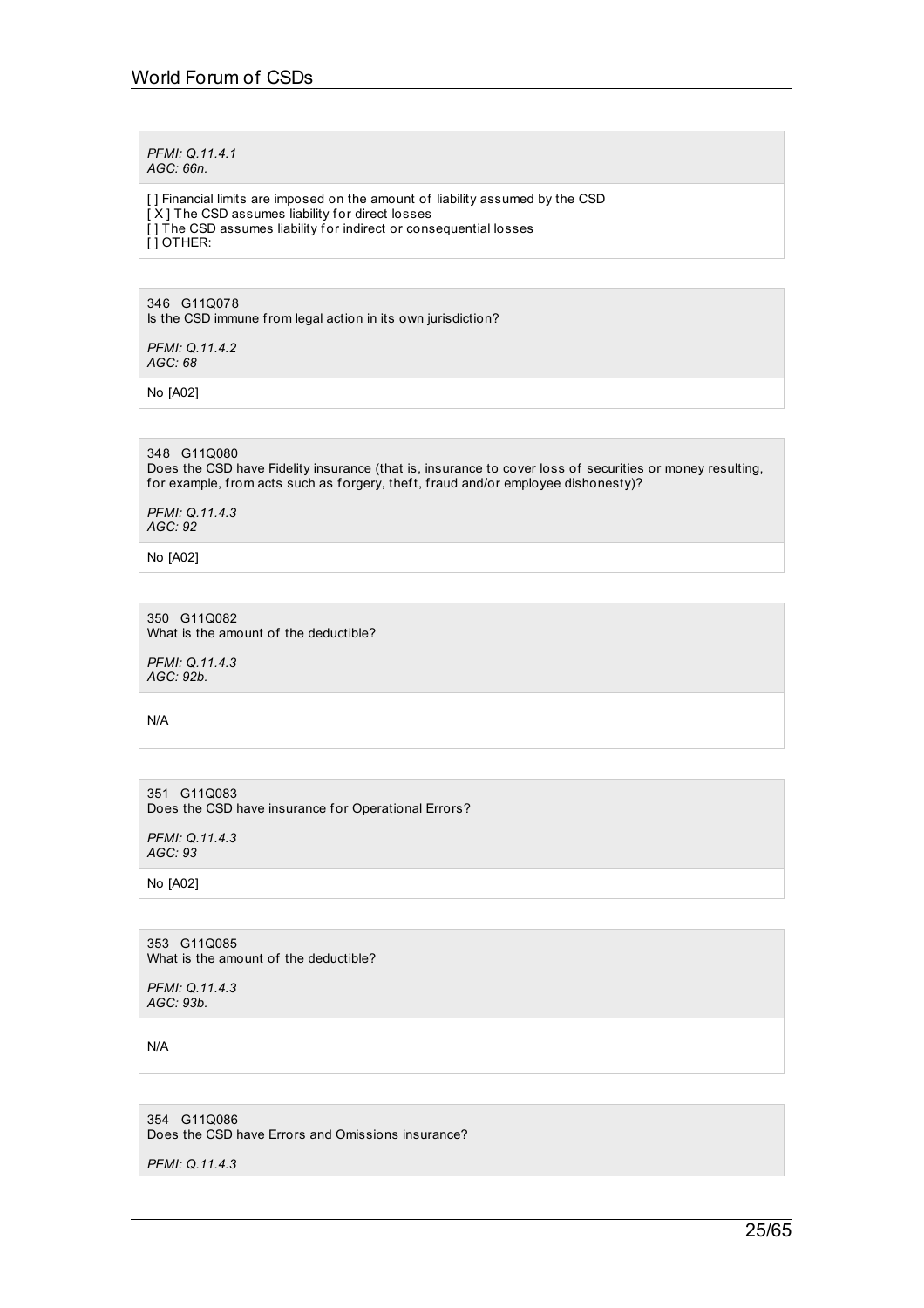*PFMI: Q.11.4.1*
*AGC: 66n.*

[ ] Financial limits are imposed on the amount of liability assumed by the CSD
[ X ] The CSD assumes liability for direct losses
[ ] The CSD assumes liability for indirect or consequential losses
[ ] OTHER:

346 G11Q078
Is the CSD immune from legal action in its own jurisdiction?

*PFMI: Q.11.4.2*
*AGC: 68*

No [A02]

348 G11Q080
Does the CSD have Fidelity insurance (that is, insurance to cover loss of securities or money resulting, for example, from acts such as forgery, theft, fraud and/or employee dishonesty)?

*PFMI: Q.11.4.3*
*AGC: 92*

No [A02]

350 G11Q082
What is the amount of the deductible?

*PFMI: Q.11.4.3*
*AGC: 92b.*

N/A

351 G11Q083
Does the CSD have insurance for Operational Errors?

*PFMI: Q.11.4.3*
*AGC: 93*

No [A02]

353 G11Q085
What is the amount of the deductible?

*PFMI: Q.11.4.3*
*AGC: 93b.*

N/A

354 G11Q086
Does the CSD have Errors and Omissions insurance?

*PFMI: Q.11.4.3*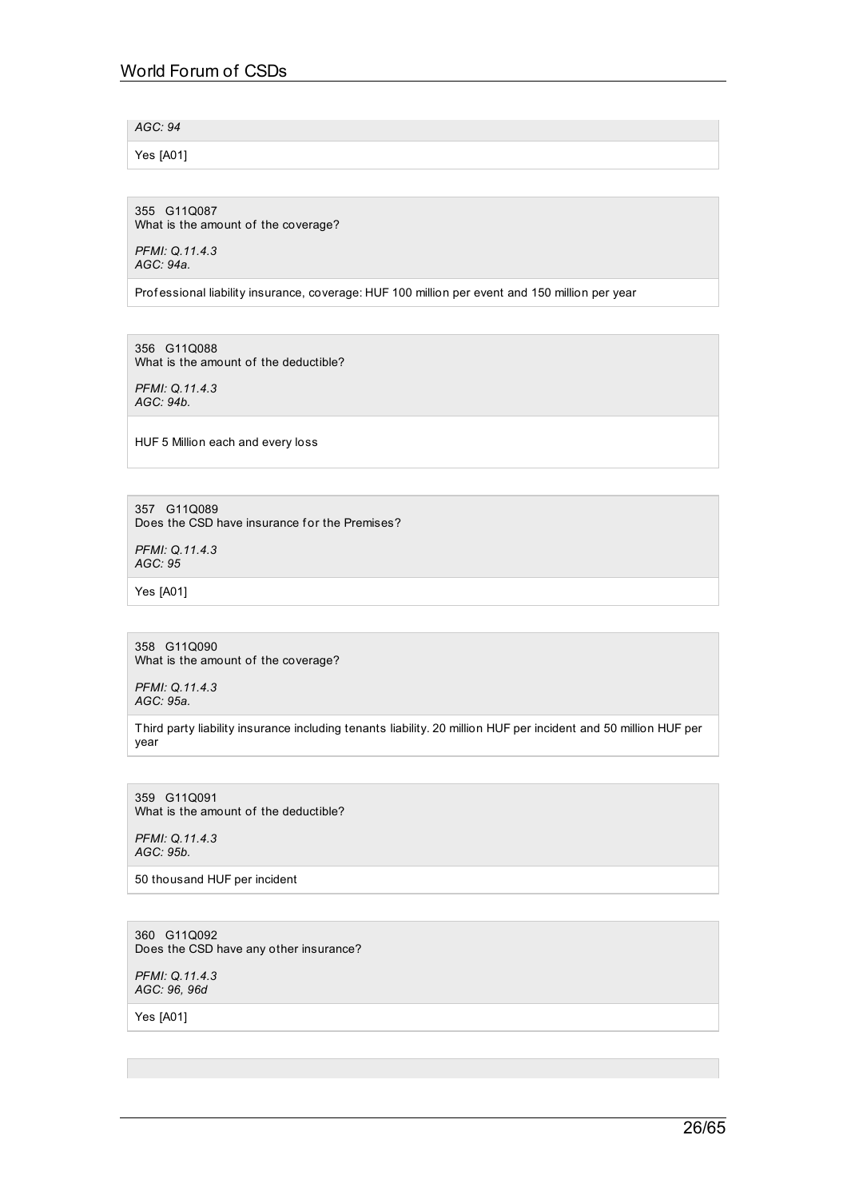*AGC: 94*

Yes [A01]

355 G11Q087
What is the amount of the coverage?

*PFMI: Q.11.4.3*
*AGC: 94a.*

Professional liability insurance, coverage: HUF 100 million per event and 150 million per year

356 G11Q088
What is the amount of the deductible?

*PFMI: Q.11.4.3*
*AGC: 94b.*

HUF 5 Million each and every loss

357 G11Q089
Does the CSD have insurance for the Premises?

*PFMI: Q.11.4.3*
*AGC: 95*

Yes [A01]

358 G11Q090
What is the amount of the coverage?

*PFMI: Q.11.4.3*
*AGC: 95a.*

Third party liability insurance including tenants liability. 20 million HUF per incident and 50 million HUF per year

359 G11Q091
What is the amount of the deductible?

*PFMI: Q.11.4.3*
*AGC: 95b.*

50 thousand HUF per incident

360 G11Q092
Does the CSD have any other insurance?

*PFMI: Q.11.4.3*
*AGC: 96, 96d*

Yes [A01]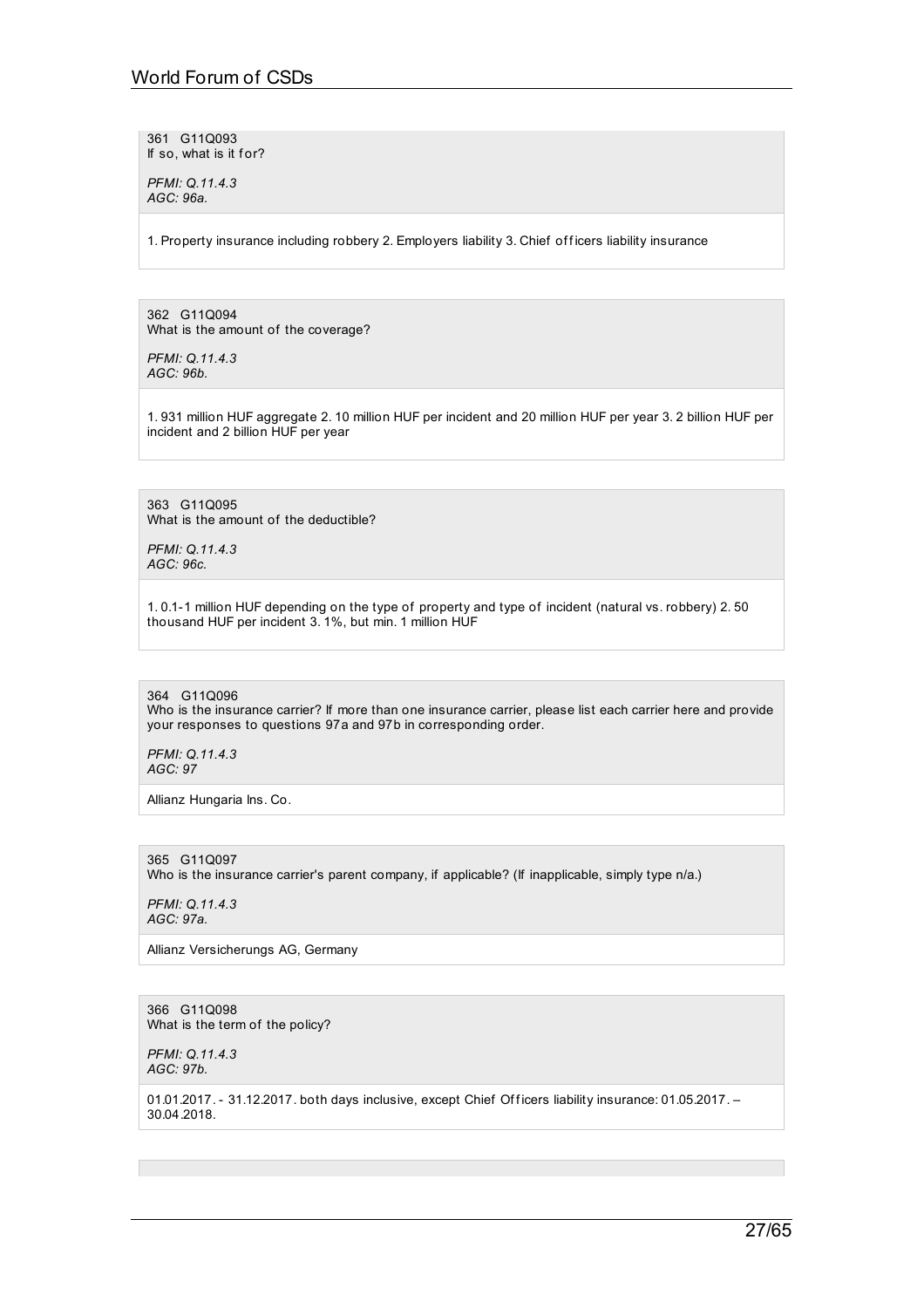361 G11Q093
If so, what is it for?

*PFMI: Q.11.4.3*
*AGC: 96a.*

1. Property insurance including robbery 2. Employers liability 3. Chief officers liability insurance

362 G11Q094
What is the amount of the coverage?

*PFMI: Q.11.4.3*
*AGC: 96b.*

1. 931 million HUF aggregate 2. 10 million HUF per incident and 20 million HUF per year 3. 2 billion HUF per incident and 2 billion HUF per year

363 G11Q095
What is the amount of the deductible?

*PFMI: Q.11.4.3*
*AGC: 96c.*

1. 0.1-1 million HUF depending on the type of property and type of incident (natural vs. robbery) 2. 50 thousand HUF per incident 3. 1%, but min. 1 million HUF

364 G11Q096
Who is the insurance carrier? If more than one insurance carrier, please list each carrier here and provide your responses to questions 97a and 97b in corresponding order.

*PFMI: Q.11.4.3*
*AGC: 97*

Allianz Hungaria Ins. Co.

365 G11Q097
Who is the insurance carrier's parent company, if applicable? (If inapplicable, simply type n/a.)

*PFMI: Q.11.4.3*
*AGC: 97a.*

Allianz Versicherungs AG, Germany

366 G11Q098
What is the term of the policy?

*PFMI: Q.11.4.3*
*AGC: 97b.*

01.01.2017. - 31.12.2017. both days inclusive, except Chief Officers liability insurance: 01.05.2017. – 30.04.2018.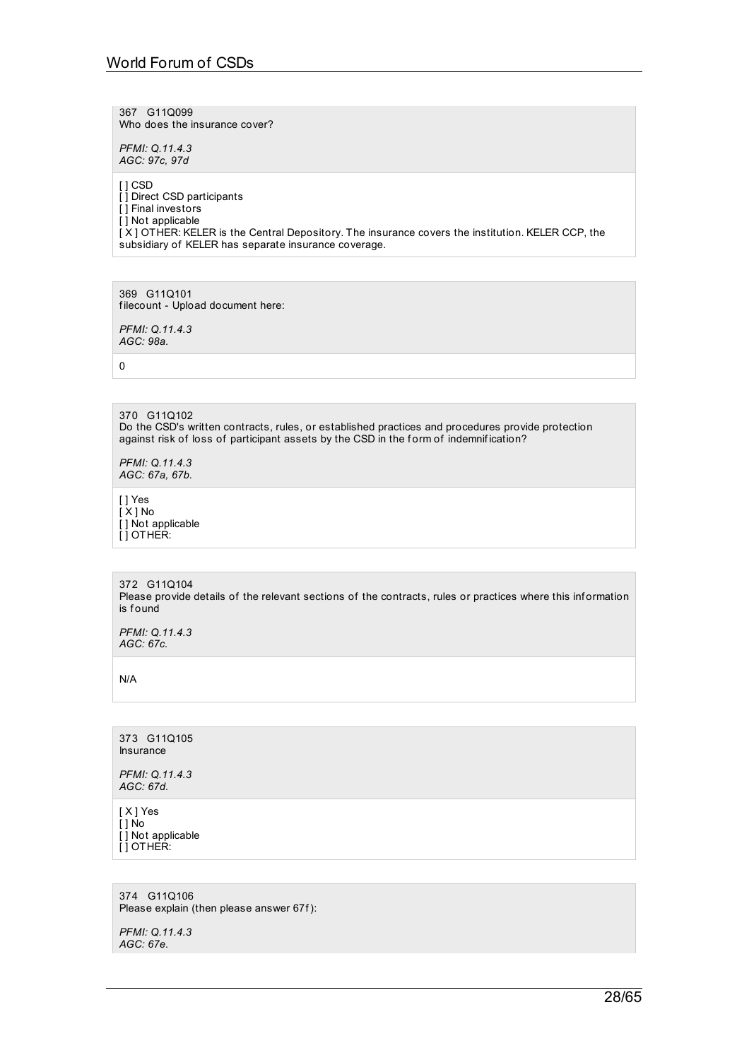367 G11Q099
Who does the insurance cover?

*PFMI: Q.11.4.3*
*AGC: 97c, 97d*

[ ] CSD
[ ] Direct CSD participants
[ ] Final investors
[ ] Not applicable
[ X ] OTHER: KELER is the Central Depository. The insurance covers the institution. KELER CCP, the subsidiary of KELER has separate insurance coverage.

369 G11Q101
filecount - Upload document here:

*PFMI: Q.11.4.3*
*AGC: 98a.*

0

370 G11Q102
Do the CSD's written contracts, rules, or established practices and procedures provide protection against risk of loss of participant assets by the CSD in the form of indemnification?

*PFMI: Q.11.4.3*
*AGC: 67a, 67b.*

[ ] Yes
[ X ] No
[ ] Not applicable
[ ] OTHER:

372 G11Q104
Please provide details of the relevant sections of the contracts, rules or practices where this information is found

*PFMI: Q.11.4.3*
*AGC: 67c.*

N/A

373 G11Q105
Insurance

*PFMI: Q.11.4.3*
*AGC: 67d.*

[ X ] Yes
[ ] No
[ ] Not applicable
[ ] OTHER:

374 G11Q106
Please explain (then please answer 67f):

*PFMI: Q.11.4.3*
*AGC: 67e.*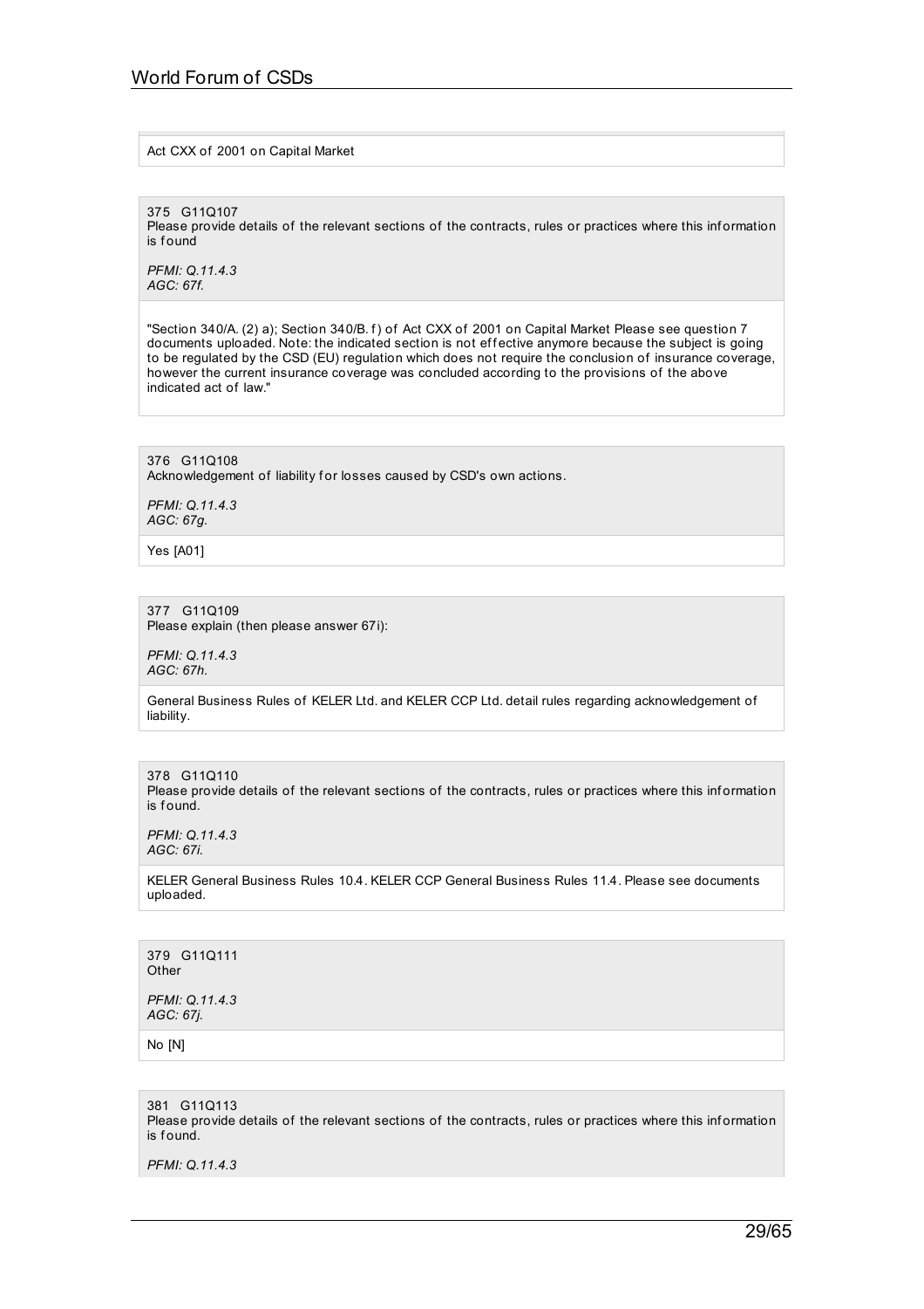Act CXX of 2001 on Capital Market

375 G11Q107
Please provide details of the relevant sections of the contracts, rules or practices where this information is found

*PFMI: Q.11.4.3*
*AGC: 67f.*

"Section 340/A. (2) a); Section 340/B. f) of Act CXX of 2001 on Capital Market Please see question 7 documents uploaded. Note: the indicated section is not effective anymore because the subject is going to be regulated by the CSD (EU) regulation which does not require the conclusion of insurance coverage, however the current insurance coverage was concluded according to the provisions of the above indicated act of law."

376 G11Q108
Acknowledgement of liability for losses caused by CSD's own actions.

*PFMI: Q.11.4.3*
*AGC: 67g.*

Yes [A01]

377 G11Q109
Please explain (then please answer 67i):

*PFMI: Q.11.4.3*
*AGC: 67h.*

General Business Rules of KELER Ltd. and KELER CCP Ltd. detail rules regarding acknowledgement of liability.

378 G11Q110
Please provide details of the relevant sections of the contracts, rules or practices where this information is found.

*PFMI: Q.11.4.3*
*AGC: 67i.*

KELER General Business Rules 10.4. KELER CCP General Business Rules 11.4. Please see documents uploaded.

379 G11Q111
Other

*PFMI: Q.11.4.3*
*AGC: 67j.*

No [N]

381 G11Q113
Please provide details of the relevant sections of the contracts, rules or practices where this information is found.

*PFMI: Q.11.4.3*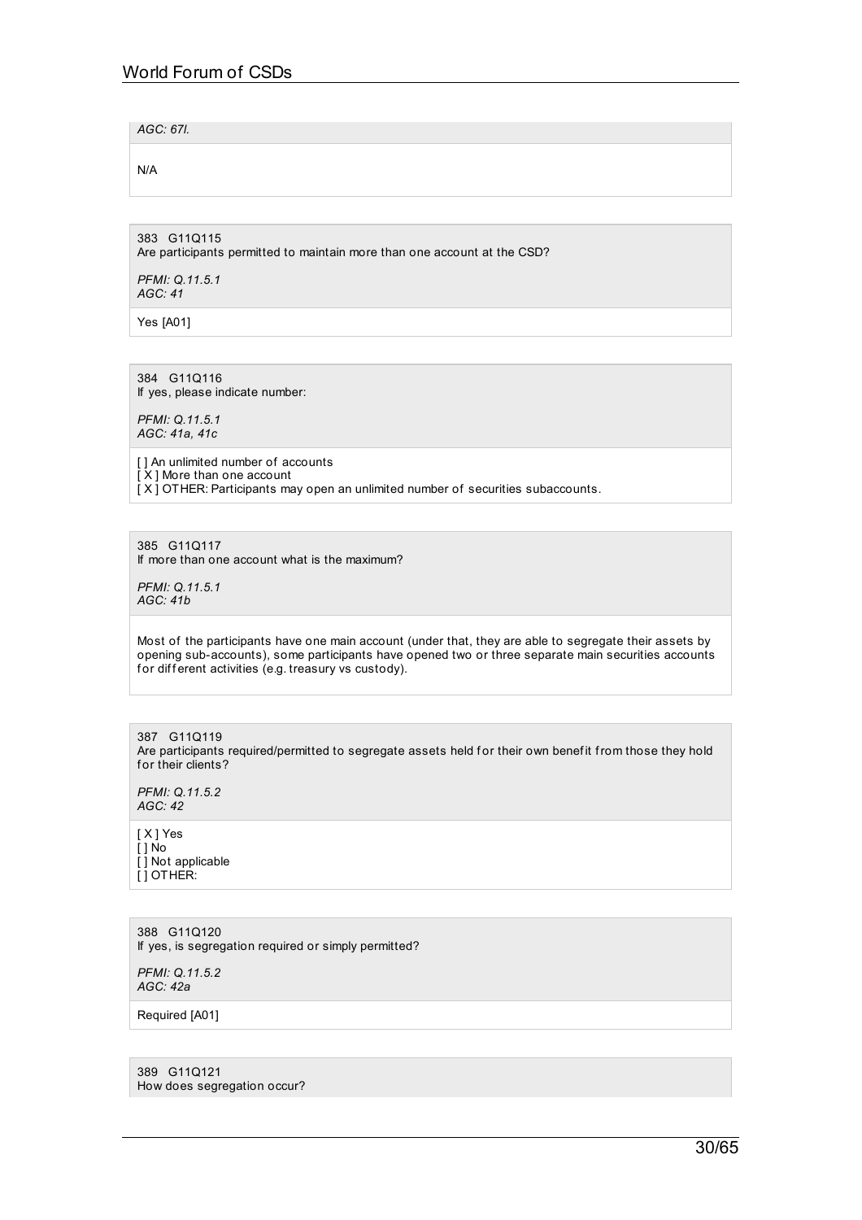*AGC: 67l.*

N/A

383 G11Q115
Are participants permitted to maintain more than one account at the CSD?

*PFMI: Q.11.5.1*
*AGC: 41*

Yes [A01]

384 G11Q116
If yes, please indicate number:

*PFMI: Q.11.5.1*
*AGC: 41a, 41c*

[ ] An unlimited number of accounts
[ X ] More than one account
[ X ] OTHER: Participants may open an unlimited number of securities subaccounts.

385 G11Q117
If more than one account what is the maximum?

*PFMI: Q.11.5.1*
*AGC: 41b*

Most of the participants have one main account (under that, they are able to segregate their assets by opening sub-accounts), some participants have opened two or three separate main securities accounts for different activities (e.g. treasury vs custody).

387 G11Q119
Are participants required/permitted to segregate assets held for their own benefit from those they hold for their clients?

*PFMI: Q.11.5.2*
*AGC: 42*

[ X ] Yes
[ ] No
[ ] Not applicable
[ ] OTHER:

388 G11Q120
If yes, is segregation required or simply permitted?

*PFMI: Q.11.5.2*
*AGC: 42a*

Required [A01]

389 G11Q121
How does segregation occur?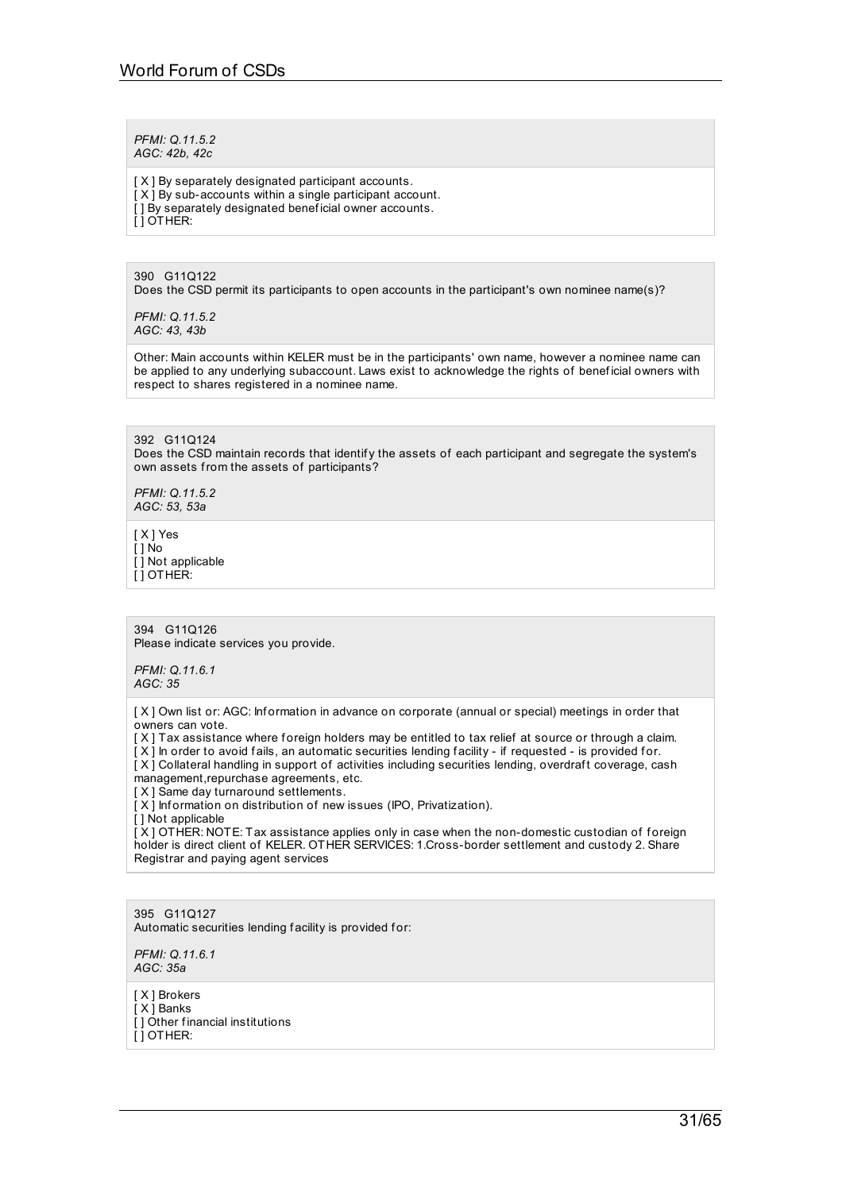*PFMI: Q.11.5.2*
*AGC: 42b, 42c*

[ X ] By separately designated participant accounts.
[ X ] By sub-accounts within a single participant account.
[ ] By separately designated beneficial owner accounts.
[ ] OTHER:

390 G11Q122
Does the CSD permit its participants to open accounts in the participant's own nominee name(s)?

*PFMI: Q.11.5.2*
*AGC: 43, 43b*

Other: Main accounts within KELER must be in the participants' own name, however a nominee name can be applied to any underlying subaccount. Laws exist to acknowledge the rights of beneficial owners with respect to shares registered in a nominee name.

392 G11Q124
Does the CSD maintain records that identify the assets of each participant and segregate the system's own assets from the assets of participants?

*PFMI: Q.11.5.2*
*AGC: 53, 53a*

[ X ] Yes
[ ] No
[ ] Not applicable
[ ] OTHER:

394 G11Q126
Please indicate services you provide.

*PFMI: Q.11.6.1*
*AGC: 35*

[ X ] Own list or: AGC: Information in advance on corporate (annual or special) meetings in order that owners can vote.
[ X ] Tax assistance where foreign holders may be entitled to tax relief at source or through a claim.
[ X ] In order to avoid fails, an automatic securities lending facility - if requested - is provided for.
[ X ] Collateral handling in support of activities including securities lending, overdraft coverage, cash management,repurchase agreements, etc.
[ X ] Same day turnaround settlements.
[ X ] Information on distribution of new issues (IPO, Privatization).
[ ] Not applicable
[ X ] OTHER: NOTE: Tax assistance applies only in case when the non-domestic custodian of foreign holder is direct client of KELER. OTHER SERVICES: 1.Cross-border settlement and custody 2. Share Registrar and paying agent services

395 G11Q127
Automatic securities lending facility is provided for:

*PFMI: Q.11.6.1*
*AGC: 35a*

[ X ] Brokers
[ X ] Banks
[ ] Other financial institutions
[ ] OTHER: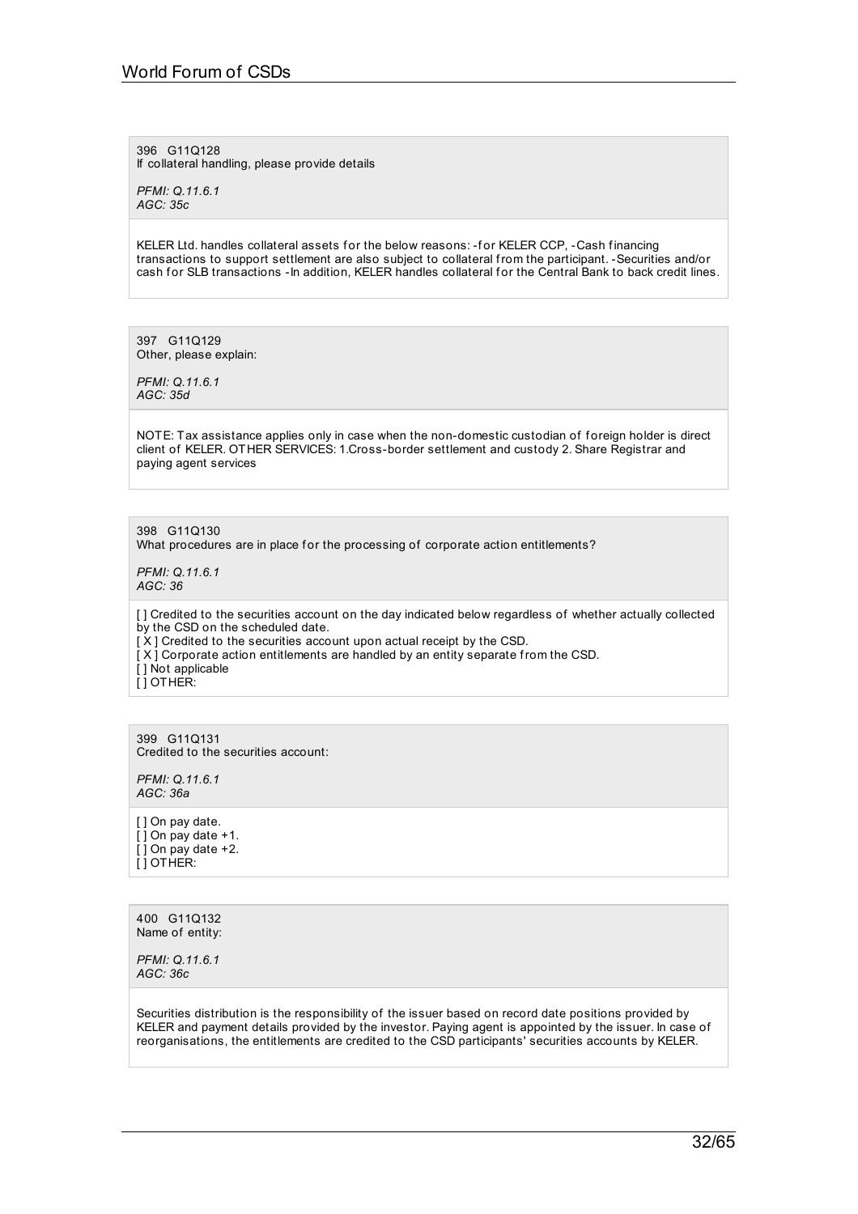396 G11Q128
If collateral handling, please provide details

*PFMI: Q.11.6.1*
*AGC: 35c*

KELER Ltd. handles collateral assets for the below reasons: -for KELER CCP, -Cash financing transactions to support settlement are also subject to collateral from the participant. -Securities and/or cash for SLB transactions -In addition, KELER handles collateral for the Central Bank to back credit lines.

397 G11Q129
Other, please explain:

*PFMI: Q.11.6.1*
*AGC: 35d*

NOTE: Tax assistance applies only in case when the non-domestic custodian of foreign holder is direct client of KELER. OTHER SERVICES: 1.Cross-border settlement and custody 2. Share Registrar and paying agent services

398 G11Q130
What procedures are in place for the processing of corporate action entitlements?

*PFMI: Q.11.6.1*
*AGC: 36*

[ ] Credited to the securities account on the day indicated below regardless of whether actually collected by the CSD on the scheduled date.
[ X ] Credited to the securities account upon actual receipt by the CSD.
[ X ] Corporate action entitlements are handled by an entity separate from the CSD.
[ ] Not applicable
[ ] OTHER:

399 G11Q131
Credited to the securities account:

*PFMI: Q.11.6.1*
*AGC: 36a*

[ ] On pay date.
[ ] On pay date +1.
[ ] On pay date +2.
[ ] OTHER:

400 G11Q132
Name of entity:

*PFMI: Q.11.6.1*
*AGC: 36c*

Securities distribution is the responsibility of the issuer based on record date positions provided by KELER and payment details provided by the investor. Paying agent is appointed by the issuer. In case of reorganisations, the entitlements are credited to the CSD participants' securities accounts by KELER.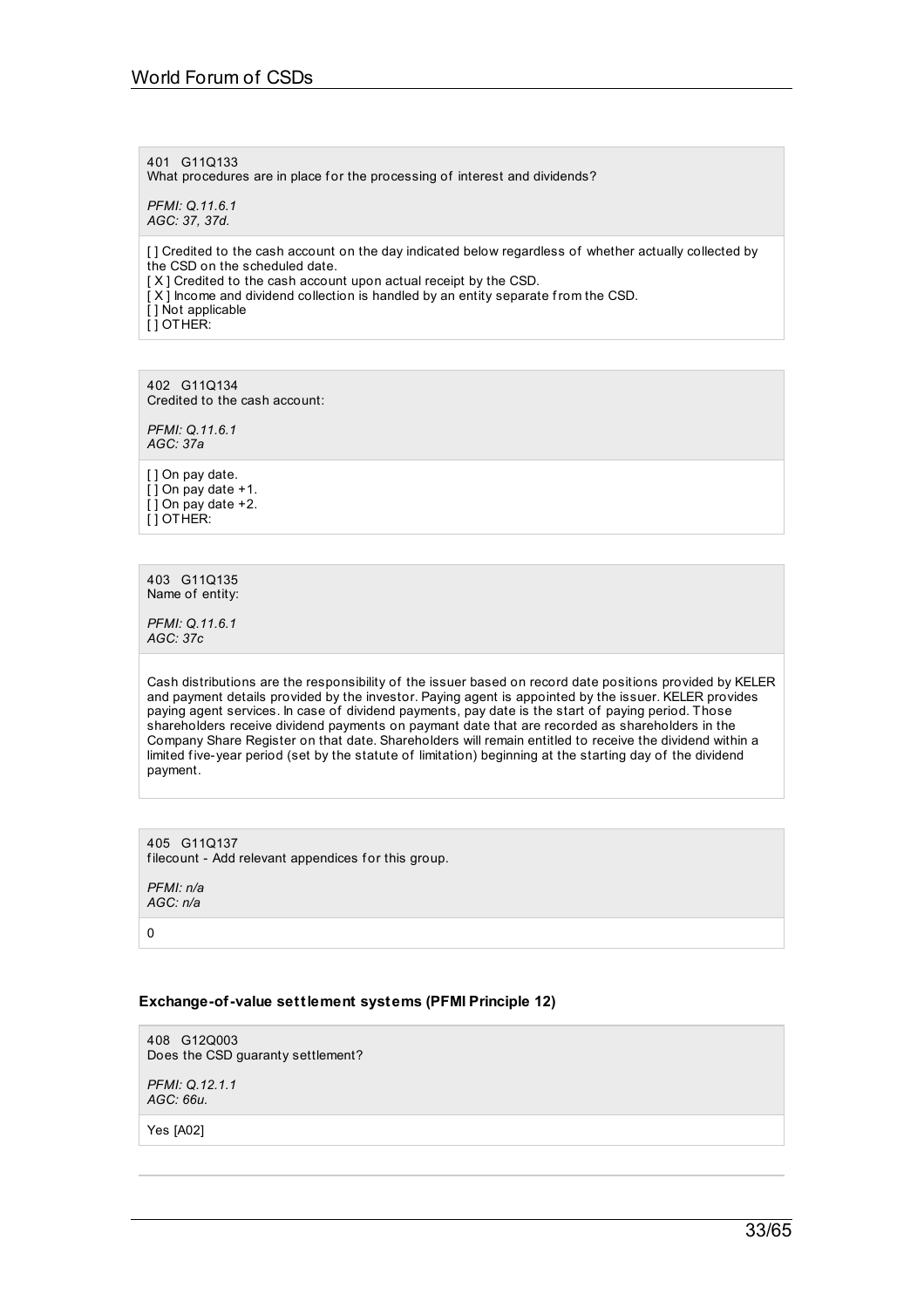401 G11Q133
What procedures are in place for the processing of interest and dividends?

*PFMI: Q.11.6.1*
*AGC: 37, 37d.*

[ ] Credited to the cash account on the day indicated below regardless of whether actually collected by the CSD on the scheduled date.
[ X ] Credited to the cash account upon actual receipt by the CSD.
[ X ] Income and dividend collection is handled by an entity separate from the CSD.
[ ] Not applicable
[ ] OTHER:

402 G11Q134
Credited to the cash account:

*PFMI: Q.11.6.1*
*AGC: 37a*

[ ] On pay date.
[ ] On pay date +1.
[ ] On pay date +2.
[ ] OTHER:

403 G11Q135
Name of entity:

*PFMI: Q.11.6.1*
*AGC: 37c*

Cash distributions are the responsibility of the issuer based on record date positions provided by KELER and payment details provided by the investor. Paying agent is appointed by the issuer. KELER provides paying agent services. In case of dividend payments, pay date is the start of paying period. Those shareholders receive dividend payments on paymant date that are recorded as shareholders in the Company Share Register on that date. Shareholders will remain entitled to receive the dividend within a limited five-year period (set by the statute of limitation) beginning at the starting day of the dividend payment.

405 G11Q137
filecount - Add relevant appendices for this group.

*PFMI: n/a*
*AGC: n/a*

0

### Exchange-of-value settlement systems (PFMI Principle 12)

408 G12Q003
Does the CSD guaranty settlement?

*PFMI: Q.12.1.1*
*AGC: 66u.*

Yes [A02]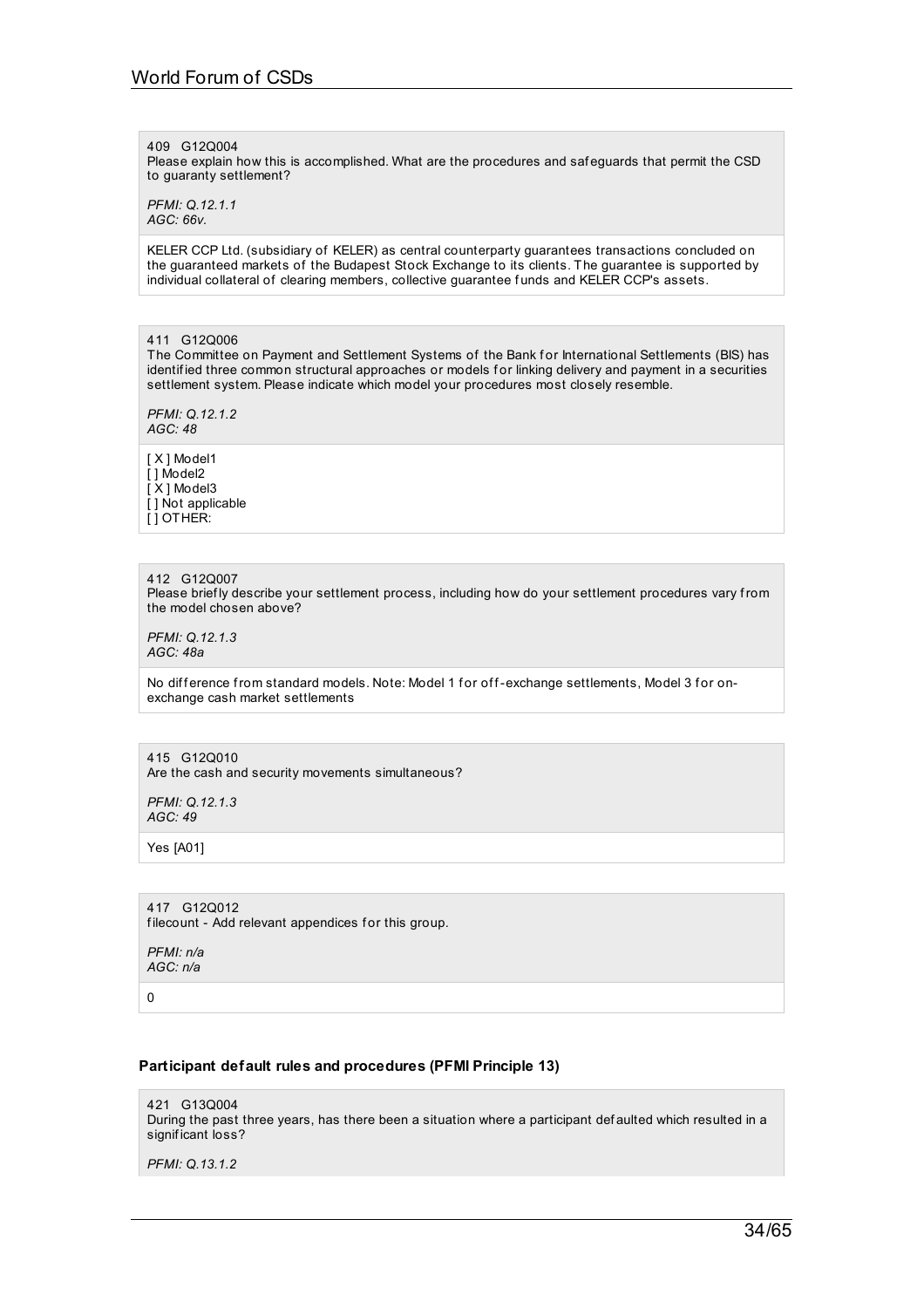409 G12Q004
Please explain how this is accomplished. What are the procedures and safeguards that permit the CSD to guaranty settlement?

*PFMI: Q.12.1.1*
*AGC: 66v.*

KELER CCP Ltd. (subsidiary of KELER) as central counterparty guarantees transactions concluded on the guaranteed markets of the Budapest Stock Exchange to its clients. The guarantee is supported by individual collateral of clearing members, collective guarantee funds and KELER CCP's assets.

411 G12Q006
The Committee on Payment and Settlement Systems of the Bank for International Settlements (BIS) has identified three common structural approaches or models for linking delivery and payment in a securities settlement system. Please indicate which model your procedures most closely resemble.

*PFMI: Q.12.1.2*
*AGC: 48*

[ X ] Model1
[ ] Model2
[ X ] Model3
[ ] Not applicable
[ ] OTHER:

412 G12Q007
Please briefly describe your settlement process, including how do your settlement procedures vary from the model chosen above?

*PFMI: Q.12.1.3*
*AGC: 48a*

No difference from standard models. Note: Model 1 for off-exchange settlements, Model 3 for on-exchange cash market settlements

415 G12Q010
Are the cash and security movements simultaneous?

*PFMI: Q.12.1.3*
*AGC: 49*

Yes [A01]

417 G12Q012
filecount - Add relevant appendices for this group.

*PFMI: n/a*
*AGC: n/a*

0

### Participant default rules and procedures (PFMI Principle 13)

421 G13Q004
During the past three years, has there been a situation where a participant defaulted which resulted in a significant loss?

*PFMI: Q.13.1.2*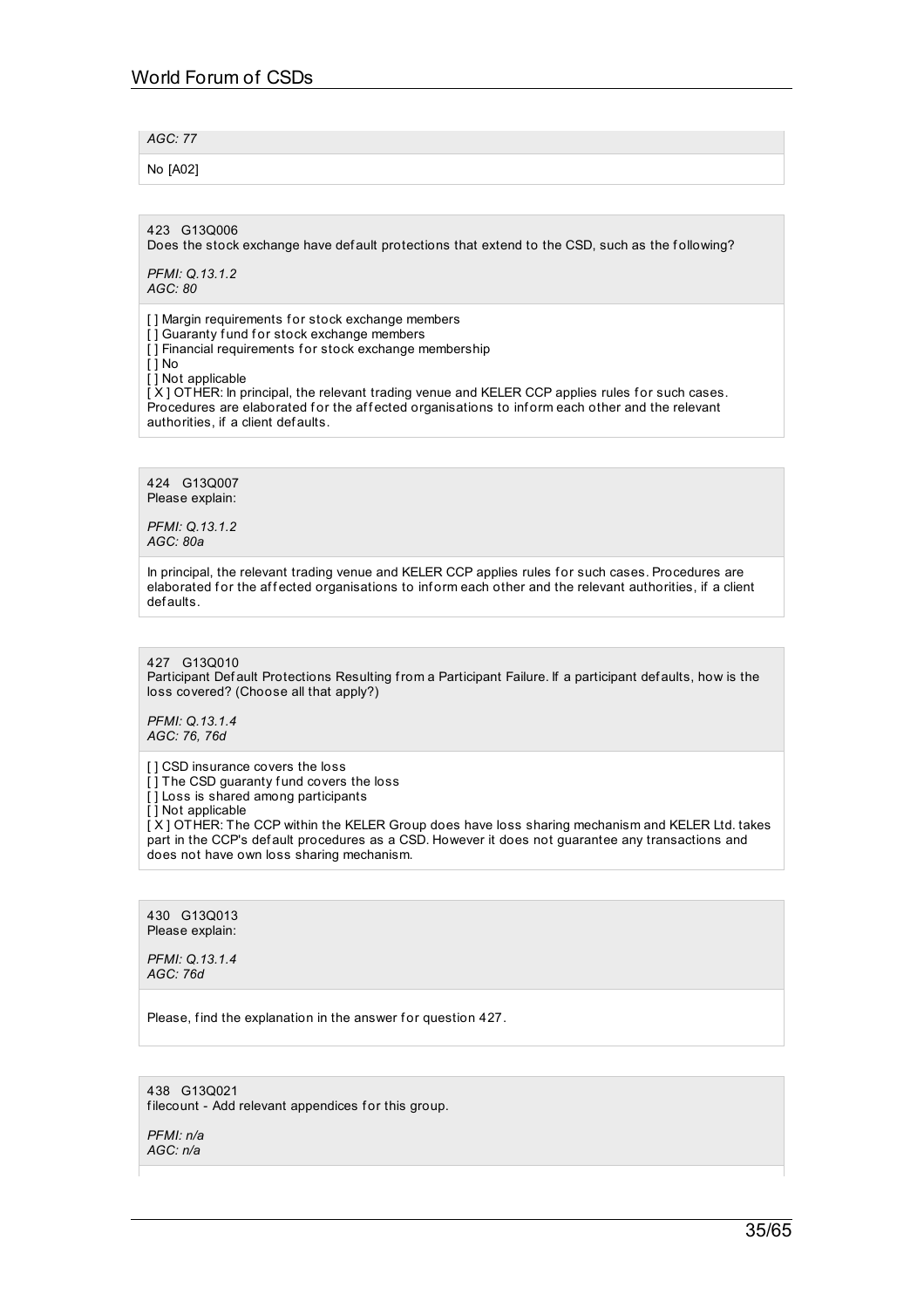*AGC: 77*

No [A02]

423 G13Q006
Does the stock exchange have default protections that extend to the CSD, such as the following?

*PFMI: Q.13.1.2*
*AGC: 80*

[ ] Margin requirements for stock exchange members
[ ] Guaranty fund for stock exchange members
[ ] Financial requirements for stock exchange membership
[ ] No
[ ] Not applicable
[ X ] OTHER: In principal, the relevant trading venue and KELER CCP applies rules for such cases. Procedures are elaborated for the affected organisations to inform each other and the relevant authorities, if a client defaults.

424 G13Q007
Please explain:

*PFMI: Q.13.1.2*
*AGC: 80a*

In principal, the relevant trading venue and KELER CCP applies rules for such cases. Procedures are elaborated for the affected organisations to inform each other and the relevant authorities, if a client defaults.

427 G13Q010
Participant Default Protections Resulting from a Participant Failure. If a participant defaults, how is the loss covered? (Choose all that apply?)

*PFMI: Q.13.1.4*
*AGC: 76, 76d*

[ ] CSD insurance covers the loss
[ ] The CSD guaranty fund covers the loss
[ ] Loss is shared among participants
[ ] Not applicable
[ X ] OTHER: The CCP within the KELER Group does have loss sharing mechanism and KELER Ltd. takes part in the CCP's default procedures as a CSD. However it does not guarantee any transactions and does not have own loss sharing mechanism.

430 G13Q013
Please explain:

*PFMI: Q.13.1.4*
*AGC: 76d*

Please, find the explanation in the answer for question 427.

438 G13Q021
filecount - Add relevant appendices for this group.

*PFMI: n/a*
*AGC: n/a*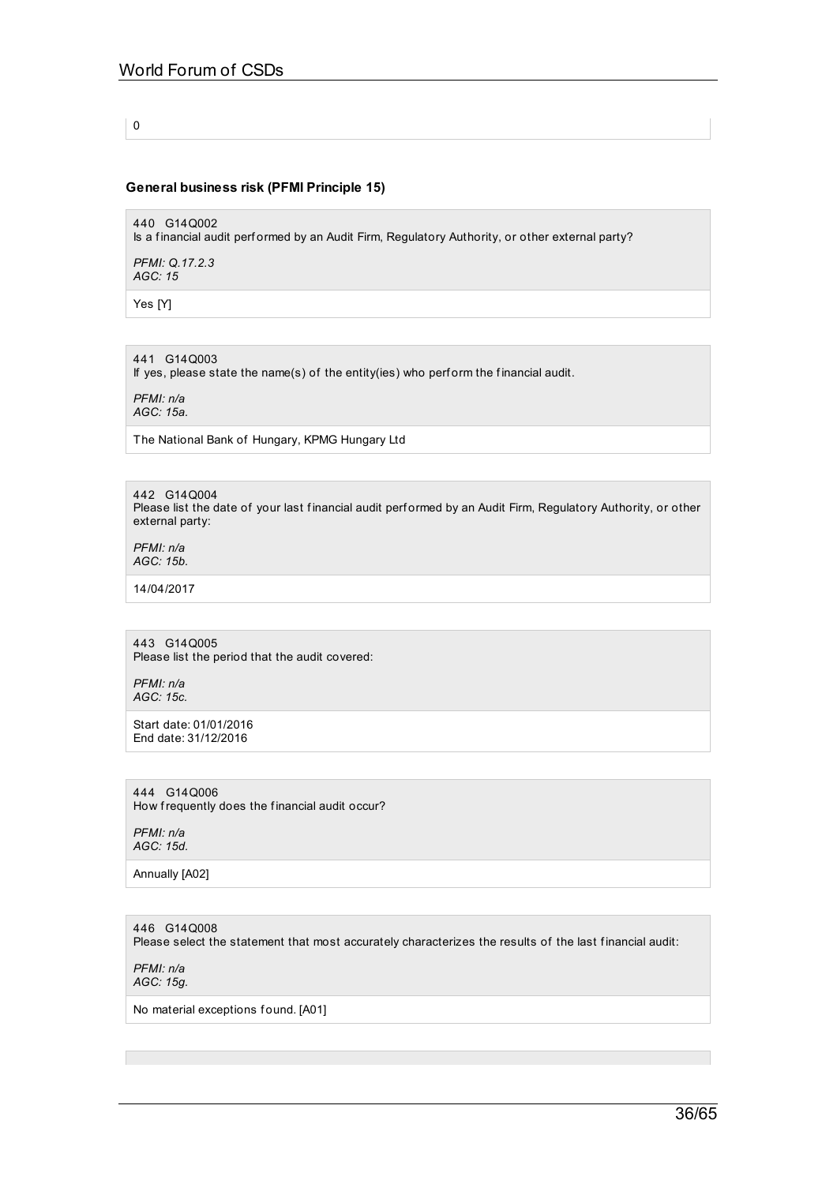0

### General business risk (PFMI Principle 15)

440 G14Q002
Is a financial audit performed by an Audit Firm, Regulatory Authority, or other external party?

*PFMI: Q.17.2.3*
*AGC: 15*

Yes [Y]

441 G14Q003
If yes, please state the name(s) of the entity(ies) who perform the financial audit.

*PFMI: n/a*
*AGC: 15a.*

The National Bank of Hungary, KPMG Hungary Ltd

442 G14Q004
Please list the date of your last financial audit performed by an Audit Firm, Regulatory Authority, or other external party:

*PFMI: n/a*
*AGC: 15b.*

14/04/2017

443 G14Q005
Please list the period that the audit covered:

*PFMI: n/a*
*AGC: 15c.*

Start date: 01/01/2016
End date: 31/12/2016

444 G14Q006
How frequently does the financial audit occur?

*PFMI: n/a*
*AGC: 15d.*

Annually [A02]

446 G14Q008
Please select the statement that most accurately characterizes the results of the last financial audit:

*PFMI: n/a*
*AGC: 15g.*

No material exceptions found. [A01]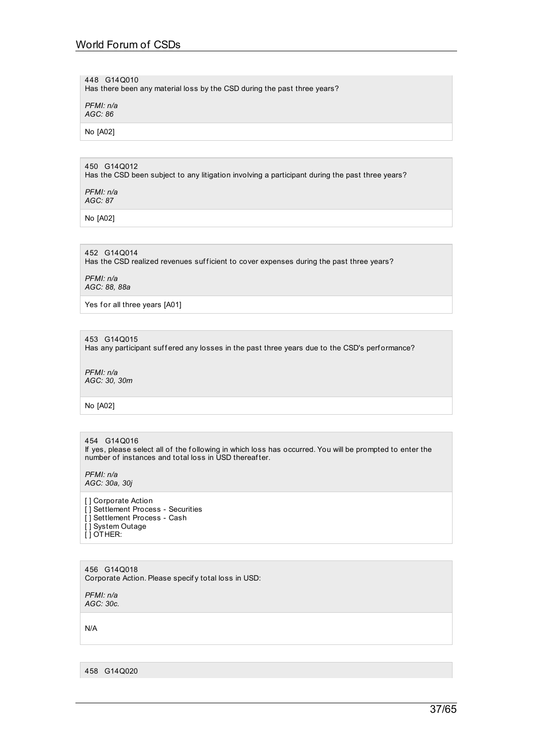448 G14Q010
Has there been any material loss by the CSD during the past three years?

*PFMI: n/a*
*AGC: 86*

No [A02]

450 G14Q012
Has the CSD been subject to any litigation involving a participant during the past three years?

*PFMI: n/a*
*AGC: 87*

No [A02]

452 G14Q014
Has the CSD realized revenues sufficient to cover expenses during the past three years?

*PFMI: n/a*
*AGC: 88, 88a*

Yes for all three years [A01]

453 G14Q015
Has any participant suffered any losses in the past three years due to the CSD's performance?

*PFMI: n/a*
*AGC: 30, 30m*

No [A02]

454 G14Q016
If yes, please select all of the following in which loss has occurred. You will be prompted to enter the number of instances and total loss in USD thereafter.

*PFMI: n/a*
*AGC: 30a, 30j*

[ ] Corporate Action
[ ] Settlement Process - Securities
[ ] Settlement Process - Cash
[ ] System Outage
[ ] OTHER:

456 G14Q018
Corporate Action. Please specify total loss in USD:

*PFMI: n/a*
*AGC: 30c.*

N/A

458 G14Q020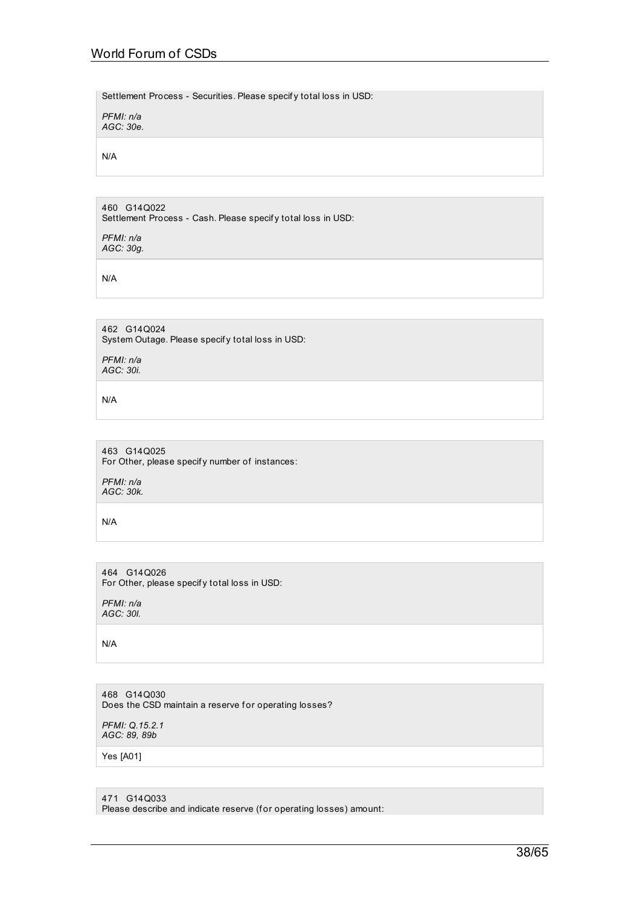Settlement Process - Securities. Please specify total loss in USD:

*PFMI: n/a*
*AGC: 30e.*

N/A

460 G14Q022
Settlement Process - Cash. Please specify total loss in USD:

*PFMI: n/a*
*AGC: 30g.*

N/A

462 G14Q024
System Outage. Please specify total loss in USD:

*PFMI: n/a*
*AGC: 30i.*

N/A

463 G14Q025
For Other, please specify number of instances:

*PFMI: n/a*
*AGC: 30k.*

N/A

464 G14Q026
For Other, please specify total loss in USD:

*PFMI: n/a*
*AGC: 30l.*

N/A

468 G14Q030
Does the CSD maintain a reserve for operating losses?

*PFMI: Q.15.2.1*
*AGC: 89, 89b*

Yes [A01]

471 G14Q033
Please describe and indicate reserve (for operating losses) amount: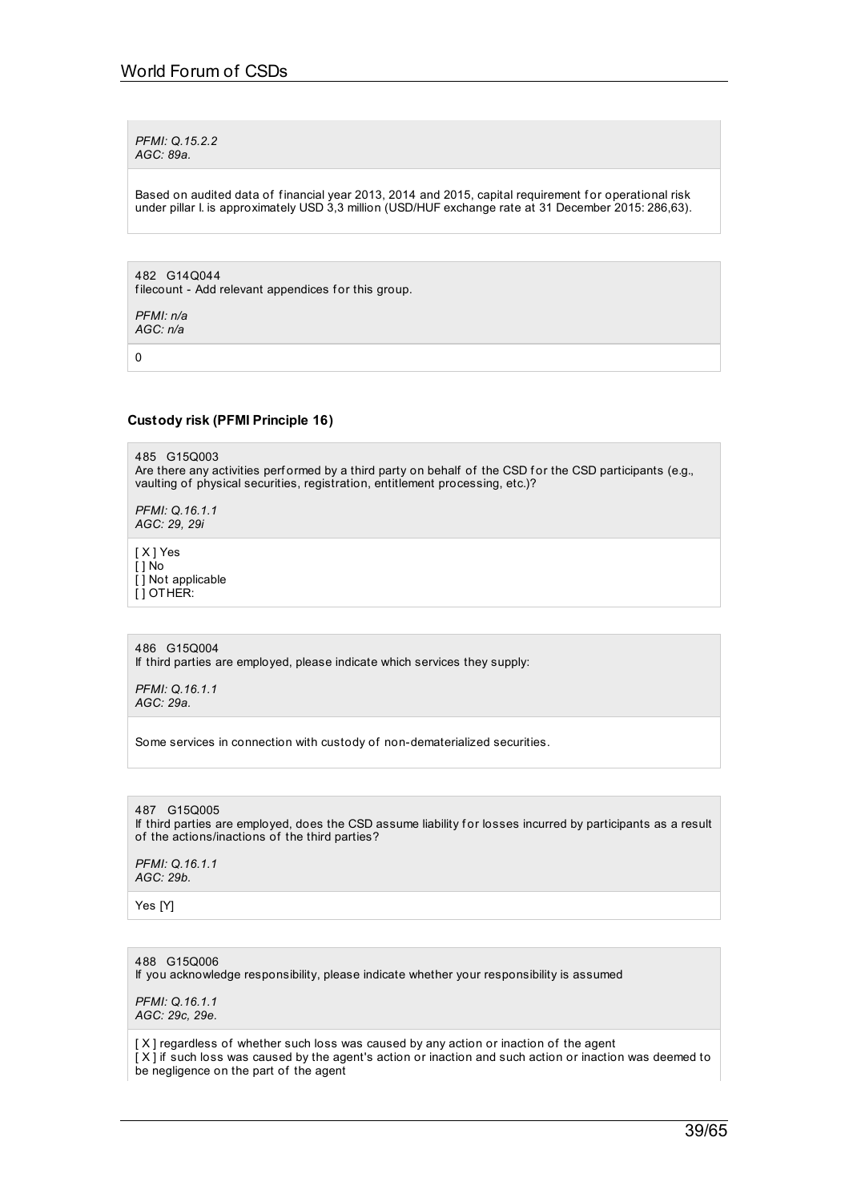*PFMI: Q.15.2.2*
*AGC: 89a.*

Based on audited data of financial year 2013, 2014 and 2015, capital requirement for operational risk under pillar I. is approximately USD 3,3 million (USD/HUF exchange rate at 31 December 2015: 286,63).

482 G14Q044
filecount - Add relevant appendices for this group.

*PFMI: n/a*
*AGC: n/a*

0

### Custody risk (PFMI Principle 16)

485 G15Q003
Are there any activities performed by a third party on behalf of the CSD for the CSD participants (e.g., vaulting of physical securities, registration, entitlement processing, etc.)?

*PFMI: Q.16.1.1*
*AGC: 29, 29i*

[ X ] Yes
[ ] No
[ ] Not applicable
[ ] OTHER:

486 G15Q004
If third parties are employed, please indicate which services they supply:

*PFMI: Q.16.1.1*
*AGC: 29a.*

Some services in connection with custody of non-dematerialized securities.

487 G15Q005
If third parties are employed, does the CSD assume liability for losses incurred by participants as a result of the actions/inactions of the third parties?

*PFMI: Q.16.1.1*
*AGC: 29b.*

Yes [Y]

488 G15Q006
If you acknowledge responsibility, please indicate whether your responsibility is assumed

*PFMI: Q.16.1.1*
*AGC: 29c, 29e.*

[ X ] regardless of whether such loss was caused by any action or inaction of the agent
[ X ] if such loss was caused by the agent's action or inaction and such action or inaction was deemed to be negligence on the part of the agent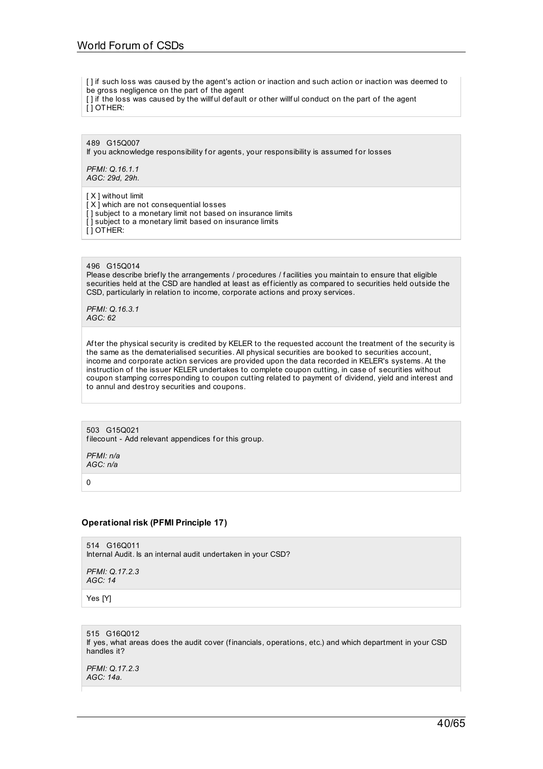[ ] if such loss was caused by the agent's action or inaction and such action or inaction was deemed to be gross negligence on the part of the agent
[ ] if the loss was caused by the willful default or other willful conduct on the part of the agent
[ ] OTHER:

489 G15Q007
If you acknowledge responsibility for agents, your responsibility is assumed for losses

*PFMI: Q.16.1.1*
*AGC: 29d, 29h.*

[ X ] without limit
[ X ] which are not consequential losses
[ ] subject to a monetary limit not based on insurance limits
[ ] subject to a monetary limit based on insurance limits
[ ] OTHER:

496 G15Q014
Please describe briefly the arrangements / procedures / facilities you maintain to ensure that eligible securities held at the CSD are handled at least as efficiently as compared to securities held outside the CSD, particularly in relation to income, corporate actions and proxy services.

*PFMI: Q.16.3.1*
*AGC: 62*

After the physical security is credited by KELER to the requested account the treatment of the security is the same as the dematerialised securities. All physical securities are booked to securities account, income and corporate action services are provided upon the data recorded in KELER's systems. At the instruction of the issuer KELER undertakes to complete coupon cutting, in case of securities without coupon stamping corresponding to coupon cutting related to payment of dividend, yield and interest and to annul and destroy securities and coupons.

503 G15Q021
filecount - Add relevant appendices for this group.

*PFMI: n/a*
*AGC: n/a*

0

### Operational risk (PFMI Principle 17)

514 G16Q011
Internal Audit. Is an internal audit undertaken in your CSD?

*PFMI: Q.17.2.3*
*AGC: 14*

Yes [Y]

515 G16Q012
If yes, what areas does the audit cover (financials, operations, etc.) and which department in your CSD handles it?

*PFMI: Q.17.2.3*
*AGC: 14a.*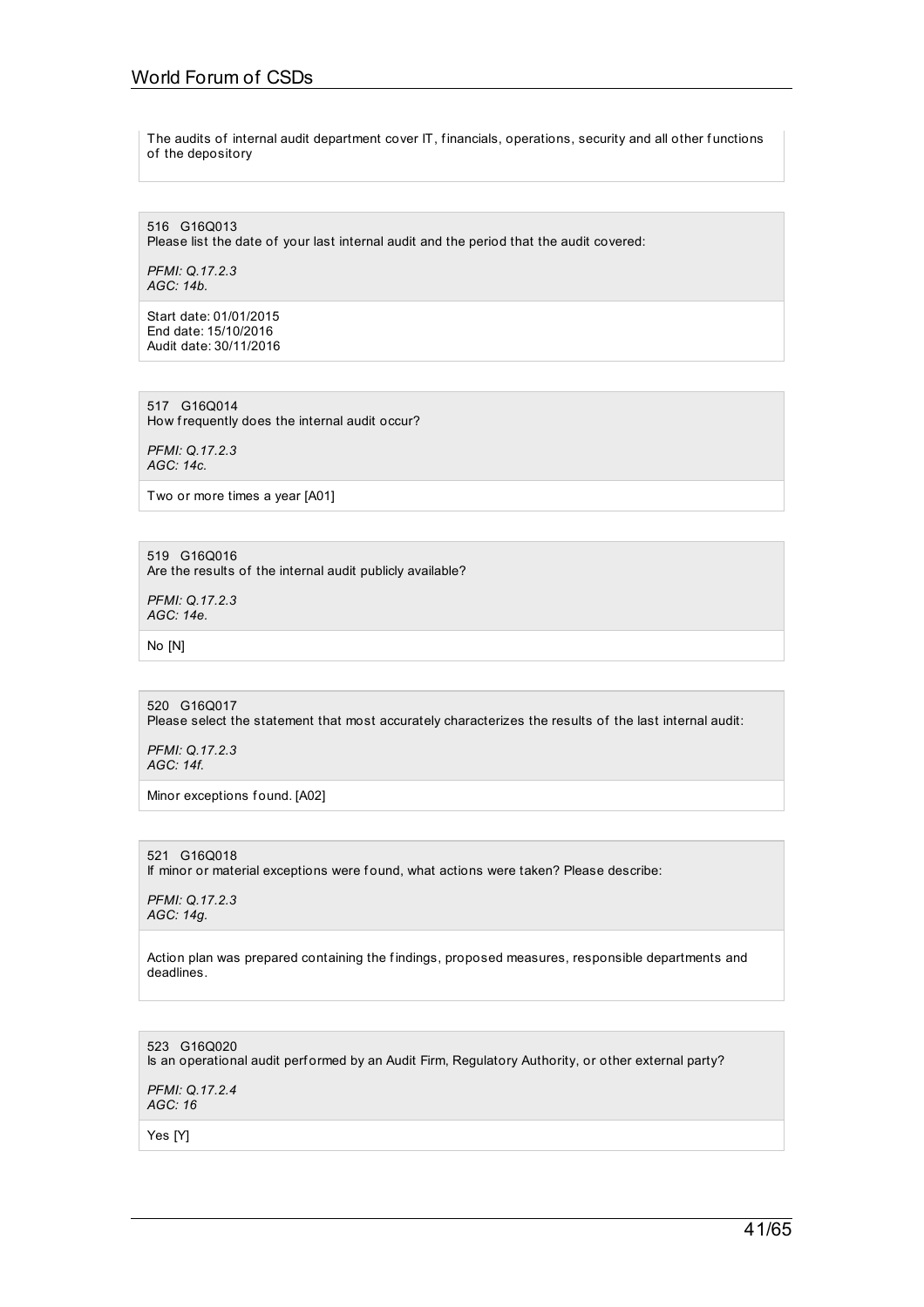The audits of internal audit department cover IT, financials, operations, security and all other functions of the depository

516 G16Q013
Please list the date of your last internal audit and the period that the audit covered:

*PFMI: Q.17.2.3*
*AGC: 14b.*

Start date: 01/01/2015
End date: 15/10/2016
Audit date: 30/11/2016

517 G16Q014
How frequently does the internal audit occur?

*PFMI: Q.17.2.3*
*AGC: 14c.*

Two or more times a year [A01]

519 G16Q016
Are the results of the internal audit publicly available?

*PFMI: Q.17.2.3*
*AGC: 14e.*

No [N]

520 G16Q017
Please select the statement that most accurately characterizes the results of the last internal audit:

*PFMI: Q.17.2.3*
*AGC: 14f.*

Minor exceptions found. [A02]

521 G16Q018
If minor or material exceptions were found, what actions were taken? Please describe:

*PFMI: Q.17.2.3*
*AGC: 14g.*

Action plan was prepared containing the findings, proposed measures, responsible departments and deadlines.

523 G16Q020
Is an operational audit performed by an Audit Firm, Regulatory Authority, or other external party?

*PFMI: Q.17.2.4*
*AGC: 16*

Yes [Y]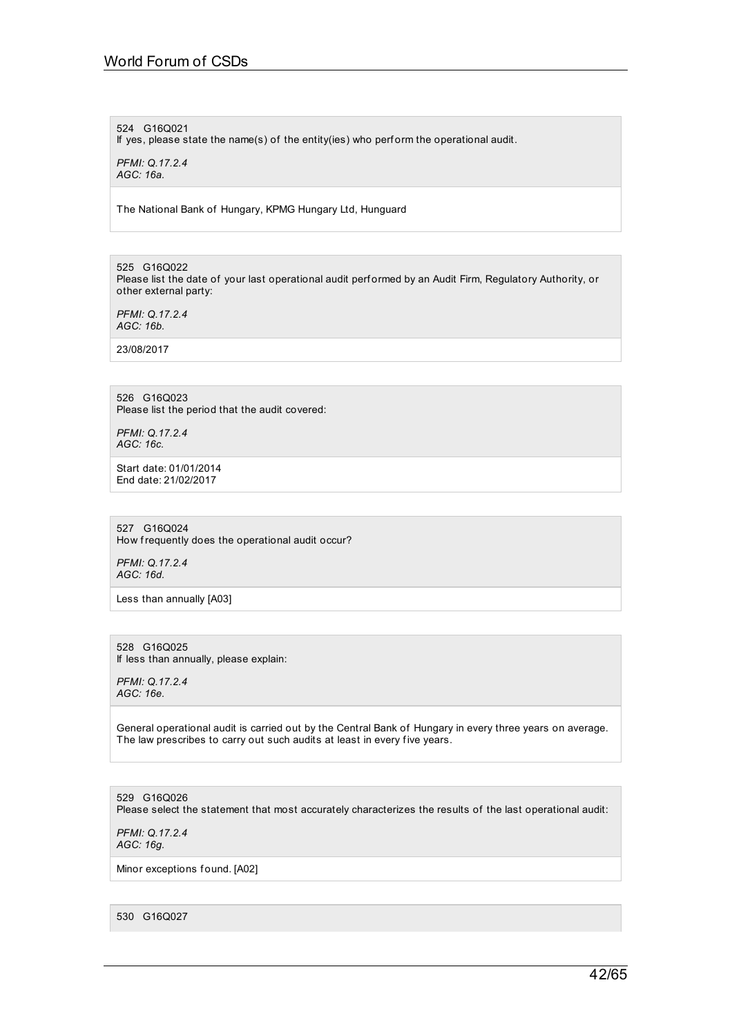524 G16Q021
If yes, please state the name(s) of the entity(ies) who perform the operational audit.

*PFMI: Q.17.2.4*
*AGC: 16a.*

The National Bank of Hungary, KPMG Hungary Ltd, Hunguard

525 G16Q022
Please list the date of your last operational audit performed by an Audit Firm, Regulatory Authority, or other external party:

*PFMI: Q.17.2.4*
*AGC: 16b.*

23/08/2017

526 G16Q023
Please list the period that the audit covered:

*PFMI: Q.17.2.4*
*AGC: 16c.*

Start date: 01/01/2014
End date: 21/02/2017

527 G16Q024
How frequently does the operational audit occur?

*PFMI: Q.17.2.4*
*AGC: 16d.*

Less than annually [A03]

528 G16Q025
If less than annually, please explain:

*PFMI: Q.17.2.4*
*AGC: 16e.*

General operational audit is carried out by the Central Bank of Hungary in every three years on average. The law prescribes to carry out such audits at least in every five years.

529 G16Q026
Please select the statement that most accurately characterizes the results of the last operational audit:

*PFMI: Q.17.2.4*
*AGC: 16g.*

Minor exceptions found. [A02]

530 G16Q027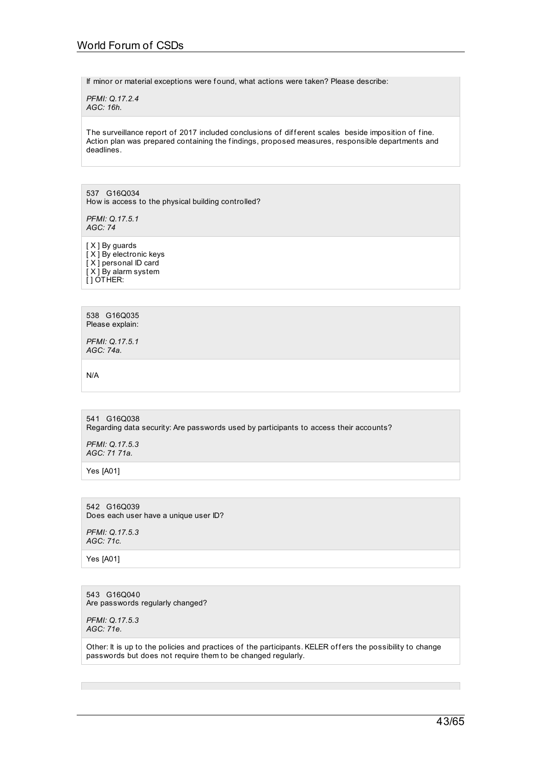If minor or material exceptions were found, what actions were taken? Please describe:

*PFMI: Q.17.2.4*
*AGC: 16h.*

The surveillance report of 2017 included conclusions of different scales beside imposition of fine. Action plan was prepared containing the findings, proposed measures, responsible departments and deadlines.

537 G16Q034
How is access to the physical building controlled?

*PFMI: Q.17.5.1*
*AGC: 74*

[ X ] By guards
[ X ] By electronic keys
[ X ] personal ID card
[ X ] By alarm system
[ ] OTHER:

538 G16Q035
Please explain:

*PFMI: Q.17.5.1*
*AGC: 74a.*

N/A

541 G16Q038
Regarding data security: Are passwords used by participants to access their accounts?

*PFMI: Q.17.5.3*
*AGC: 71 71a.*

Yes [A01]

542 G16Q039
Does each user have a unique user ID?

*PFMI: Q.17.5.3*
*AGC: 71c.*

Yes [A01]

543 G16Q040
Are passwords regularly changed?

*PFMI: Q.17.5.3*
*AGC: 71e.*

Other: It is up to the policies and practices of the participants. KELER offers the possibility to change passwords but does not require them to be changed regularly.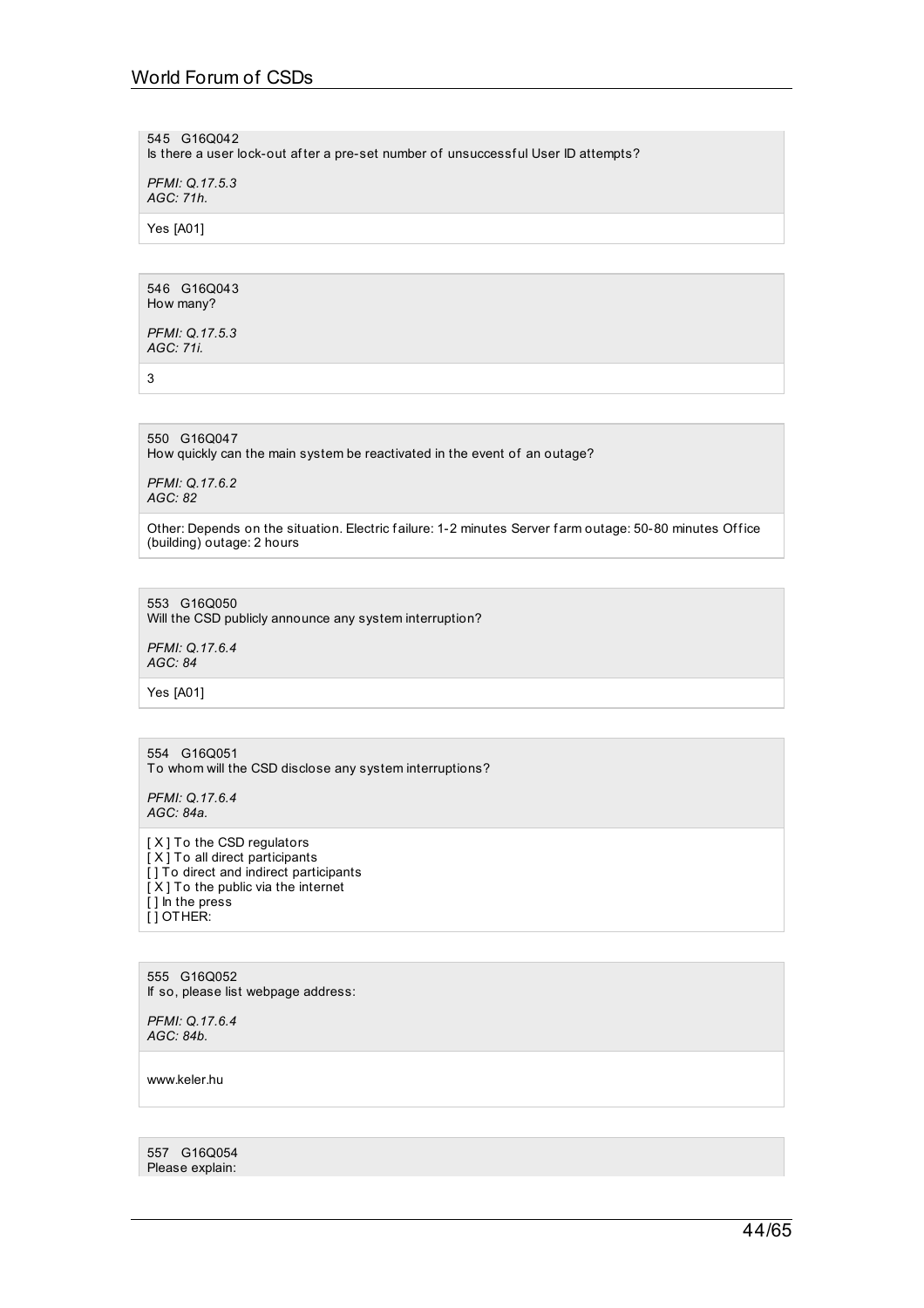545 G16Q042
Is there a user lock-out after a pre-set number of unsuccessful User ID attempts?

*PFMI: Q.17.5.3*
*AGC: 71h.*

Yes [A01]

546 G16Q043
How many?

*PFMI: Q.17.5.3*
*AGC: 71i.*

3

550 G16Q047
How quickly can the main system be reactivated in the event of an outage?

*PFMI: Q.17.6.2*
*AGC: 82*

Other: Depends on the situation. Electric failure: 1-2 minutes Server farm outage: 50-80 minutes Office (building) outage: 2 hours

553 G16Q050
Will the CSD publicly announce any system interruption?

*PFMI: Q.17.6.4*
*AGC: 84*

Yes [A01]

554 G16Q051
To whom will the CSD disclose any system interruptions?

*PFMI: Q.17.6.4*
*AGC: 84a.*

[ X ] To the CSD regulators
[ X ] To all direct participants
[ ] To direct and indirect participants
[ X ] To the public via the internet
[ ] In the press
[ ] OTHER:

555 G16Q052
If so, please list webpage address:

*PFMI: Q.17.6.4*
*AGC: 84b.*

www.keler.hu

557 G16Q054
Please explain: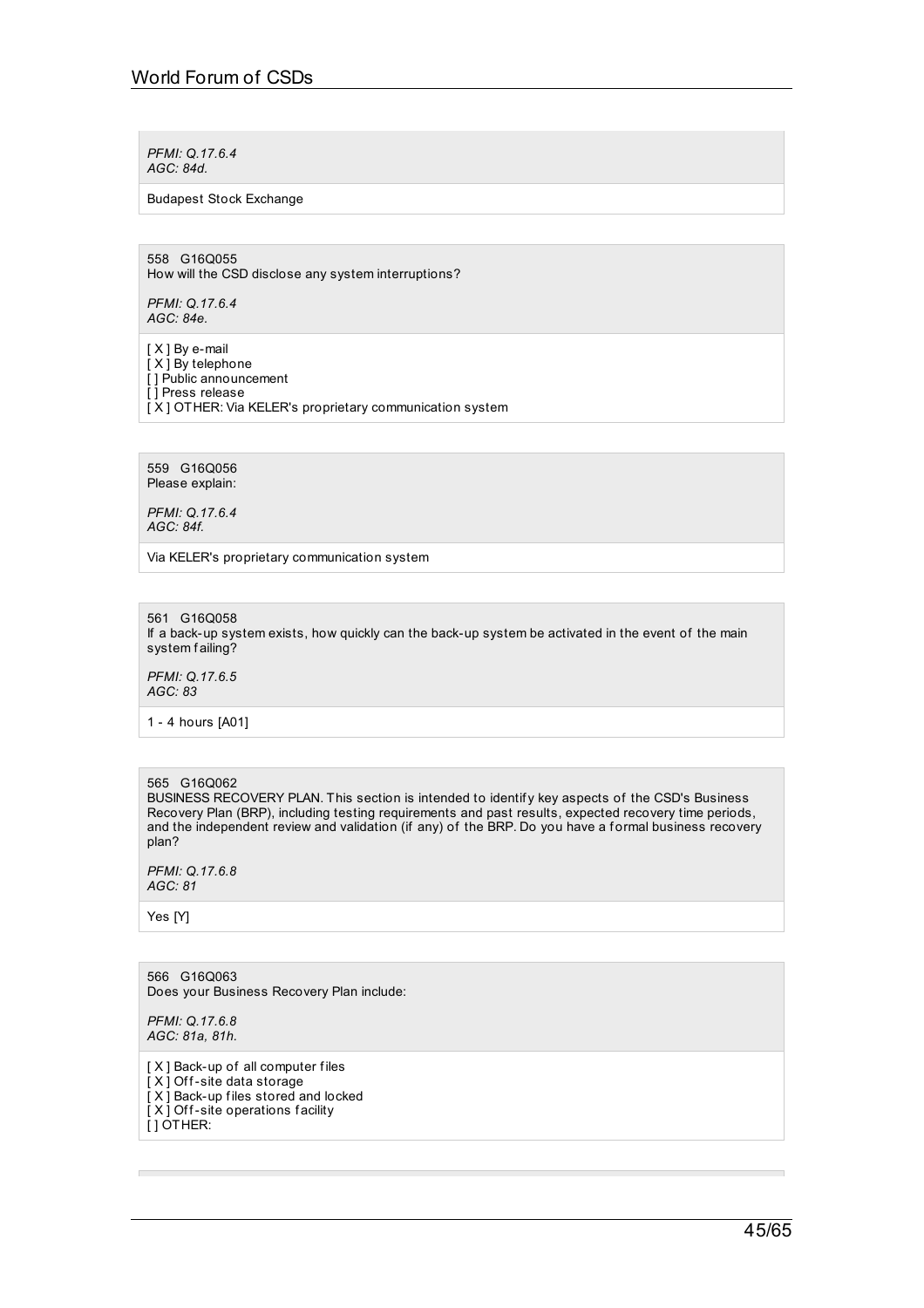*PFMI: Q.17.6.4*
*AGC: 84d.*

Budapest Stock Exchange

558 G16Q055
How will the CSD disclose any system interruptions?

*PFMI: Q.17.6.4*
*AGC: 84e.*

[ X ] By e-mail
[ X ] By telephone
[ ] Public announcement
[ ] Press release
[ X ] OTHER: Via KELER's proprietary communication system

559 G16Q056
Please explain:

*PFMI: Q.17.6.4*
*AGC: 84f.*

Via KELER's proprietary communication system

561 G16Q058
If a back-up system exists, how quickly can the back-up system be activated in the event of the main system failing?

*PFMI: Q.17.6.5*
*AGC: 83*

1 - 4 hours [A01]

565 G16Q062
BUSINESS RECOVERY PLAN. This section is intended to identify key aspects of the CSD's Business Recovery Plan (BRP), including testing requirements and past results, expected recovery time periods, and the independent review and validation (if any) of the BRP. Do you have a formal business recovery plan?

*PFMI: Q.17.6.8*
*AGC: 81*

Yes [Y]

566 G16Q063
Does your Business Recovery Plan include:

*PFMI: Q.17.6.8*
*AGC: 81a, 81h.*

[ X ] Back-up of all computer files
[ X ] Off-site data storage
[ X ] Back-up files stored and locked
[ X ] Off-site operations facility
[ ] OTHER: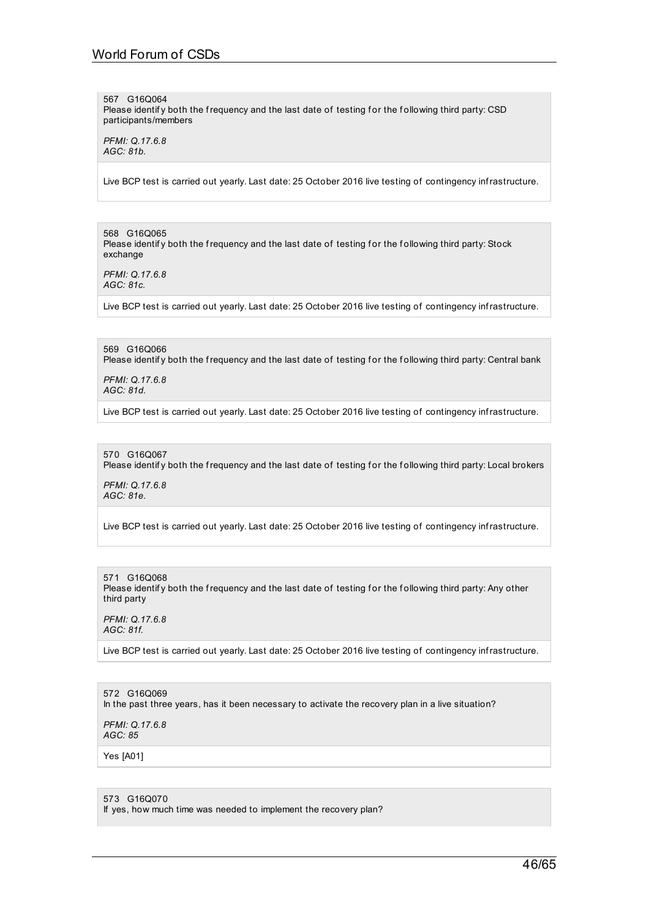567 G16Q064
Please identify both the frequency and the last date of testing for the following third party: CSD participants/members

*PFMI: Q.17.6.8*
*AGC: 81b.*

Live BCP test is carried out yearly. Last date: 25 October 2016 live testing of contingency infrastructure.

568 G16Q065
Please identify both the frequency and the last date of testing for the following third party: Stock exchange

*PFMI: Q.17.6.8*
*AGC: 81c.*

Live BCP test is carried out yearly. Last date: 25 October 2016 live testing of contingency infrastructure.

569 G16Q066
Please identify both the frequency and the last date of testing for the following third party: Central bank

*PFMI: Q.17.6.8*
*AGC: 81d.*

Live BCP test is carried out yearly. Last date: 25 October 2016 live testing of contingency infrastructure.

570 G16Q067
Please identify both the frequency and the last date of testing for the following third party: Local brokers

*PFMI: Q.17.6.8*
*AGC: 81e.*

Live BCP test is carried out yearly. Last date: 25 October 2016 live testing of contingency infrastructure.

571 G16Q068
Please identify both the frequency and the last date of testing for the following third party: Any other third party

*PFMI: Q.17.6.8*
*AGC: 81f.*

Live BCP test is carried out yearly. Last date: 25 October 2016 live testing of contingency infrastructure.

572 G16Q069
In the past three years, has it been necessary to activate the recovery plan in a live situation?

*PFMI: Q.17.6.8*
*AGC: 85*

Yes [A01]

573 G16Q070
If yes, how much time was needed to implement the recovery plan?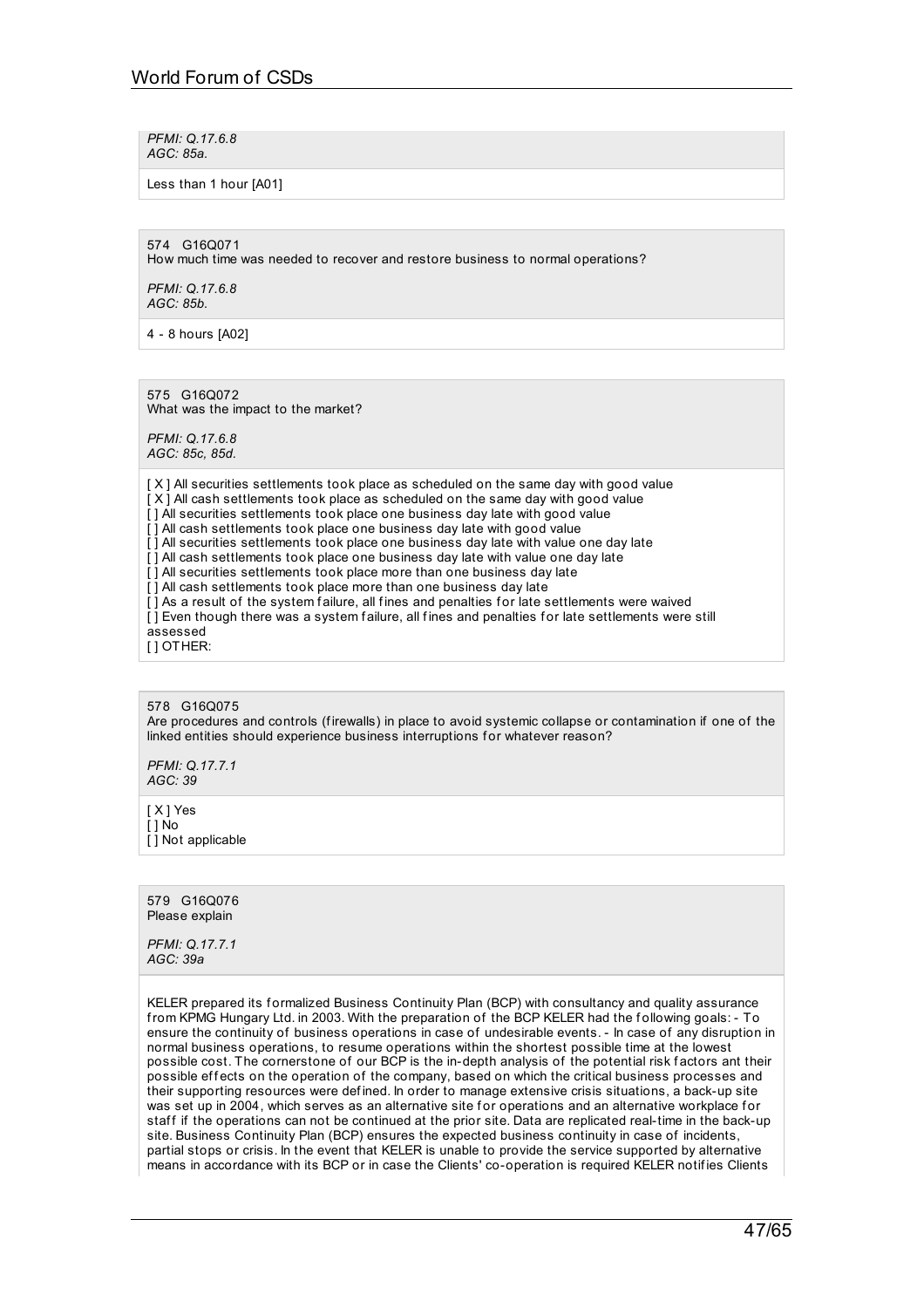*PFMI: Q.17.6.8*
*AGC: 85a.*

Less than 1 hour [A01]

574 G16Q071
How much time was needed to recover and restore business to normal operations?

*PFMI: Q.17.6.8*
*AGC: 85b.*

4 - 8 hours [A02]

575 G16Q072
What was the impact to the market?

*PFMI: Q.17.6.8*
*AGC: 85c, 85d.*

[ X ] All securities settlements took place as scheduled on the same day with good value
[ X ] All cash settlements took place as scheduled on the same day with good value
[ ] All securities settlements took place one business day late with good value
[ ] All cash settlements took place one business day late with good value
[ ] All securities settlements took place one business day late with value one day late
[ ] All cash settlements took place one business day late with value one day late
[ ] All securities settlements took place more than one business day late
[ ] All cash settlements took place more than one business day late
[ ] As a result of the system failure, all fines and penalties for late settlements were waived
[ ] Even though there was a system failure, all fines and penalties for late settlements were still assessed
[ ] OTHER:

578 G16Q075
Are procedures and controls (firewalls) in place to avoid systemic collapse or contamination if one of the linked entities should experience business interruptions for whatever reason?

*PFMI: Q.17.7.1*
*AGC: 39*

[ X ] Yes
[ ] No
[ ] Not applicable

579 G16Q076
Please explain

*PFMI: Q.17.7.1*
*AGC: 39a*

KELER prepared its formalized Business Continuity Plan (BCP) with consultancy and quality assurance from KPMG Hungary Ltd. in 2003. With the preparation of the BCP KELER had the following goals: - To ensure the continuity of business operations in case of undesirable events. - In case of any disruption in normal business operations, to resume operations within the shortest possible time at the lowest possible cost. The cornerstone of our BCP is the in-depth analysis of the potential risk factors ant their possible effects on the operation of the company, based on which the critical business processes and their supporting resources were defined. In order to manage extensive crisis situations, a back-up site was set up in 2004, which serves as an alternative site for operations and an alternative workplace for staff if the operations can not be continued at the prior site. Data are replicated real-time in the back-up site. Business Continuity Plan (BCP) ensures the expected business continuity in case of incidents, partial stops or crisis. In the event that KELER is unable to provide the service supported by alternative means in accordance with its BCP or in case the Clients' co-operation is required KELER notifies Clients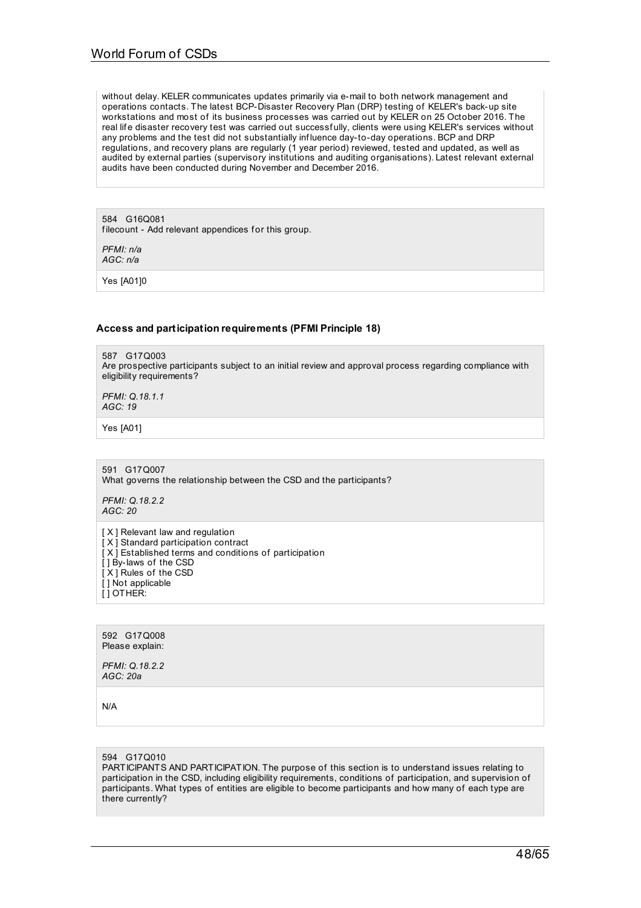without delay. KELER communicates updates primarily via e-mail to both network management and operations contacts. The latest BCP-Disaster Recovery Plan (DRP) testing of KELER's back-up site workstations and most of its business processes was carried out by KELER on 25 October 2016. The real life disaster recovery test was carried out successfully, clients were using KELER's services without any problems and the test did not substantially influence day-to-day operations. BCP and DRP regulations, and recovery plans are regularly (1 year period) reviewed, tested and updated, as well as audited by external parties (supervisory institutions and auditing organisations). Latest relevant external audits have been conducted during November and December 2016.

584 G16Q081
filecount - Add relevant appendices for this group.

*PFMI: n/a*
*AGC: n/a*

Yes [A01]0

### Access and participation requirements (PFMI Principle 18)

587 G17Q003
Are prospective participants subject to an initial review and approval process regarding compliance with eligibility requirements?

*PFMI: Q.18.1.1*
*AGC: 19*

Yes [A01]

591 G17Q007
What governs the relationship between the CSD and the participants?

*PFMI: Q.18.2.2*
*AGC: 20*

[ X ] Relevant law and regulation
[ X ] Standard participation contract
[ X ] Established terms and conditions of participation
[ ] By-laws of the CSD
[ X ] Rules of the CSD
[ ] Not applicable
[ ] OTHER:

592 G17Q008
Please explain:

*PFMI: Q.18.2.2*
*AGC: 20a*

N/A

594 G17Q010
PARTICIPANTS AND PARTICIPATION. The purpose of this section is to understand issues relating to participation in the CSD, including eligibility requirements, conditions of participation, and supervision of participants. What types of entities are eligible to become participants and how many of each type are there currently?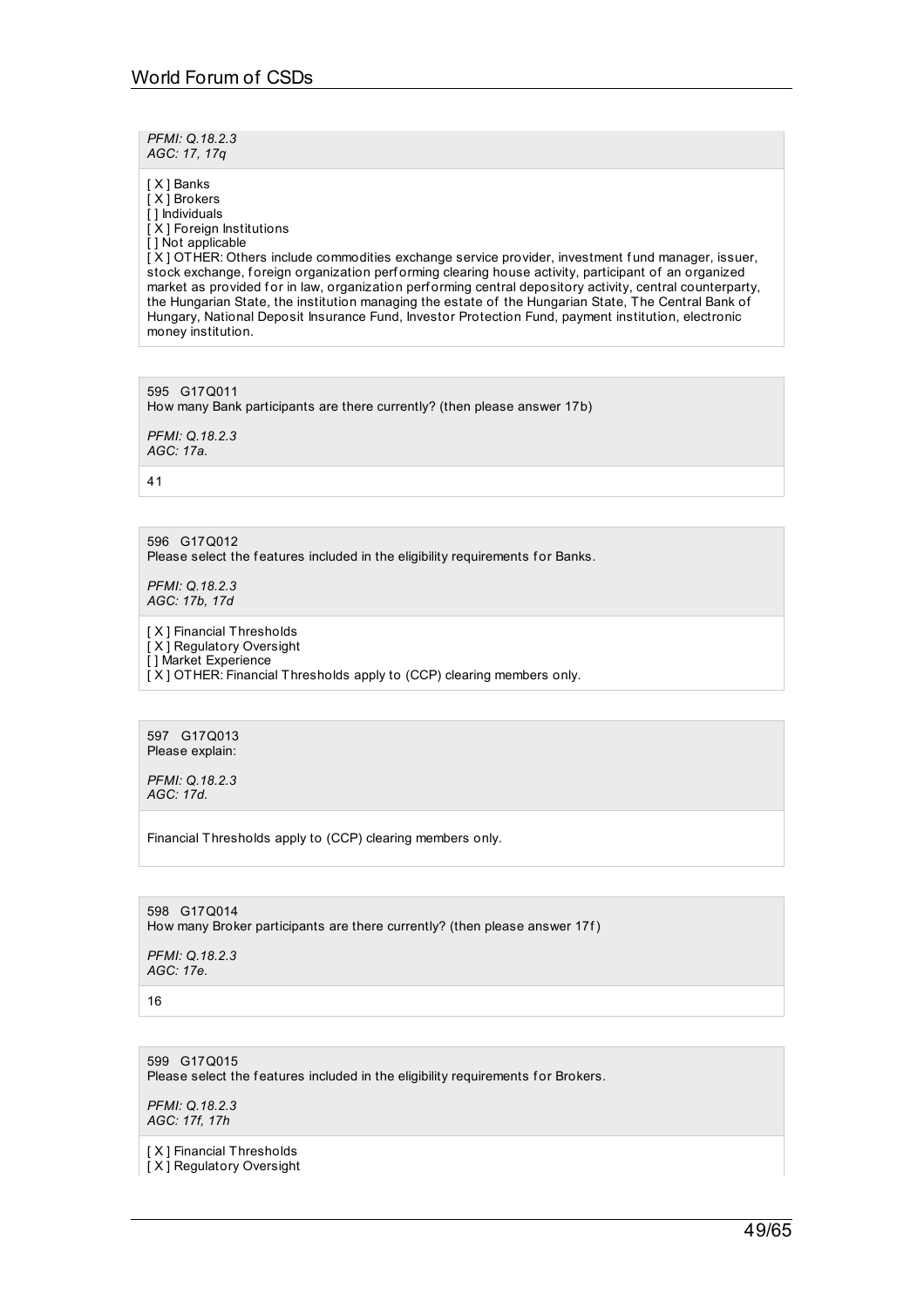*PFMI: Q.18.2.3*
*AGC: 17, 17q*

[ X ] Banks
[ X ] Brokers
[ ] Individuals
[ X ] Foreign Institutions
[ ] Not applicable
[ X ] OTHER: Others include commodities exchange service provider, investment fund manager, issuer, stock exchange, foreign organization performing clearing house activity, participant of an organized market as provided for in law, organization performing central depository activity, central counterparty, the Hungarian State, the institution managing the estate of the Hungarian State, The Central Bank of Hungary, National Deposit Insurance Fund, Investor Protection Fund, payment institution, electronic money institution.

595 G17Q011
How many Bank participants are there currently? (then please answer 17b)

*PFMI: Q.18.2.3*
*AGC: 17a.*

41

596 G17Q012
Please select the features included in the eligibility requirements for Banks.

*PFMI: Q.18.2.3*
*AGC: 17b, 17d*

[ X ] Financial Thresholds
[ X ] Regulatory Oversight
[ ] Market Experience
[ X ] OTHER: Financial Thresholds apply to (CCP) clearing members only.

597 G17Q013
Please explain:

*PFMI: Q.18.2.3*
*AGC: 17d.*

Financial Thresholds apply to (CCP) clearing members only.

598 G17Q014
How many Broker participants are there currently? (then please answer 17f)

*PFMI: Q.18.2.3*
*AGC: 17e.*

16

599 G17Q015
Please select the features included in the eligibility requirements for Brokers.

*PFMI: Q.18.2.3*
*AGC: 17f, 17h*

[ X ] Financial Thresholds
[ X ] Regulatory Oversight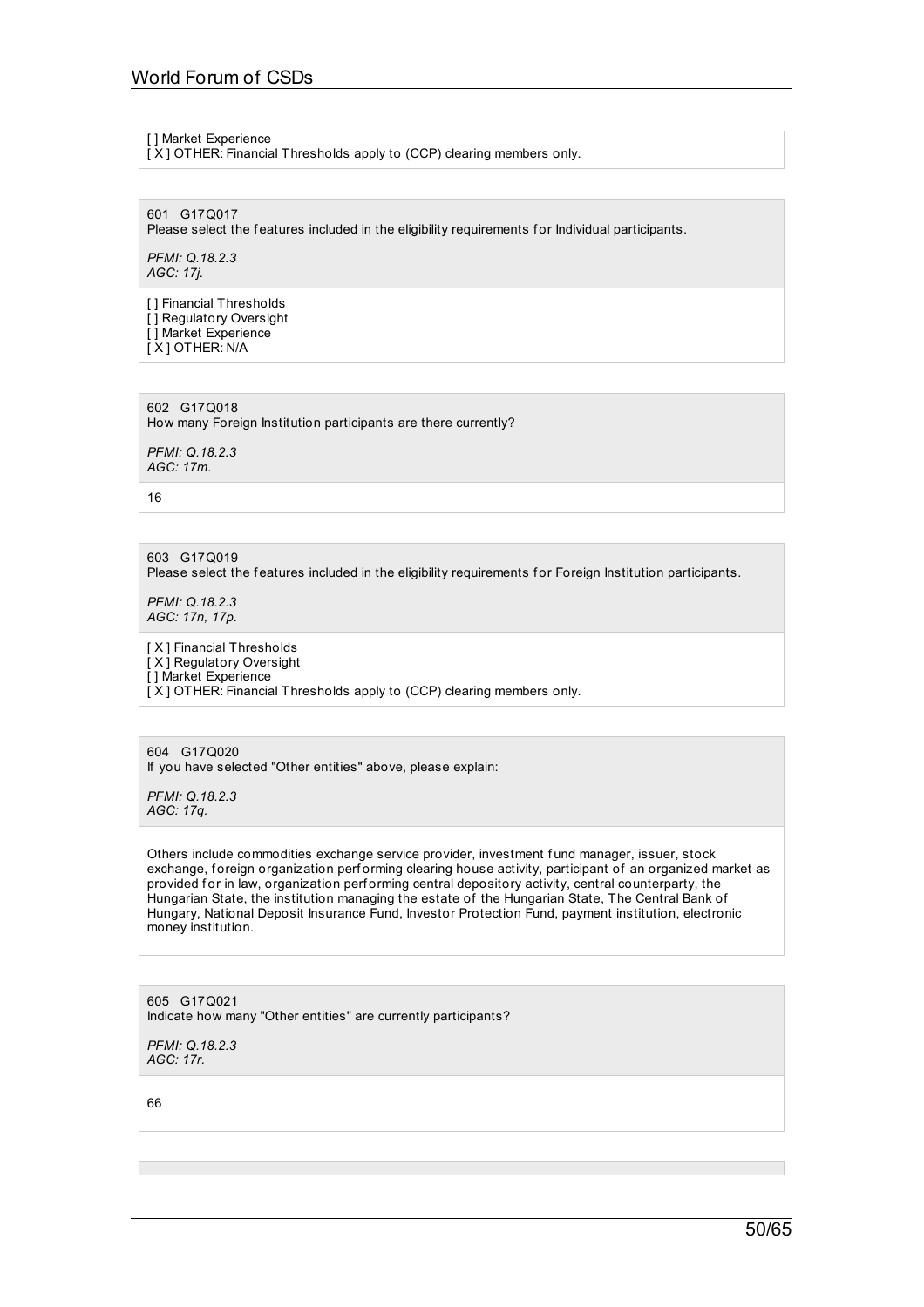[ ] Market Experience
[ X ] OTHER: Financial Thresholds apply to (CCP) clearing members only.

601 G17Q017
Please select the features included in the eligibility requirements for Individual participants.

*PFMI: Q.18.2.3*
*AGC: 17j.*

[ ] Financial Thresholds
[ ] Regulatory Oversight
[ ] Market Experience
[ X ] OTHER: N/A

602 G17Q018
How many Foreign Institution participants are there currently?

*PFMI: Q.18.2.3*
*AGC: 17m.*

16

603 G17Q019
Please select the features included in the eligibility requirements for Foreign Institution participants.

*PFMI: Q.18.2.3*
*AGC: 17n, 17p.*

[ X ] Financial Thresholds
[ X ] Regulatory Oversight
[ ] Market Experience
[ X ] OTHER: Financial Thresholds apply to (CCP) clearing members only.

604 G17Q020
If you have selected "Other entities" above, please explain:

*PFMI: Q.18.2.3*
*AGC: 17q.*

Others include commodities exchange service provider, investment fund manager, issuer, stock exchange, foreign organization performing clearing house activity, participant of an organized market as provided for in law, organization performing central depository activity, central counterparty, the Hungarian State, the institution managing the estate of the Hungarian State, The Central Bank of Hungary, National Deposit Insurance Fund, Investor Protection Fund, payment institution, electronic money institution.

605 G17Q021
Indicate how many "Other entities" are currently participants?

*PFMI: Q.18.2.3*
*AGC: 17r.*

66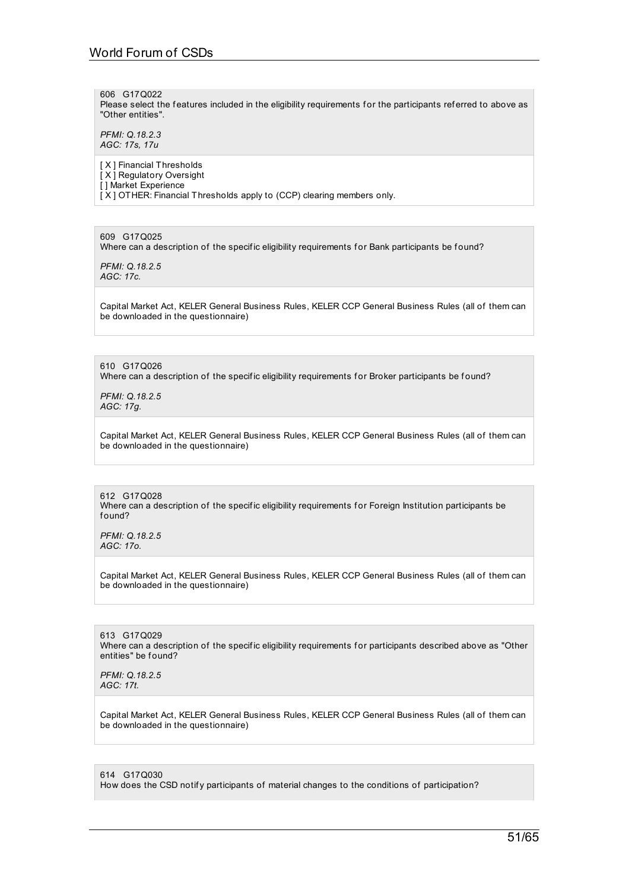606 G17Q022
Please select the features included in the eligibility requirements for the participants referred to above as "Other entities".

*PFMI: Q.18.2.3*
*AGC: 17s, 17u*

[ X ] Financial Thresholds
[ X ] Regulatory Oversight
[ ] Market Experience
[ X ] OTHER: Financial Thresholds apply to (CCP) clearing members only.

609 G17Q025
Where can a description of the specific eligibility requirements for Bank participants be found?

*PFMI: Q.18.2.5*
*AGC: 17c.*

Capital Market Act, KELER General Business Rules, KELER CCP General Business Rules (all of them can be downloaded in the questionnaire)

610 G17Q026
Where can a description of the specific eligibility requirements for Broker participants be found?

*PFMI: Q.18.2.5*
*AGC: 17g.*

Capital Market Act, KELER General Business Rules, KELER CCP General Business Rules (all of them can be downloaded in the questionnaire)

612 G17Q028
Where can a description of the specific eligibility requirements for Foreign Institution participants be found?

*PFMI: Q.18.2.5*
*AGC: 17o.*

Capital Market Act, KELER General Business Rules, KELER CCP General Business Rules (all of them can be downloaded in the questionnaire)

613 G17Q029
Where can a description of the specific eligibility requirements for participants described above as "Other entities" be found?

*PFMI: Q.18.2.5*
*AGC: 17t.*

Capital Market Act, KELER General Business Rules, KELER CCP General Business Rules (all of them can be downloaded in the questionnaire)

614 G17Q030
How does the CSD notify participants of material changes to the conditions of participation?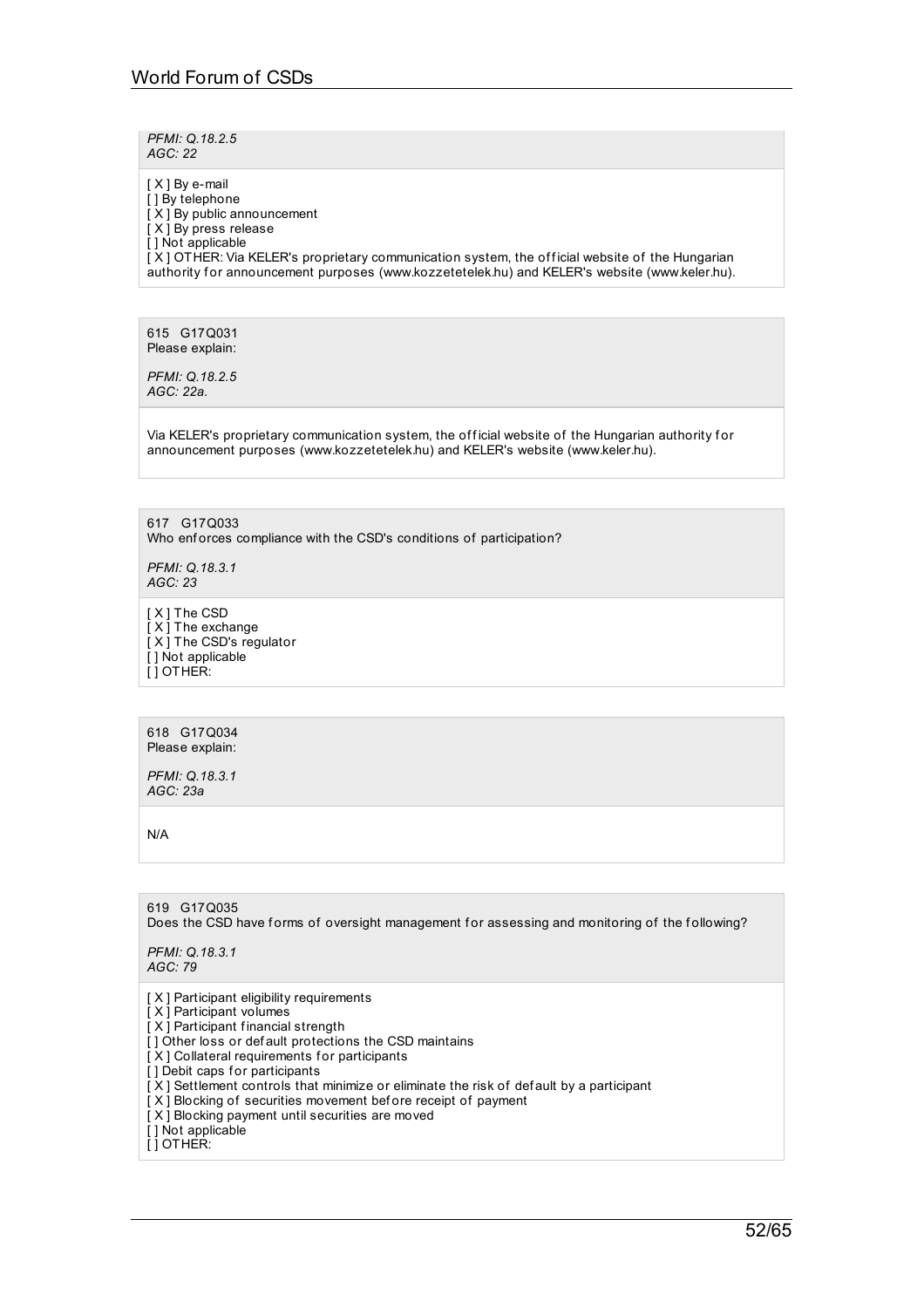*PFMI: Q.18.2.5*
*AGC: 22*

[ X ] By e-mail
[ ] By telephone
[ X ] By public announcement
[ X ] By press release
[ ] Not applicable
[ X ] OTHER: Via KELER's proprietary communication system, the official website of the Hungarian authority for announcement purposes (www.kozzetetelek.hu) and KELER's website (www.keler.hu).

615 G17Q031
Please explain:

*PFMI: Q.18.2.5*
*AGC: 22a.*

Via KELER's proprietary communication system, the official website of the Hungarian authority for announcement purposes (www.kozzetetelek.hu) and KELER's website (www.keler.hu).

617 G17Q033
Who enforces compliance with the CSD's conditions of participation?

*PFMI: Q.18.3.1*
*AGC: 23*

[ X ] The CSD
[ X ] The exchange
[ X ] The CSD's regulator
[ ] Not applicable
[ ] OTHER:

618 G17Q034
Please explain:

*PFMI: Q.18.3.1*
*AGC: 23a*

N/A

619 G17Q035
Does the CSD have forms of oversight management for assessing and monitoring of the following?

*PFMI: Q.18.3.1*
*AGC: 79*

[ X ] Participant eligibility requirements
[ X ] Participant volumes
[ X ] Participant financial strength
[ ] Other loss or default protections the CSD maintains
[ X ] Collateral requirements for participants
[ ] Debit caps for participants
[ X ] Settlement controls that minimize or eliminate the risk of default by a participant
[ X ] Blocking of securities movement before receipt of payment
[ X ] Blocking payment until securities are moved
[ ] Not applicable
[ ] OTHER: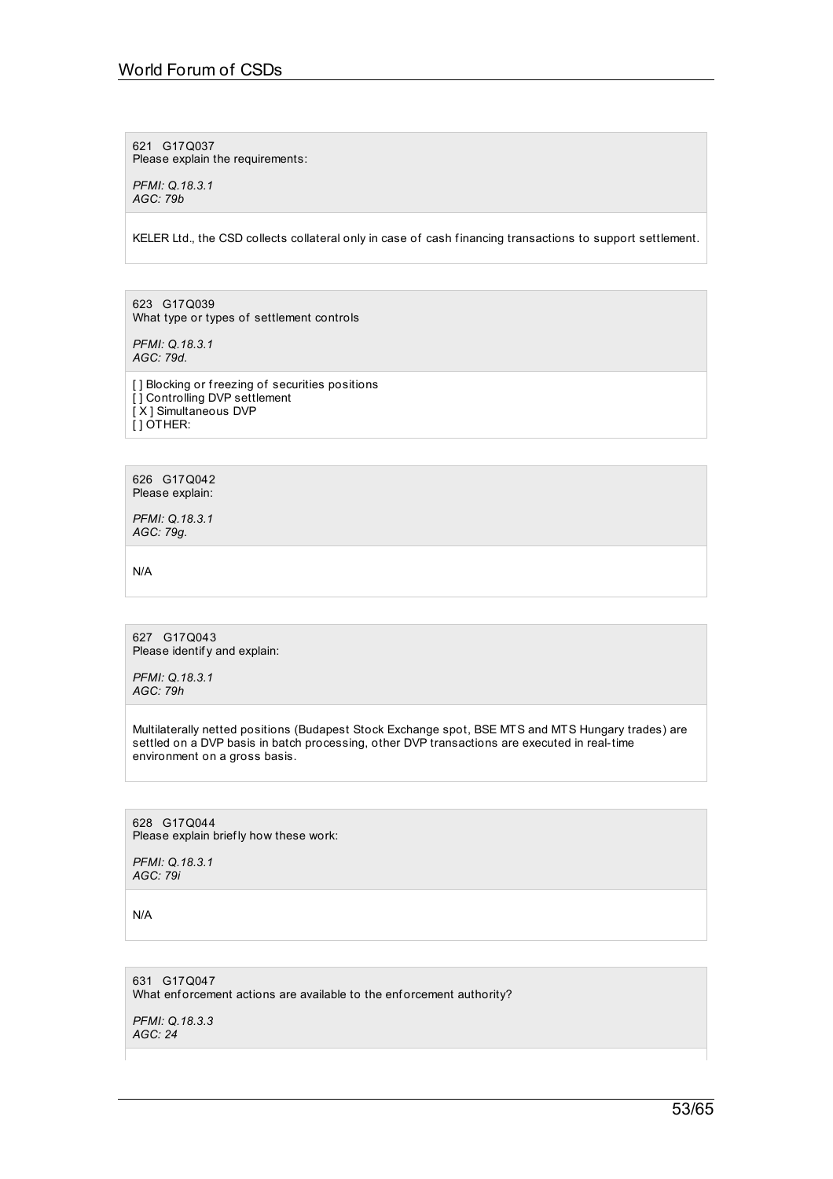621 G17Q037
Please explain the requirements:

*PFMI: Q.18.3.1*
*AGC: 79b*

KELER Ltd., the CSD collects collateral only in case of cash financing transactions to support settlement.

623 G17Q039
What type or types of settlement controls

*PFMI: Q.18.3.1*
*AGC: 79d.*

[ ] Blocking or freezing of securities positions
[ ] Controlling DVP settlement
[ X ] Simultaneous DVP
[ ] OTHER:

626 G17Q042
Please explain:

*PFMI: Q.18.3.1*
*AGC: 79g.*

N/A

627 G17Q043
Please identify and explain:

*PFMI: Q.18.3.1*
*AGC: 79h*

Multilaterally netted positions (Budapest Stock Exchange spot, BSE MTS and MTS Hungary trades) are settled on a DVP basis in batch processing, other DVP transactions are executed in real-time environment on a gross basis.

628 G17Q044
Please explain briefly how these work:

*PFMI: Q.18.3.1*
*AGC: 79i*

N/A

631 G17Q047
What enforcement actions are available to the enforcement authority?

*PFMI: Q.18.3.3*
*AGC: 24*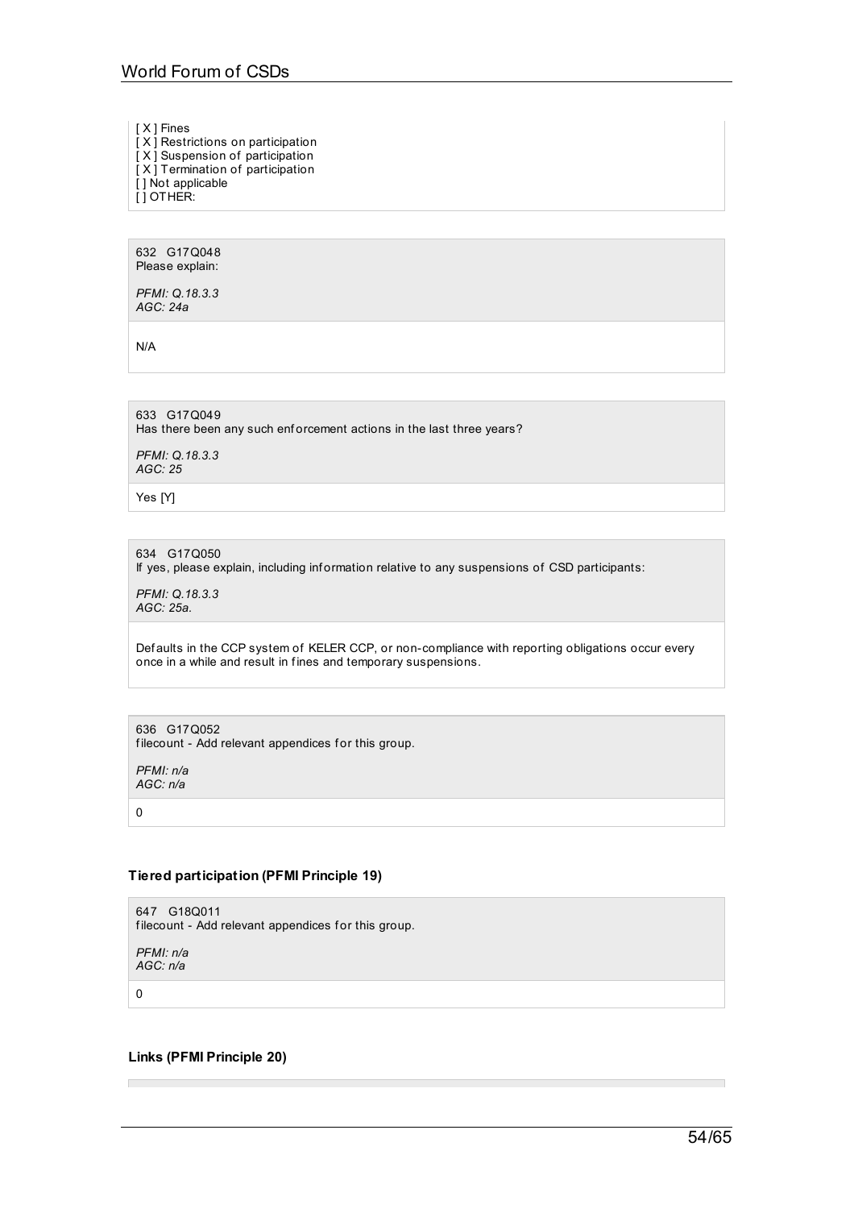[ X ] Fines
[ X ] Restrictions on participation
[ X ] Suspension of participation
[ X ] Termination of participation
[ ] Not applicable
[ ] OTHER:

632 G17Q048
Please explain:

*PFMI: Q.18.3.3*
*AGC: 24a*

N/A

633 G17Q049
Has there been any such enforcement actions in the last three years?

*PFMI: Q.18.3.3*
*AGC: 25*

Yes [Y]

634 G17Q050
If yes, please explain, including information relative to any suspensions of CSD participants:

*PFMI: Q.18.3.3*
*AGC: 25a.*

Defaults in the CCP system of KELER CCP, or non-compliance with reporting obligations occur every once in a while and result in fines and temporary suspensions.

636 G17Q052
filecount - Add relevant appendices for this group.

*PFMI: n/a*
*AGC: n/a*

0

### Tiered participation (PFMI Principle 19)

647 G18Q011
filecount - Add relevant appendices for this group.

*PFMI: n/a*
*AGC: n/a*

0

### Links (PFMI Principle 20)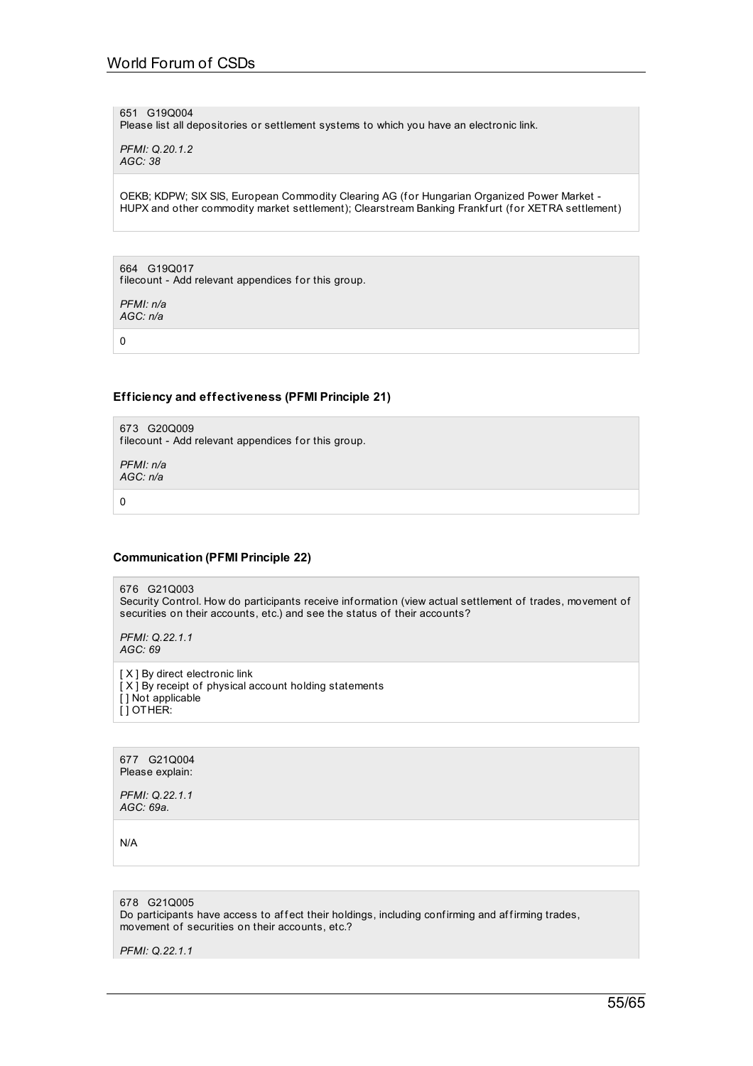651 G19Q004
Please list all depositories or settlement systems to which you have an electronic link.

*PFMI: Q.20.1.2*
*AGC: 38*

OEKB; KDPW; SIX SIS, European Commodity Clearing AG (for Hungarian Organized Power Market - HUPX and other commodity market settlement); Clearstream Banking Frankfurt (for XETRA settlement)

664 G19Q017
filecount - Add relevant appendices for this group.

*PFMI: n/a*
*AGC: n/a*

0

### Efficiency and effectiveness (PFMI Principle 21)

673 G20Q009
filecount - Add relevant appendices for this group.

*PFMI: n/a*
*AGC: n/a*

0

### Communication (PFMI Principle 22)

676 G21Q003
Security Control. How do participants receive information (view actual settlement of trades, movement of securities on their accounts, etc.) and see the status of their accounts?

*PFMI: Q.22.1.1*
*AGC: 69*

[ X ] By direct electronic link
[ X ] By receipt of physical account holding statements
[ ] Not applicable
[ ] OTHER:

677 G21Q004
Please explain:

*PFMI: Q.22.1.1*
*AGC: 69a.*

N/A

678 G21Q005
Do participants have access to affect their holdings, including confirming and affirming trades, movement of securities on their accounts, etc.?

*PFMI: Q.22.1.1*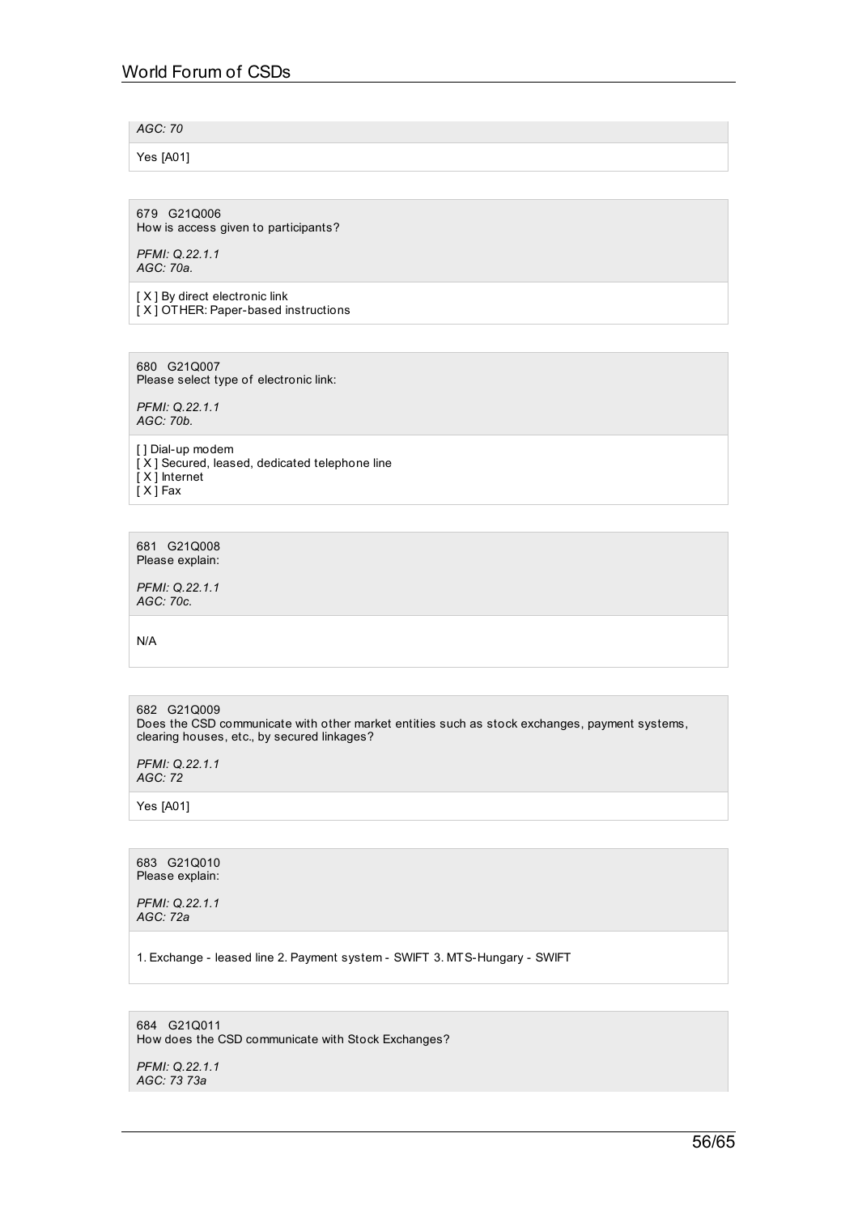*AGC: 70*

Yes [A01]

679 G21Q006
How is access given to participants?

*PFMI: Q.22.1.1*
*AGC: 70a.*

[ X ] By direct electronic link
[ X ] OTHER: Paper-based instructions

680 G21Q007
Please select type of electronic link:

*PFMI: Q.22.1.1*
*AGC: 70b.*

[ ] Dial-up modem
[ X ] Secured, leased, dedicated telephone line
[ X ] Internet
[ X ] Fax

681 G21Q008
Please explain:

*PFMI: Q.22.1.1*
*AGC: 70c.*

N/A

682 G21Q009
Does the CSD communicate with other market entities such as stock exchanges, payment systems, clearing houses, etc., by secured linkages?

*PFMI: Q.22.1.1*
*AGC: 72*

Yes [A01]

683 G21Q010
Please explain:

*PFMI: Q.22.1.1*
*AGC: 72a*

1. Exchange - leased line 2. Payment system - SWIFT 3. MTS-Hungary - SWIFT

684 G21Q011
How does the CSD communicate with Stock Exchanges?

*PFMI: Q.22.1.1*
*AGC: 73 73a*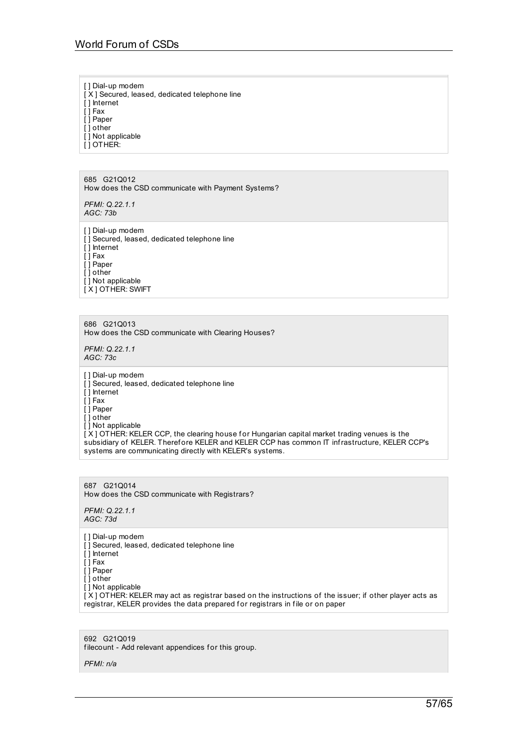[ ] Dial-up modem
[ X ] Secured, leased, dedicated telephone line
[ ] Internet
[ ] Fax
[ ] Paper
[ ] other
[ ] Not applicable
[ ] OTHER:

685 G21Q012
How does the CSD communicate with Payment Systems?

*PFMI: Q.22.1.1*
*AGC: 73b*

[ ] Dial-up modem
[ ] Secured, leased, dedicated telephone line
[ ] Internet
[ ] Fax
[ ] Paper
[ ] other
[ ] Not applicable
[ X ] OTHER: SWIFT

686 G21Q013
How does the CSD communicate with Clearing Houses?

*PFMI: Q.22.1.1*
*AGC: 73c*

[ ] Dial-up modem
[ ] Secured, leased, dedicated telephone line
[ ] Internet
[ ] Fax
[ ] Paper
[ ] other
[ ] Not applicable
[ X ] OTHER: KELER CCP, the clearing house for Hungarian capital market trading venues is the subsidiary of KELER. Therefore KELER and KELER CCP has common IT infrastructure, KELER CCP's systems are communicating directly with KELER's systems.

687 G21Q014
How does the CSD communicate with Registrars?

*PFMI: Q.22.1.1*
*AGC: 73d*

[ ] Dial-up modem
[ ] Secured, leased, dedicated telephone line
[ ] Internet
[ ] Fax
[ ] Paper
[ ] other
[ ] Not applicable
[ X ] OTHER: KELER may act as registrar based on the instructions of the issuer; if other player acts as registrar, KELER provides the data prepared for registrars in file or on paper

692 G21Q019
filecount - Add relevant appendices for this group.

*PFMI: n/a*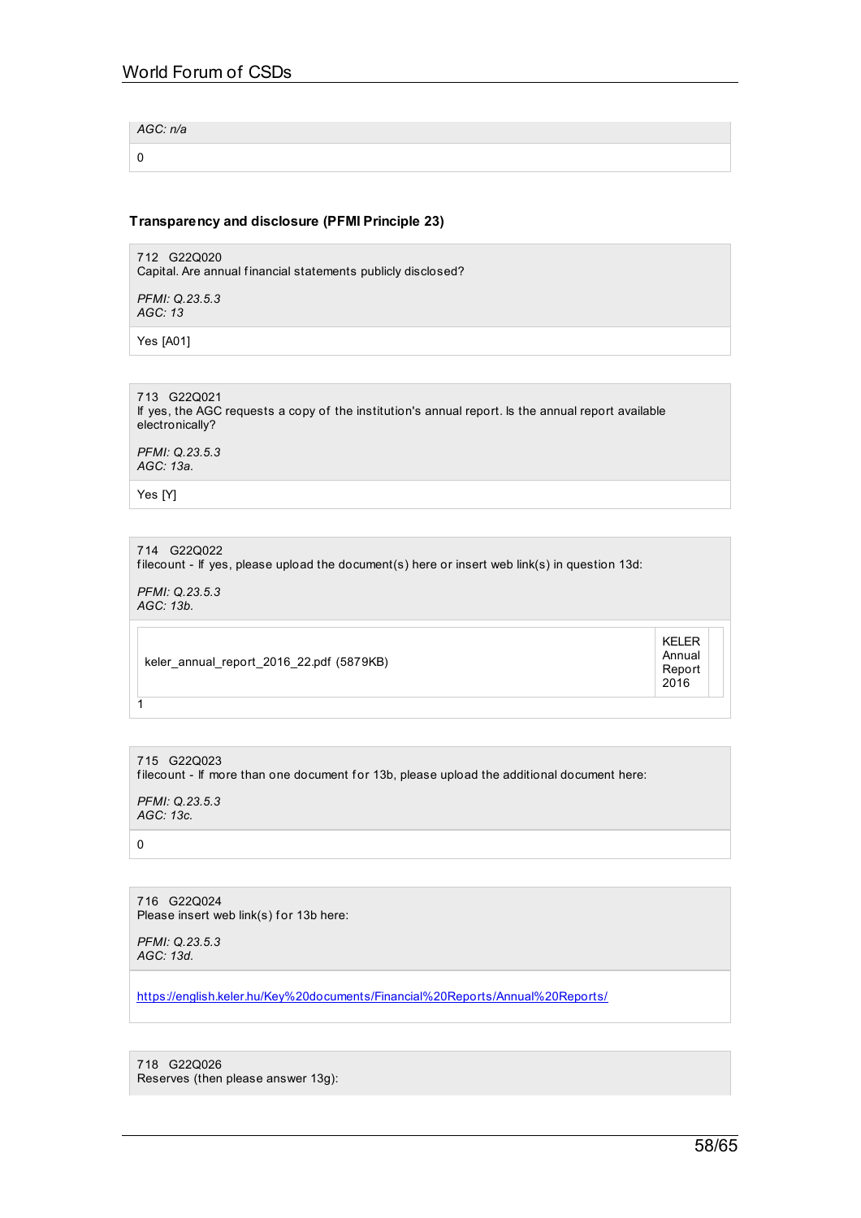*AGC: n/a*

0

### Transparency and disclosure (PFMI Principle 23)

712 G22Q020
Capital. Are annual financial statements publicly disclosed?

*PFMI: Q.23.5.3*
*AGC: 13*

Yes [A01]

713 G22Q021
If yes, the AGC requests a copy of the institution's annual report. Is the annual report available electronically?

*PFMI: Q.23.5.3*
*AGC: 13a.*

Yes [Y]

714 G22Q022
filecount - If yes, please upload the document(s) here or insert web link(s) in question 13d:

*PFMI: Q.23.5.3*
*AGC: 13b.*

| | |
|---|---|
| keler_annual_report_2016_22.pdf (5879KB) | KELER Annual Report 2016 |

1

715 G22Q023
filecount - If more than one document for 13b, please upload the additional document here:

*PFMI: Q.23.5.3*
*AGC: 13c.*

0

716 G22Q024
Please insert web link(s) for 13b here:

*PFMI: Q.23.5.3*
*AGC: 13d.*

https://english.keler.hu/Key%20documents/Financial%20Reports/Annual%20Reports/

718 G22Q026
Reserves (then please answer 13g):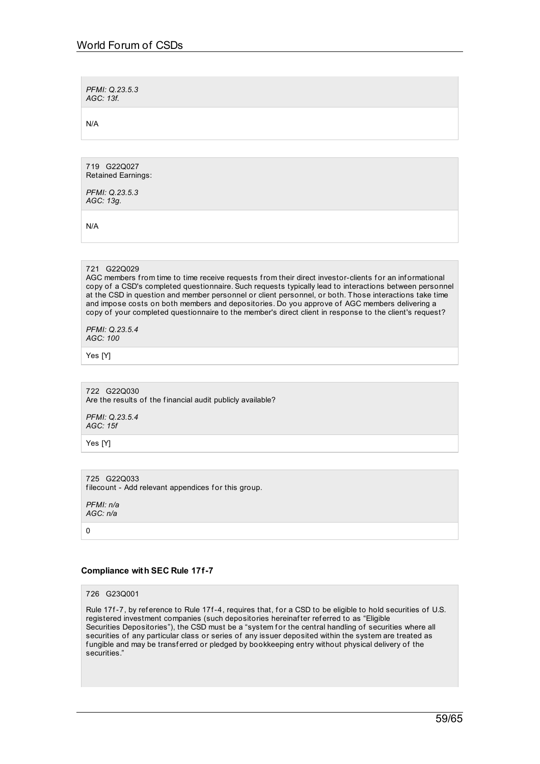*PFMI: Q.23.5.3*
*AGC: 13f.*

N/A

719 G22Q027
Retained Earnings:

*PFMI: Q.23.5.3*
*AGC: 13g.*

N/A

721 G22Q029
AGC members from time to time receive requests from their direct investor-clients for an informational copy of a CSD's completed questionnaire. Such requests typically lead to interactions between personnel at the CSD in question and member personnel or client personnel, or both. Those interactions take time and impose costs on both members and depositories. Do you approve of AGC members delivering a copy of your completed questionnaire to the member's direct client in response to the client's request?

*PFMI: Q.23.5.4*
*AGC: 100*

Yes [Y]

722 G22Q030
Are the results of the financial audit publicly available?

*PFMI: Q.23.5.4*
*AGC: 15f*

Yes [Y]

725 G22Q033
filecount - Add relevant appendices for this group.

*PFMI: n/a*
*AGC: n/a*

0

**Compliance with SEC Rule 17f-7**

726 G23Q001

Rule 17f-7, by reference to Rule 17f-4, requires that, for a CSD to be eligible to hold securities of U.S. registered investment companies (such depositories hereinafter referred to as "Eligible Securities Depositories"), the CSD must be a "system for the central handling of securities where all securities of any particular class or series of any issuer deposited within the system are treated as fungible and may be transferred or pledged by bookkeeping entry without physical delivery of the securities."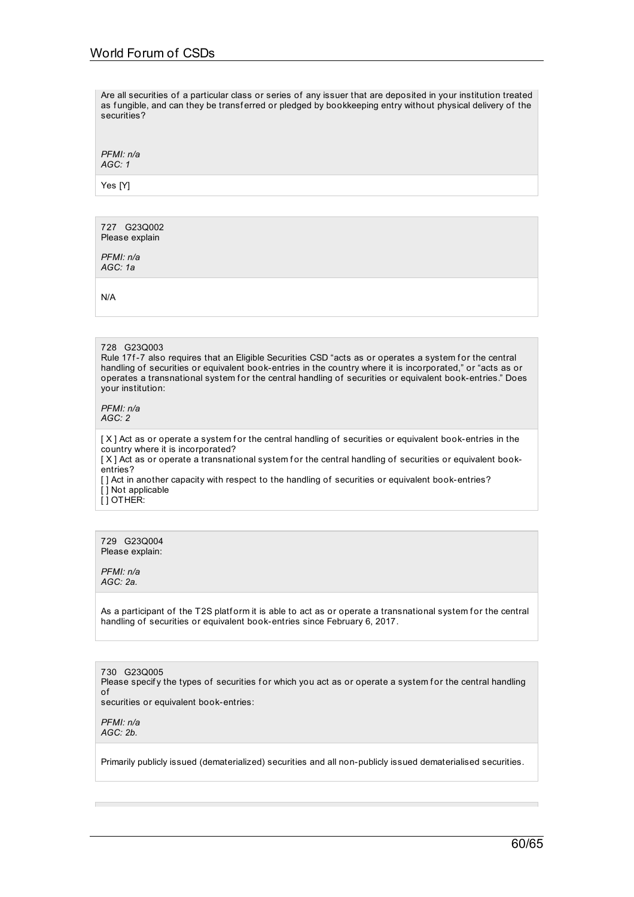Are all securities of a particular class or series of any issuer that are deposited in your institution treated as fungible, and can they be transferred or pledged by bookkeeping entry without physical delivery of the securities?

*PFMI: n/a*
*AGC: 1*

Yes [Y]

727 G23Q002
Please explain

*PFMI: n/a*
*AGC: 1a*

N/A

728 G23Q003
Rule 17f-7 also requires that an Eligible Securities CSD "acts as or operates a system for the central handling of securities or equivalent book-entries in the country where it is incorporated," or "acts as or operates a transnational system for the central handling of securities or equivalent book-entries." Does your institution:

*PFMI: n/a*
*AGC: 2*

[ X ] Act as or operate a system for the central handling of securities or equivalent book-entries in the country where it is incorporated?
[ X ] Act as or operate a transnational system for the central handling of securities or equivalent book-entries?
[ ] Act in another capacity with respect to the handling of securities or equivalent book-entries?
[ ] Not applicable
[ ] OTHER:

729 G23Q004
Please explain:

*PFMI: n/a*
*AGC: 2a.*

As a participant of the T2S platform it is able to act as or operate a transnational system for the central handling of securities or equivalent book-entries since February 6, 2017.

730 G23Q005
Please specify the types of securities for which you act as or operate a system for the central handling of
securities or equivalent book-entries:

*PFMI: n/a*
*AGC: 2b.*

Primarily publicly issued (dematerialized) securities and all non-publicly issued dematerialised securities.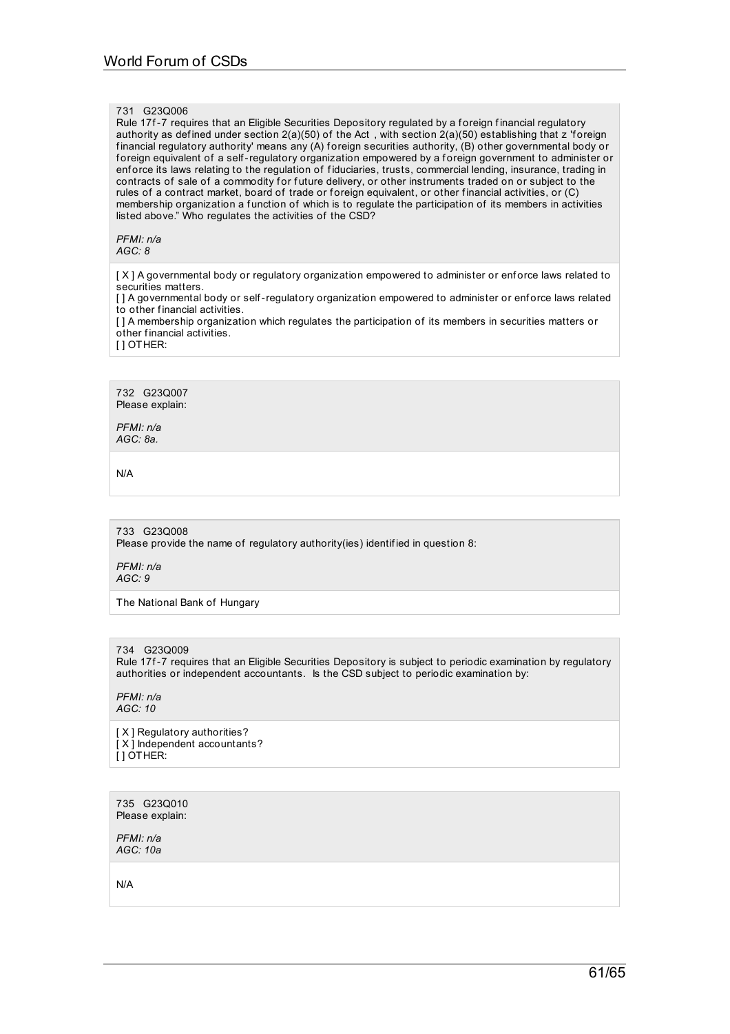731 G23Q006
Rule 17f-7 requires that an Eligible Securities Depository regulated by a foreign financial regulatory authority as defined under section 2(a)(50) of the Act , with section 2(a)(50) establishing that z 'foreign financial regulatory authority' means any (A) foreign securities authority, (B) other governmental body or foreign equivalent of a self-regulatory organization empowered by a foreign government to administer or enforce its laws relating to the regulation of fiduciaries, trusts, commercial lending, insurance, trading in contracts of sale of a commodity for future delivery, or other instruments traded on or subject to the rules of a contract market, board of trade or foreign equivalent, or other financial activities, or (C) membership organization a function of which is to regulate the participation of its members in activities listed above." Who regulates the activities of the CSD?

*PFMI: n/a*
*AGC: 8*

[ X ] A governmental body or regulatory organization empowered to administer or enforce laws related to securities matters.
[ ] A governmental body or self-regulatory organization empowered to administer or enforce laws related to other financial activities.
[ ] A membership organization which regulates the participation of its members in securities matters or other financial activities.
[ ] OTHER:

732 G23Q007
Please explain:

*PFMI: n/a*
*AGC: 8a.*

N/A

733 G23Q008
Please provide the name of regulatory authority(ies) identified in question 8:

*PFMI: n/a*
*AGC: 9*

The National Bank of Hungary

734 G23Q009
Rule 17f-7 requires that an Eligible Securities Depository is subject to periodic examination by regulatory authorities or independent accountants. Is the CSD subject to periodic examination by:

*PFMI: n/a*
*AGC: 10*

[ X ] Regulatory authorities?
[ X ] Independent accountants?
[ ] OTHER:

735 G23Q010
Please explain:

*PFMI: n/a*
*AGC: 10a*

N/A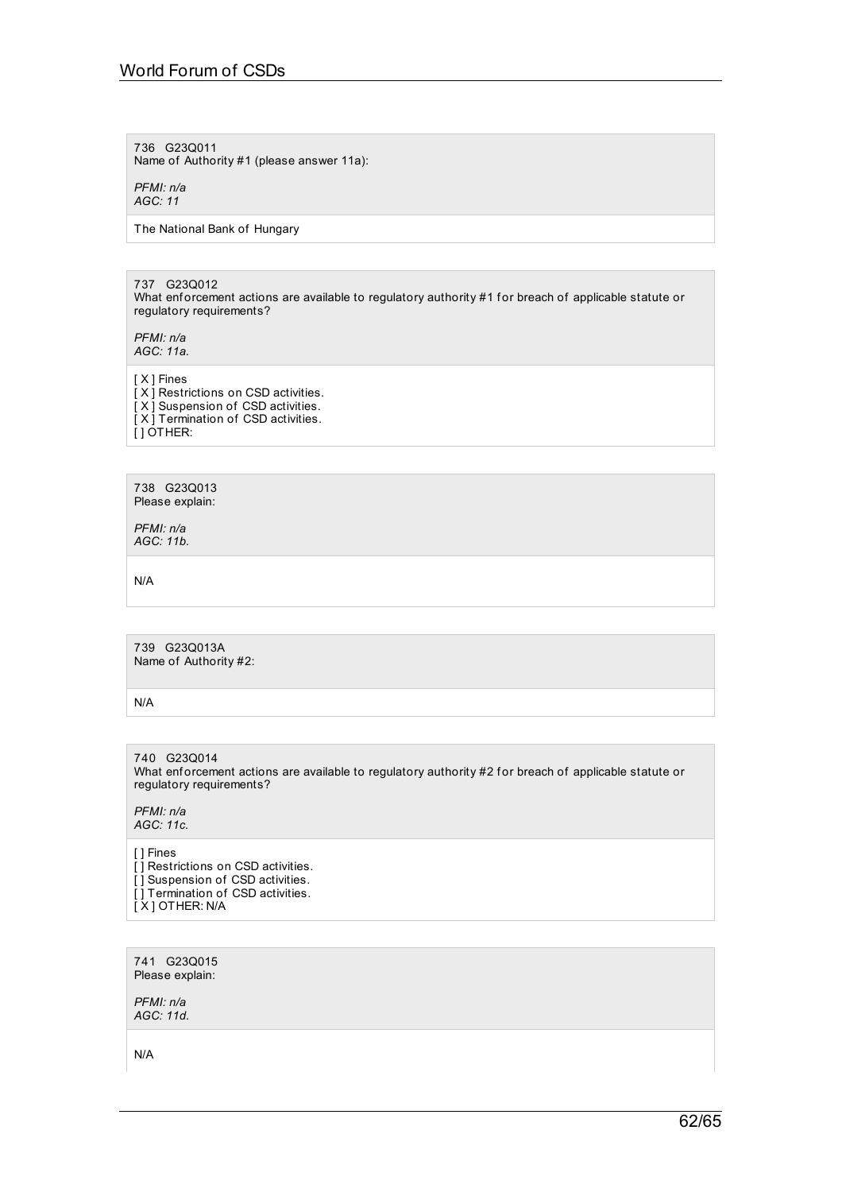736 G23Q011
Name of Authority #1 (please answer 11a):

*PFMI: n/a*
*AGC: 11*

The National Bank of Hungary

737 G23Q012
What enforcement actions are available to regulatory authority #1 for breach of applicable statute or regulatory requirements?

*PFMI: n/a*
*AGC: 11a.*

[ X ] Fines
[ X ] Restrictions on CSD activities.
[ X ] Suspension of CSD activities.
[ X ] Termination of CSD activities.
[ ] OTHER:

738 G23Q013
Please explain:

*PFMI: n/a*
*AGC: 11b.*

N/A

739 G23Q013A
Name of Authority #2:

N/A

740 G23Q014
What enforcement actions are available to regulatory authority #2 for breach of applicable statute or regulatory requirements?

*PFMI: n/a*
*AGC: 11c.*

[ ] Fines
[ ] Restrictions on CSD activities.
[ ] Suspension of CSD activities.
[ ] Termination of CSD activities.
[ X ] OTHER: N/A

741 G23Q015
Please explain:

*PFMI: n/a*
*AGC: 11d.*

N/A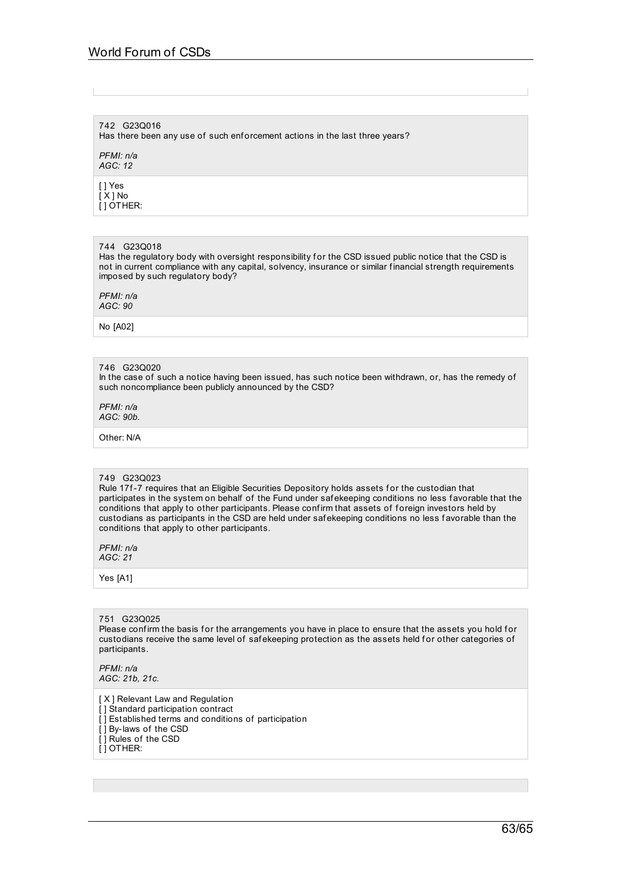742 G23Q016
Has there been any use of such enforcement actions in the last three years?

*PFMI: n/a*
*AGC: 12*

[ ] Yes
[ X ] No
[ ] OTHER:

744 G23Q018
Has the regulatory body with oversight responsibility for the CSD issued public notice that the CSD is not in current compliance with any capital, solvency, insurance or similar financial strength requirements imposed by such regulatory body?

*PFMI: n/a*
*AGC: 90*

No [A02]

746 G23Q020
In the case of such a notice having been issued, has such notice been withdrawn, or, has the remedy of such noncompliance been publicly announced by the CSD?

*PFMI: n/a*
*AGC: 90b.*

Other: N/A

749 G23Q023
Rule 17f-7 requires that an Eligible Securities Depository holds assets for the custodian that participates in the system on behalf of the Fund under safekeeping conditions no less favorable that the conditions that apply to other participants. Please confirm that assets of foreign investors held by custodians as participants in the CSD are held under safekeeping conditions no less favorable than the conditions that apply to other participants.

*PFMI: n/a*
*AGC: 21*

Yes [A1]

751 G23Q025
Please confirm the basis for the arrangements you have in place to ensure that the assets you hold for custodians receive the same level of safekeeping protection as the assets held for other categories of participants.

*PFMI: n/a*
*AGC: 21b, 21c.*

[ X ] Relevant Law and Regulation
[ ] Standard participation contract
[ ] Established terms and conditions of participation
[ ] By-laws of the CSD
[ ] Rules of the CSD
[ ] OTHER: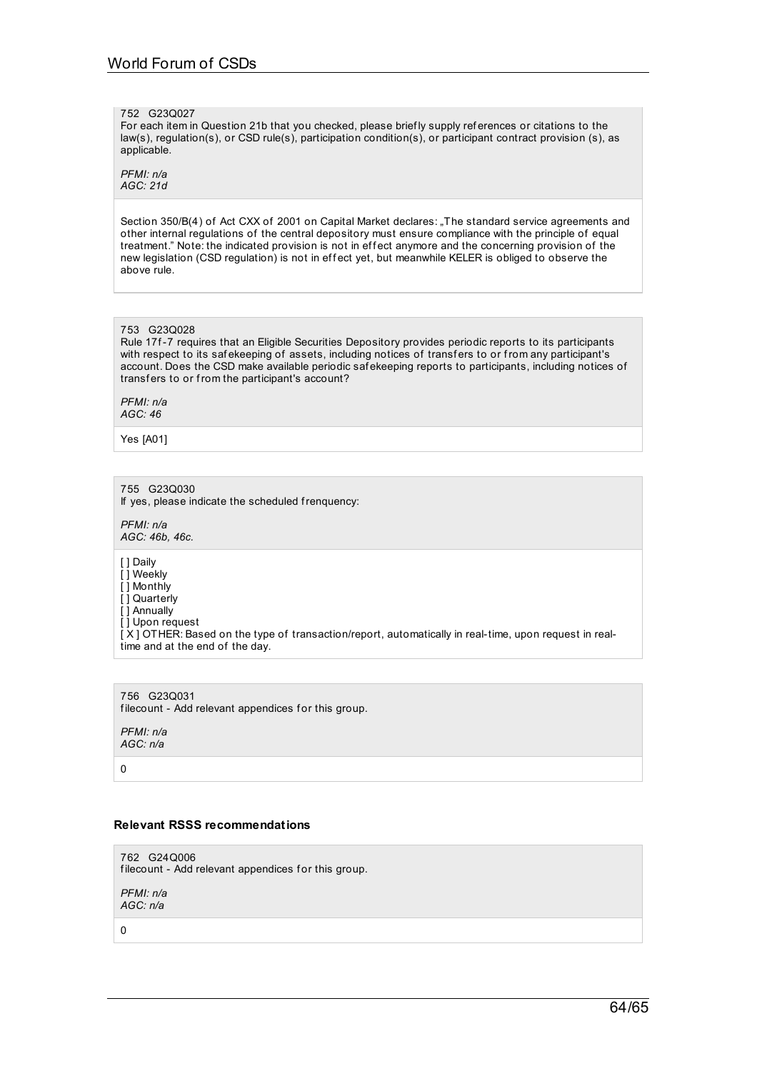752 G23Q027
For each item in Question 21b that you checked, please briefly supply references or citations to the law(s), regulation(s), or CSD rule(s), participation condition(s), or participant contract provision (s), as applicable.

*PFMI: n/a*
*AGC: 21d*

Section 350/B(4) of Act CXX of 2001 on Capital Market declares: „The standard service agreements and other internal regulations of the central depository must ensure compliance with the principle of equal treatment." Note: the indicated provision is not in effect anymore and the concerning provision of the new legislation (CSD regulation) is not in effect yet, but meanwhile KELER is obliged to observe the above rule.

753 G23Q028
Rule 17f-7 requires that an Eligible Securities Depository provides periodic reports to its participants with respect to its safekeeping of assets, including notices of transfers to or from any participant's account. Does the CSD make available periodic safekeeping reports to participants, including notices of transfers to or from the participant's account?

*PFMI: n/a*
*AGC: 46*

Yes [A01]

755 G23Q030
If yes, please indicate the scheduled frenquency:

*PFMI: n/a*
*AGC: 46b, 46c.*

[ ] Daily
[ ] Weekly
[ ] Monthly
[ ] Quarterly
[ ] Annually
[ ] Upon request
[ X ] OTHER: Based on the type of transaction/report, automatically in real-time, upon request in real-time and at the end of the day.

756 G23Q031
filecount - Add relevant appendices for this group.

*PFMI: n/a*
*AGC: n/a*

0

### Relevant RSSS recommendations

762 G24Q006
filecount - Add relevant appendices for this group.

*PFMI: n/a*
*AGC: n/a*

0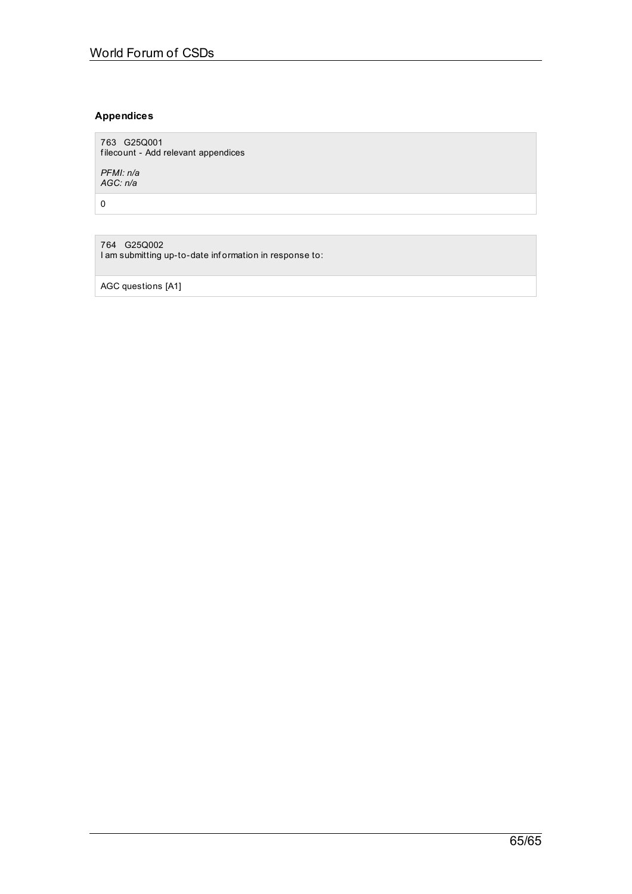### Appendices

763 G25Q001
filecount - Add relevant appendices

*PFMI: n/a*
*AGC: n/a*

0

764 G25Q002
I am submitting up-to-date information in response to:

AGC questions [A1]